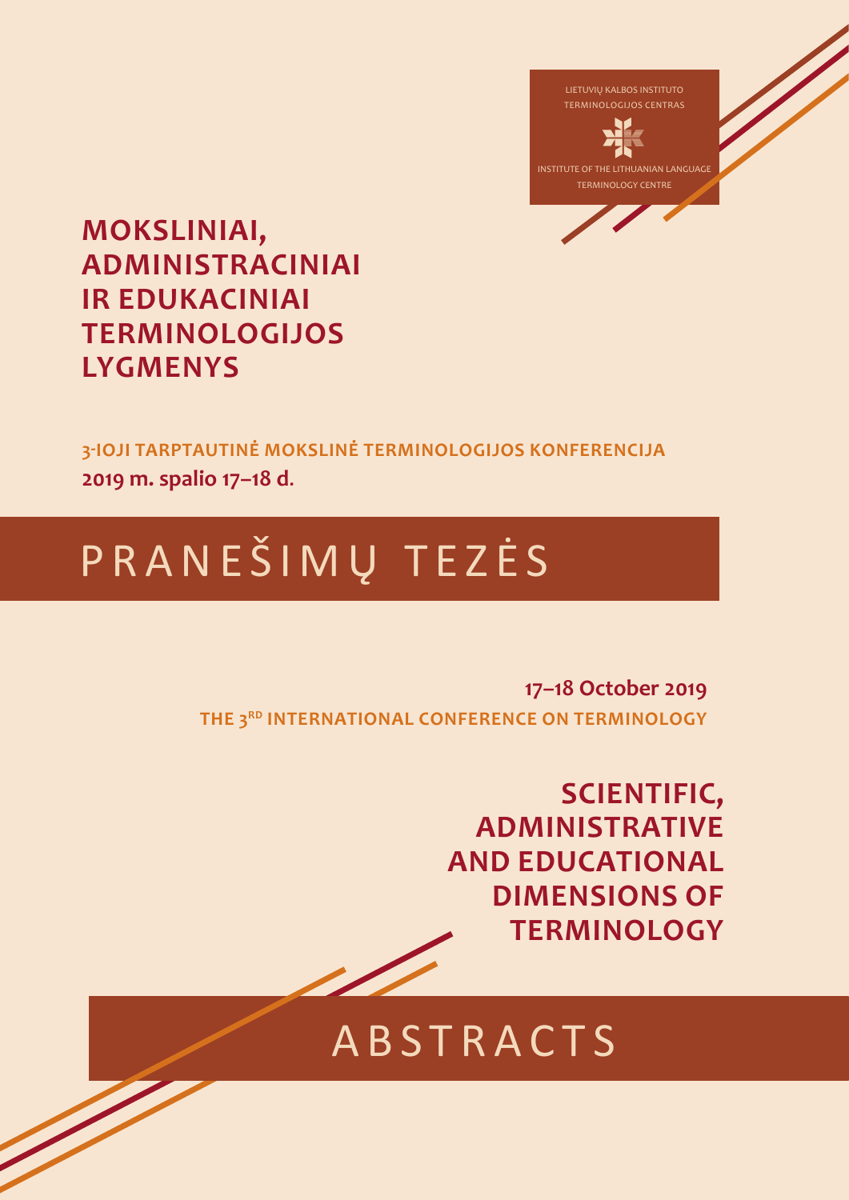LIETUVIŲ KALBOS INSTITUTO
TERMINOLOGIJOS CENTRAS

INSTITUTE OF THE LITHUANIAN LANGUAGE
TERMINOLOGY CENTRE

# MOKSLINIAI, ADMINISTRACINIAI IR EDUKACINIAI TERMINOLOGIJOS LYGMENYS

**3-IOJI TARPTAUTINĖ MOKSLINĖ TERMINOLOGIJOS KONFERENCIJA**
**2019 m. spalio 17–18 d.**

# PRANEŠIMŲ TEZĖS

**17–18 October 2019**
**THE 3RD INTERNATIONAL CONFERENCE ON TERMINOLOGY**

# SCIENTIFIC, ADMINISTRATIVE AND EDUCATIONAL DIMENSIONS OF TERMINOLOGY

# ABSTRACTS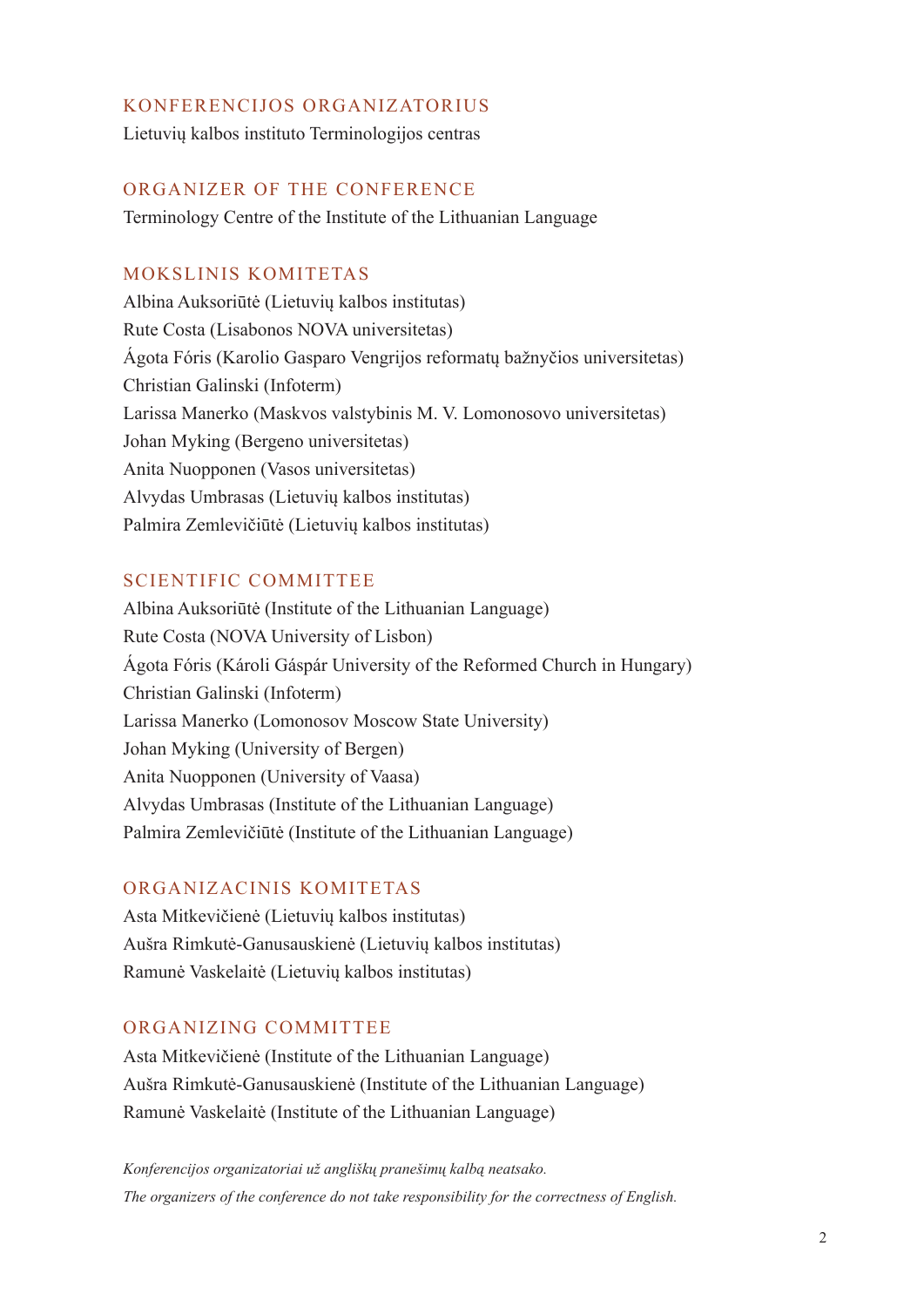## KONFERENCIJOS ORGANIZATORIUS

Lietuvių kalbos instituto Terminologijos centras

## ORGANIZER OF THE CONFERENCE

Terminology Centre of the Institute of the Lithuanian Language

## MOKSLINIS KOMITETAS

Albina Auksoriūtė (Lietuvių kalbos institutas)
Rute Costa (Lisabonos NOVA universitetas)
Ágota Fóris (Karolio Gasparo Vengrijos reformatų bažnyčios universitetas)
Christian Galinski (Infoterm)
Larissa Manerko (Maskvos valstybinis M. V. Lomonosovo universitetas)
Johan Myking (Bergeno universitetas)
Anita Nuopponen (Vasos universitetas)
Alvydas Umbrasas (Lietuvių kalbos institutas)
Palmira Zemlevičiūtė (Lietuvių kalbos institutas)

## SCIENTIFIC COMMITTEE

Albina Auksoriūtė (Institute of the Lithuanian Language)
Rute Costa (NOVA University of Lisbon)
Ágota Fóris (Károli Gáspár University of the Reformed Church in Hungary)
Christian Galinski (Infoterm)
Larissa Manerko (Lomonosov Moscow State University)
Johan Myking (University of Bergen)
Anita Nuopponen (University of Vaasa)
Alvydas Umbrasas (Institute of the Lithuanian Language)
Palmira Zemlevičiūtė (Institute of the Lithuanian Language)

## ORGANIZACINIS KOMITETAS

Asta Mitkevičienė (Lietuvių kalbos institutas)
Aušra Rimkutė-Ganusauskienė (Lietuvių kalbos institutas)
Ramunė Vaskelaitė (Lietuvių kalbos institutas)

## ORGANIZING COMMITTEE

Asta Mitkevičienė (Institute of the Lithuanian Language)
Aušra Rimkutė-Ganusauskienė (Institute of the Lithuanian Language)
Ramunė Vaskelaitė (Institute of the Lithuanian Language)

*Konferencijos organizatoriai už angliškų pranešimų kalbą neatsako.*

*The organizers of the conference do not take responsibility for the correctness of English.*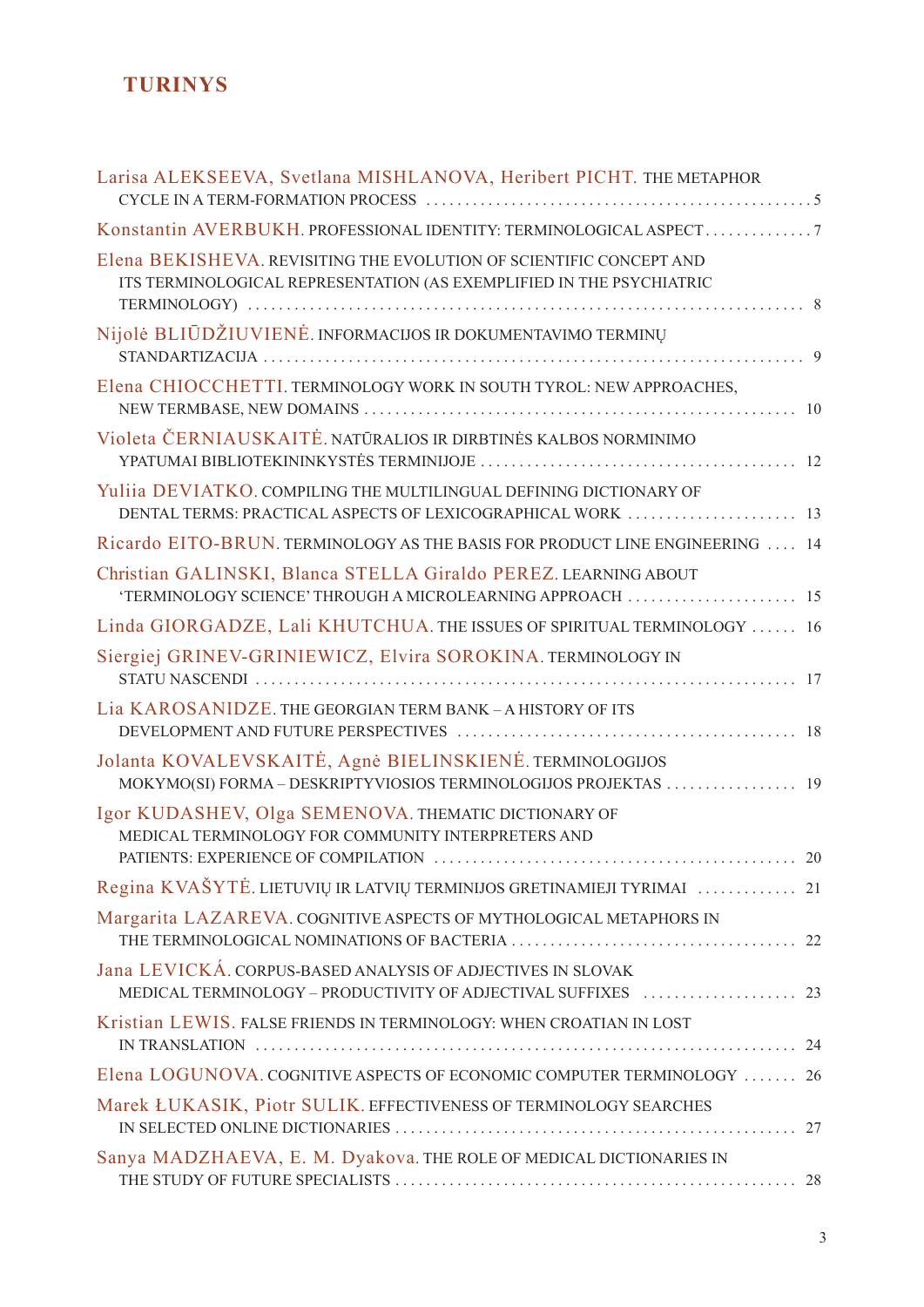# TURINYS

Larisa ALEKSEEVA, Svetlana MISHLANOVA, Heribert PICHT. THE METAPHOR CYCLE IN A TERM-FORMATION PROCESS . . . . . 5

Konstantin AVERBUKH. PROFESSIONAL IDENTITY: TERMINOLOGICAL ASPECT . . . . . 7

Elena BEKISHEVA. REVISITING THE EVOLUTION OF SCIENTIFIC CONCEPT AND ITS TERMINOLOGICAL REPRESENTATION (AS EXEMPLIFIED IN THE PSYCHIATRIC TERMINOLOGY) . . . . . 8

Nijolė BLIŪDŽIUVIENĖ. INFORMACIJOS IR DOKUMENTAVIMO TERMINŲ STANDARTIZACIJA . . . . . 9

Elena CHIOCCHETTI. TERMINOLOGY WORK IN SOUTH TYROL: NEW APPROACHES, NEW TERMBASE, NEW DOMAINS . . . . . 10

Violeta ČERNIAUSKAITĖ. NATŪRALIOS IR DIRBTINĖS KALBOS NORMINIMO YPATUMAI BIBLIOTEKININKYSTĖS TERMINIJOJE . . . . . 12

Yuliia DEVIATKO. COMPILING THE MULTILINGUAL DEFINING DICTIONARY OF DENTAL TERMS: PRACTICAL ASPECTS OF LEXICOGRAPHICAL WORK . . . . . 13

Ricardo EITO-BRUN. TERMINOLOGY AS THE BASIS FOR PRODUCT LINE ENGINEERING . . . . . 14

Christian GALINSKI, Blanca STELLA Giraldo PEREZ. LEARNING ABOUT 'TERMINOLOGY SCIENCE' THROUGH A MICROLEARNING APPROACH . . . . . 15

Linda GIORGADZE, Lali KHUTCHUA. THE ISSUES OF SPIRITUAL TERMINOLOGY . . . . . 16

Siergiej GRINEV-GRINIEWICZ, Elvira SOROKINA. TERMINOLOGY IN STATU NASCENDI . . . . . 17

Lia KAROSANIDZE. THE GEORGIAN TERM BANK – A HISTORY OF ITS DEVELOPMENT AND FUTURE PERSPECTIVES . . . . . 18

Jolanta KOVALEVSKAITĖ, Agnė BIELINSKIENĖ. TERMINOLOGIJOS MOKYMO(SI) FORMA – DESKRIPTYVIOSIOS TERMINOLOGIJOS PROJEKTAS . . . . . 19

Igor KUDASHEV, Olga SEMENOVA. THEMATIC DICTIONARY OF MEDICAL TERMINOLOGY FOR COMMUNITY INTERPRETERS AND PATIENTS: EXPERIENCE OF COMPILATION . . . . . 20

Regina KVAŠYTĖ. LIETUVIŲ IR LATVIŲ TERMINIJOS GRETINAMIEJI TYRIMAI . . . . . 21

Margarita LAZAREVA. COGNITIVE ASPECTS OF MYTHOLOGICAL METAPHORS IN THE TERMINOLOGICAL NOMINATIONS OF BACTERIA . . . . . 22

Jana LEVICKÁ. CORPUS-BASED ANALYSIS OF ADJECTIVES IN SLOVAK MEDICAL TERMINOLOGY – PRODUCTIVITY OF ADJECTIVAL SUFFIXES . . . . . 23

Kristian LEWIS. FALSE FRIENDS IN TERMINOLOGY: WHEN CROATIAN IN LOST IN TRANSLATION . . . . . 24

Elena LOGUNOVA. COGNITIVE ASPECTS OF ECONOMIC COMPUTER TERMINOLOGY . . . . . 26

Marek ŁUKASIK, Piotr SULIK. EFFECTIVENESS OF TERMINOLOGY SEARCHES IN SELECTED ONLINE DICTIONARIES . . . . . 27

Sanya MADZHAEVA, E. M. Dyakova. THE ROLE OF MEDICAL DICTIONARIES IN THE STUDY OF FUTURE SPECIALISTS . . . . . 28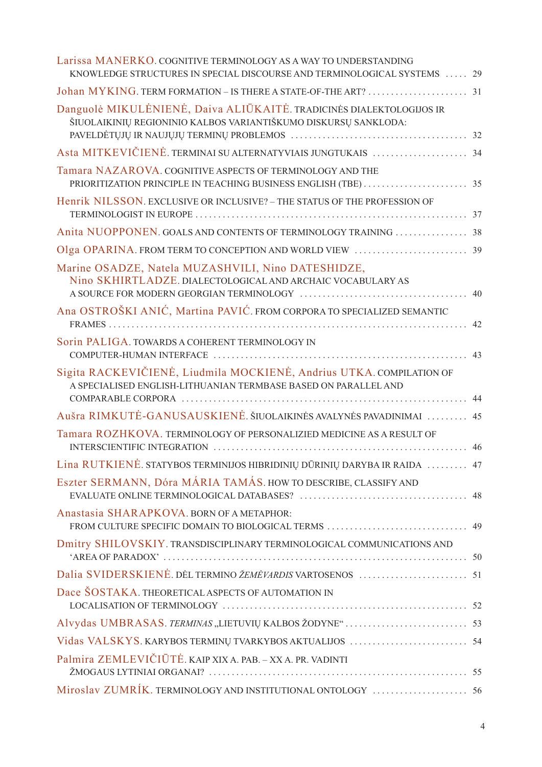Larissa MANERKO. COGNITIVE TERMINOLOGY AS A WAY TO UNDERSTANDING KNOWLEDGE STRUCTURES IN SPECIAL DISCOURSE AND TERMINOLOGICAL SYSTEMS ..... 29

Johan MYKING. TERM FORMATION – IS THERE A STATE-OF-THE ART? ...................... 31

Danguolė MIKULĖNIENĖ, Daiva ALIŪKAITĖ. TRADICINĖS DIALEKTOLOGIJOS IR ŠIUOLAIKINIŲ REGIONINIO KALBOS VARIANTIŠKUMO DISKURSŲ SANKLODA: PAVELDĖTŲJŲ IR NAUJŲJŲ TERMINŲ PROBLEMOS ....................................... 32

Asta MITKEVIČIENĖ. TERMINAI SU ALTERNATYVIAIS JUNGTUKAIS ..................... 34

Tamara NAZAROVA. COGNITIVE ASPECTS OF TERMINOLOGY AND THE PRIORITIZATION PRINCIPLE IN TEACHING BUSINESS ENGLISH (TBE) ....................... 35

Henrik NILSSON. EXCLUSIVE OR INCLUSIVE? – THE STATUS OF THE PROFESSION OF TERMINOLOGIST IN EUROPE ........................................................... 37

Anita NUOPPONEN. GOALS AND CONTENTS OF TERMINOLOGY TRAINING ................ 38

Olga OPARINA. FROM TERM TO CONCEPTION AND WORLD VIEW ......................... 39

Marine OSADZE, Natela MUZASHVILI, Nino DATESHIDZE, Nino SKHIRTLADZE. DIALECTOLOGICAL AND ARCHAIC VOCABULARY AS A SOURCE FOR MODERN GEORGIAN TERMINOLOGY ..................................... 40

Ana OSTROŠKI ANIĆ, Martina PAVIĆ. FROM CORPORA TO SPECIALIZED SEMANTIC FRAMES ........................................................................... 42

Sorin PALIGA. TOWARDS A COHERENT TERMINOLOGY IN COMPUTER-HUMAN INTERFACE ....................................................... 43

Sigita RACKEVIČIENĖ, Liudmila MOCKIENĖ, Andrius UTKA. COMPILATION OF A SPECIALISED ENGLISH-LITHUANIAN TERMBASE BASED ON PARALLEL AND COMPARABLE CORPORA ............................................................. 44

Aušra RIMKUTĖ-GANUSAUSKIENĖ. ŠIUOLAIKINĖS AVALYNĖS PAVADINIMAI ......... 45

Tamara ROZHKOVA. TERMINOLOGY OF PERSONALIZIED MEDICINE AS A RESULT OF INTERSCIENTIFIC INTEGRATION ....................................................... 46

Lina RUTKIENĖ. STATYBOS TERMINIJOS HIBRIDINIŲ DŪRINIŲ DARYBA IR RAIDA ......... 47

Eszter SERMANN, Dóra MÁRIA TAMÁS. HOW TO DESCRIBE, CLASSIFY AND EVALUATE ONLINE TERMINOLOGICAL DATABASES? .................................... 48

Anastasia SHARAPKOVA. BORN OF A METAPHOR: FROM CULTURE SPECIFIC DOMAIN TO BIOLOGICAL TERMS ............................... 49

Dmitry SHILOVSKIY. TRANSDISCIPLINARY TERMINOLOGICAL COMMUNICATIONS AND 'AREA OF PARADOX' ................................................................. 50

Dalia SVIDERSKIENĖ. DĖL TERMINO *ŽEMĖVARDIS* VARTOSENOS ........................ 51

Dace ŠOSTAKA. THEORETICAL ASPECTS OF AUTOMATION IN LOCALISATION OF TERMINOLOGY ..................................................... 52

Alvydas UMBRASAS. *TERMINAS* „LIETUVIŲ KALBOS ŽODYNE“ ........................... 53

Vidas VALSKYS. KARYBOS TERMINŲ TVARKYBOS AKTUALIJOS .......................... 54

Palmira ZEMLEVIČIŪTĖ. KAIP XIX A. PAB. – XX A. PR. VADINTI ŽMOGAUS LYTINIAI ORGANAI? ....................................................... 55

Miroslav ZUMRÍK. TERMINOLOGY AND INSTITUTIONAL ONTOLOGY ..................... 56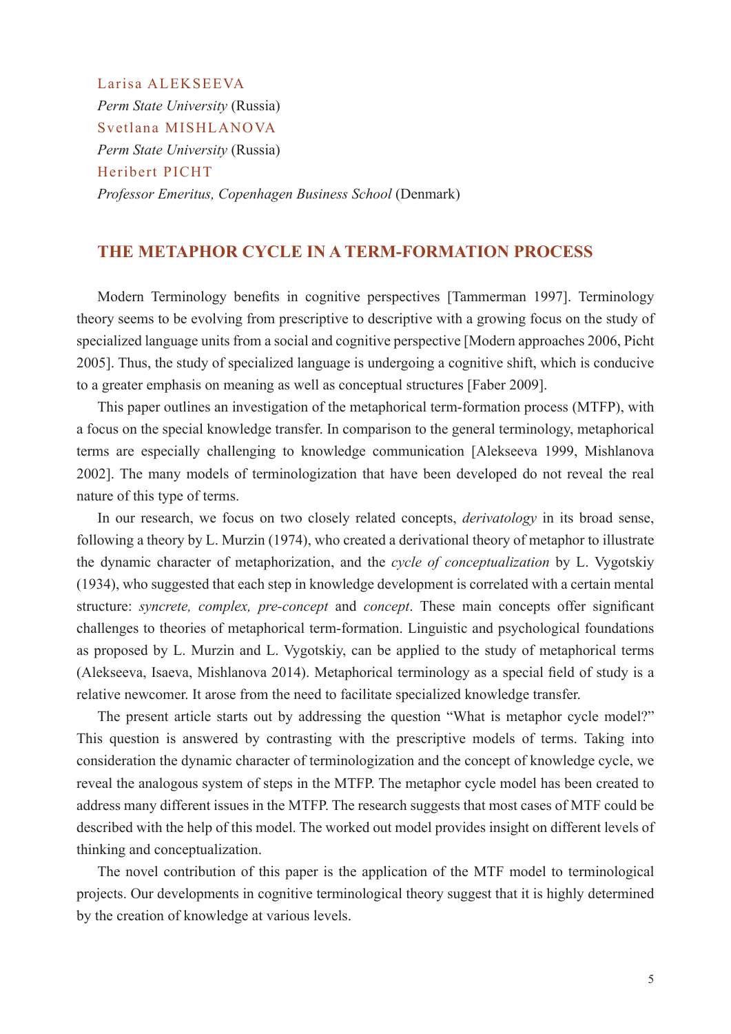Larisa ALEKSEEVA

*Perm State University* (Russia)

Svetlana MISHLANOVA

*Perm State University* (Russia)

Heribert PICHT

*Professor Emeritus, Copenhagen Business School* (Denmark)

## THE METAPHOR CYCLE IN A TERM-FORMATION PROCESS

Modern Terminology benefits in cognitive perspectives [Tammerman 1997]. Terminology theory seems to be evolving from prescriptive to descriptive with a growing focus on the study of specialized language units from a social and cognitive perspective [Modern approaches 2006, Picht 2005]. Thus, the study of specialized language is undergoing a cognitive shift, which is conducive to a greater emphasis on meaning as well as conceptual structures [Faber 2009].

This paper outlines an investigation of the metaphorical term-formation process (MTFP), with a focus on the special knowledge transfer. In comparison to the general terminology, metaphorical terms are especially challenging to knowledge communication [Alekseeva 1999, Mishlanova 2002]. The many models of terminologization that have been developed do not reveal the real nature of this type of terms.

In our research, we focus on two closely related concepts, *derivatology* in its broad sense, following a theory by L. Murzin (1974), who created a derivational theory of metaphor to illustrate the dynamic character of metaphorization, and the *cycle of conceptualization* by L. Vygotskiy (1934), who suggested that each step in knowledge development is correlated with a certain mental structure: *syncrete, complex, pre-concept* and *concept*. These main concepts offer significant challenges to theories of metaphorical term-formation. Linguistic and psychological foundations as proposed by L. Murzin and L. Vygotskiy, can be applied to the study of metaphorical terms (Alekseeva, Isaeva, Mishlanova 2014). Metaphorical terminology as a special field of study is a relative newcomer. It arose from the need to facilitate specialized knowledge transfer.

The present article starts out by addressing the question "What is metaphor cycle model?" This question is answered by contrasting with the prescriptive models of terms. Taking into consideration the dynamic character of terminologization and the concept of knowledge cycle, we reveal the analogous system of steps in the MTFP. The metaphor cycle model has been created to address many different issues in the MTFP. The research suggests that most cases of MTF could be described with the help of this model. The worked out model provides insight on different levels of thinking and conceptualization.

The novel contribution of this paper is the application of the MTF model to terminological projects. Our developments in cognitive terminological theory suggest that it is highly determined by the creation of knowledge at various levels.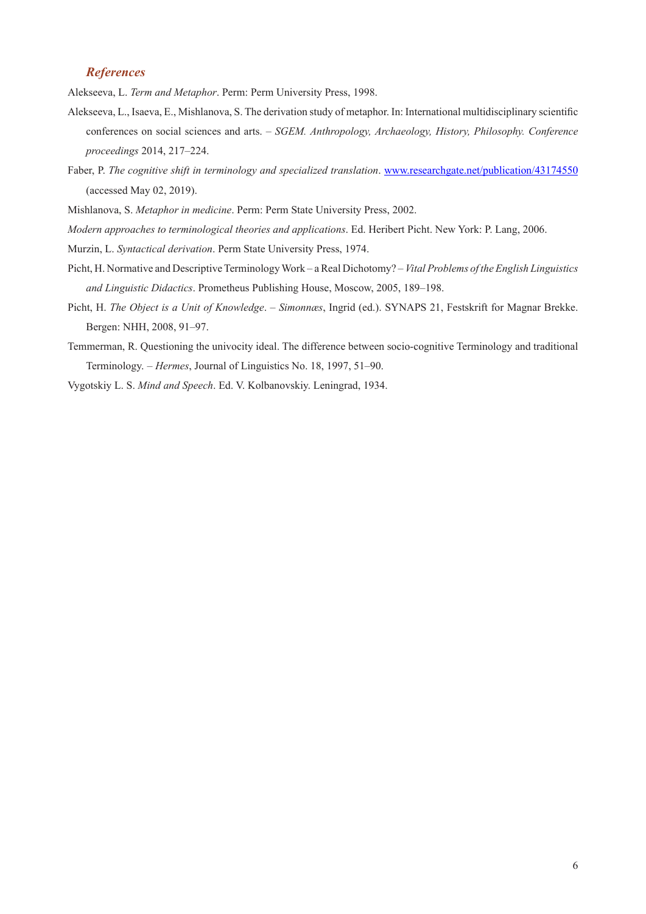### *References*

Alekseeva, L. *Term and Metaphor*. Perm: Perm University Press, 1998.

Alekseeva, L., Isaeva, E., Mishlanova, S. The derivation study of metaphor. In: International multidisciplinary scientific conferences on social sciences and arts. – *SGEM. Anthropology, Archaeology, History, Philosophy. Conference proceedings* 2014, 217–224.

Faber, P. *The cognitive shift in terminology and specialized translation*. www.researchgate.net/publication/43174550 (accessed May 02, 2019).

Mishlanova, S. *Metaphor in medicine*. Perm: Perm State University Press, 2002.

*Modern approaches to terminological theories and applications*. Ed. Heribert Picht. New York: P. Lang, 2006.

Murzin, L. *Syntactical derivation*. Perm State University Press, 1974.

Picht, H. Normative and Descriptive Terminology Work – a Real Dichotomy? – *Vital Problems of the English Linguistics and Linguistic Didactics*. Prometheus Publishing House, Moscow, 2005, 189–198.

Picht, H. *The Object is a Unit of Knowledge*. – *Simonnæs*, Ingrid (ed.). SYNAPS 21, Festskrift for Magnar Brekke. Bergen: NHH, 2008, 91–97.

Temmerman, R. Questioning the univocity ideal. The difference between socio-cognitive Terminology and traditional Terminology. – *Hermes*, Journal of Linguistics No. 18, 1997, 51–90.

Vygotskiy L. S. *Mind and Speech*. Ed. V. Kolbanovskiy. Leningrad, 1934.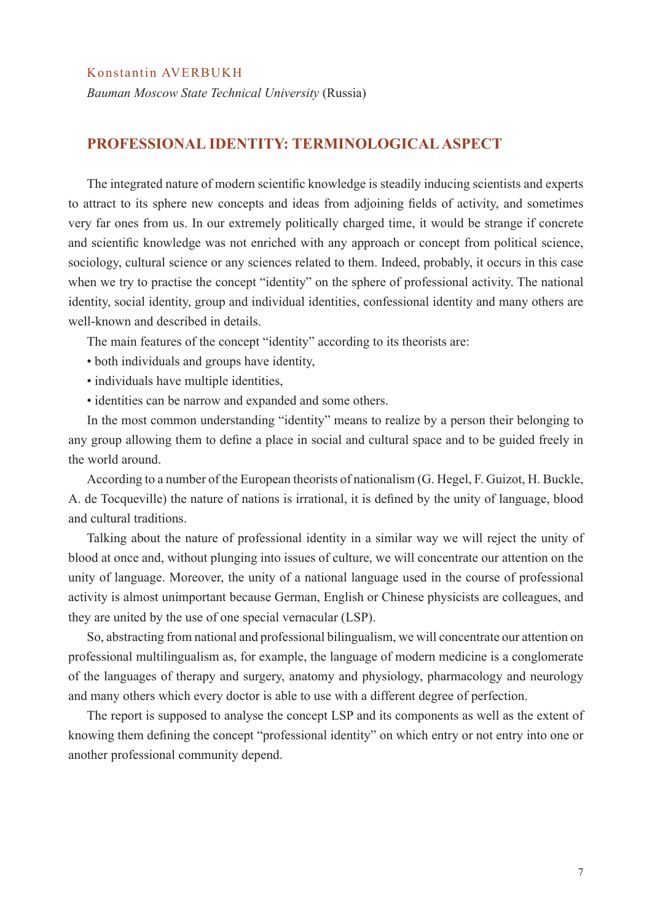Konstantin AVERBUKH

*Bauman Moscow State Technical University* (Russia)

## PROFESSIONAL IDENTITY: TERMINOLOGICAL ASPECT

The integrated nature of modern scientific knowledge is steadily inducing scientists and experts to attract to its sphere new concepts and ideas from adjoining fields of activity, and sometimes very far ones from us. In our extremely politically charged time, it would be strange if concrete and scientific knowledge was not enriched with any approach or concept from political science, sociology, cultural science or any sciences related to them. Indeed, probably, it occurs in this case when we try to practise the concept "identity" on the sphere of professional activity. The national identity, social identity, group and individual identities, confessional identity and many others are well-known and described in details.

The main features of the concept "identity" according to its theorists are:

- both individuals and groups have identity,
- individuals have multiple identities,
- identities can be narrow and expanded and some others.

In the most common understanding "identity" means to realize by a person their belonging to any group allowing them to define a place in social and cultural space and to be guided freely in the world around.

According to a number of the European theorists of nationalism (G. Hegel, F. Guizot, H. Buckle, A. de Tocqueville) the nature of nations is irrational, it is defined by the unity of language, blood and cultural traditions.

Talking about the nature of professional identity in a similar way we will reject the unity of blood at once and, without plunging into issues of culture, we will concentrate our attention on the unity of language. Moreover, the unity of a national language used in the course of professional activity is almost unimportant because German, English or Chinese physicists are colleagues, and they are united by the use of one special vernacular (LSP).

So, abstracting from national and professional bilingualism, we will concentrate our attention on professional multilingualism as, for example, the language of modern medicine is a conglomerate of the languages of therapy and surgery, anatomy and physiology, pharmacology and neurology and many others which every doctor is able to use with a different degree of perfection.

The report is supposed to analyse the concept LSP and its components as well as the extent of knowing them defining the concept "professional identity" on which entry or not entry into one or another professional community depend.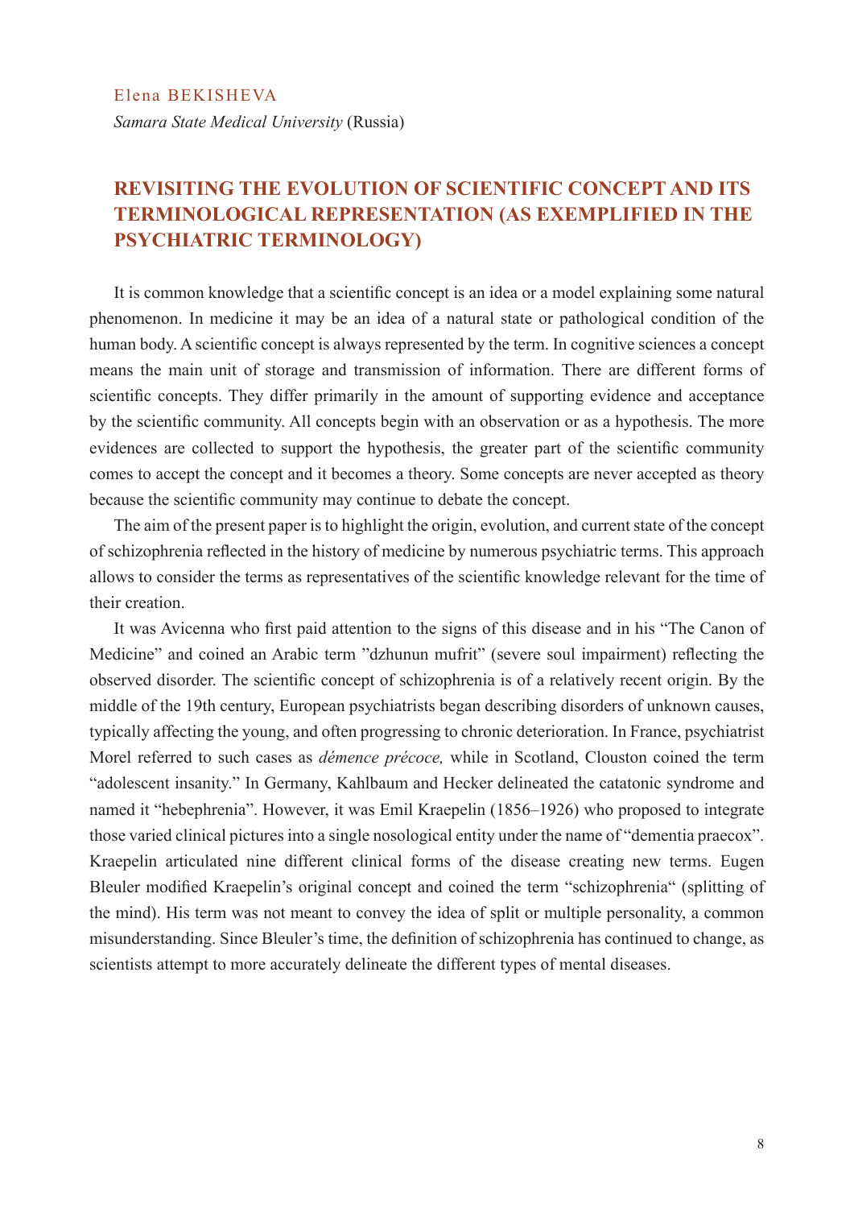Elena BEKISHEVA

*Samara State Medical University* (Russia)

## REVISITING THE EVOLUTION OF SCIENTIFIC CONCEPT AND ITS TERMINOLOGICAL REPRESENTATION (AS EXEMPLIFIED IN THE PSYCHIATRIC TERMINOLOGY)

It is common knowledge that a scientific concept is an idea or a model explaining some natural phenomenon. In medicine it may be an idea of a natural state or pathological condition of the human body. A scientific concept is always represented by the term. In cognitive sciences a concept means the main unit of storage and transmission of information. There are different forms of scientific concepts. They differ primarily in the amount of supporting evidence and acceptance by the scientific community. All concepts begin with an observation or as a hypothesis. The more evidences are collected to support the hypothesis, the greater part of the scientific community comes to accept the concept and it becomes a theory. Some concepts are never accepted as theory because the scientific community may continue to debate the concept.

The aim of the present paper is to highlight the origin, evolution, and current state of the concept of schizophrenia reflected in the history of medicine by numerous psychiatric terms. This approach allows to consider the terms as representatives of the scientific knowledge relevant for the time of their creation.

It was Avicenna who first paid attention to the signs of this disease and in his "The Canon of Medicine" and coined an Arabic term "dzhunun mufrit" (severe soul impairment) reflecting the observed disorder. The scientific concept of schizophrenia is of a relatively recent origin. By the middle of the 19th century, European psychiatrists began describing disorders of unknown causes, typically affecting the young, and often progressing to chronic deterioration. In France, psychiatrist Morel referred to such cases as *démence précoce,* while in Scotland, Clouston coined the term "adolescent insanity." In Germany, Kahlbaum and Hecker delineated the catatonic syndrome and named it "hebephrenia". However, it was Emil Kraepelin (1856–1926) who proposed to integrate those varied clinical pictures into a single nosological entity under the name of "dementia praecox". Kraepelin articulated nine different clinical forms of the disease creating new terms. Eugen Bleuler modified Kraepelin's original concept and coined the term "schizophrenia" (splitting of the mind). His term was not meant to convey the idea of split or multiple personality, a common misunderstanding. Since Bleuler's time, the definition of schizophrenia has continued to change, as scientists attempt to more accurately delineate the different types of mental diseases.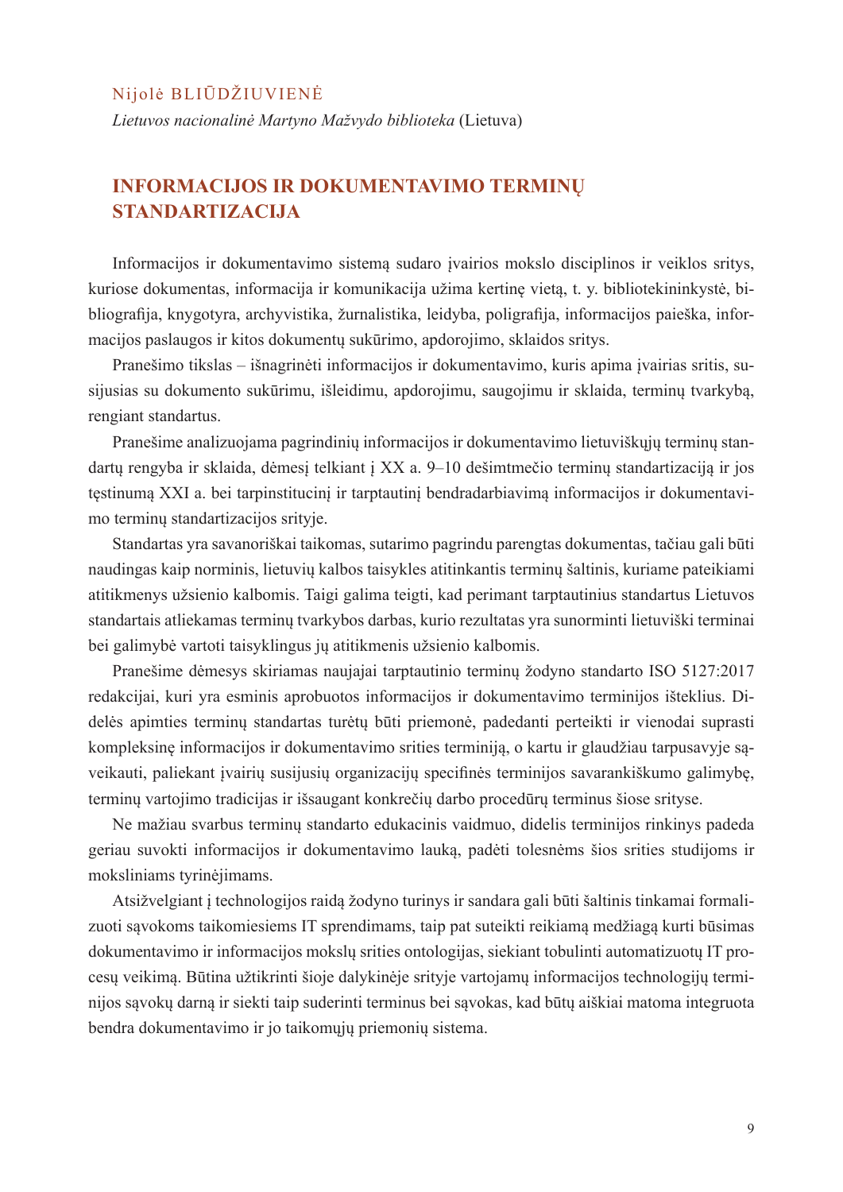Nijolė BLIŪDŽIUVIENĖ

*Lietuvos nacionalinė Martyno Mažvydo biblioteka* (Lietuva)

# INFORMACIJOS IR DOKUMENTAVIMO TERMINŲ STANDARTIZACIJA

Informacijos ir dokumentavimo sistemą sudaro įvairios mokslo disciplinos ir veiklos sritys, kuriose dokumentas, informacija ir komunikacija užima kertinę vietą, t. y. bibliotekininkystė, bibliografija, knygotyra, archyvistika, žurnalistika, leidyba, poligrafija, informacijos paieška, informacijos paslaugos ir kitos dokumentų sukūrimo, apdorojimo, sklaidos sritys.

Pranešimo tikslas – išnagrinėti informacijos ir dokumentavimo, kuris apima įvairias sritis, susijusias su dokumento sukūrimu, išleidimu, apdorojimu, saugojimu ir sklaida, terminų tvarkybą, rengiant standartus.

Pranešime analizuojama pagrindinių informacijos ir dokumentavimo lietuviškųjų terminų standartų rengyba ir sklaida, dėmesį telkiant į XX a. 9–10 dešimtmečio terminų standartizaciją ir jos tęstinumą XXI a. bei tarpinstitucinį ir tarptautinį bendradarbiavimą informacijos ir dokumentavimo terminų standartizacijos srityje.

Standartas yra savanoriškai taikomas, sutarimo pagrindu parengtas dokumentas, tačiau gali būti naudingas kaip norminis, lietuvių kalbos taisykles atitinkantis terminų šaltinis, kuriame pateikiami atitikmenys užsienio kalbomis. Taigi galima teigti, kad perimant tarptautinius standartus Lietuvos standartais atliekamas terminų tvarkybos darbas, kurio rezultatas yra sunorminti lietuviški terminai bei galimybė vartoti taisyklingus jų atitikmenis užsienio kalbomis.

Pranešime dėmesys skiriamas naujajai tarptautinio terminų žodyno standarto ISO 5127:2017 redakcijai, kuri yra esminis aprobuotos informacijos ir dokumentavimo terminijos išteklius. Didelės apimties terminų standartas turėtų būti priemonė, padedanti perteikti ir vienodai suprasti kompleksinę informacijos ir dokumentavimo srities terminiją, o kartu ir glaudžiau tarpusavyje sąveikauti, paliekant įvairių susijusių organizacijų specifinės terminijos savarankiškumo galimybę, terminų vartojimo tradicijas ir išsaugant konkrečių darbo procedūrų terminus šiose srityse.

Ne mažiau svarbus terminų standarto edukacinis vaidmuo, didelis terminijos rinkinys padeda geriau suvokti informacijos ir dokumentavimo lauką, padėti tolesnėms šios srities studijoms ir moksliniams tyrinėjimams.

Atsižvelgiant į technologijos raidą žodyno turinys ir sandara gali būti šaltinis tinkamai formalizuoti sąvokoms taikomiesiems IT sprendimams, taip pat suteikti reikiamą medžiagą kurti būsimas dokumentavimo ir informacijos mokslų srities ontologijas, siekiant tobulinti automatizuotų IT procesų veikimą. Būtina užtikrinti šioje dalykinėje srityje vartojamų informacijos technologijų terminijos sąvokų darną ir siekti taip suderinti terminus bei sąvokas, kad būtų aiškiai matoma integruota bendra dokumentavimo ir jo taikomųjų priemonių sistema.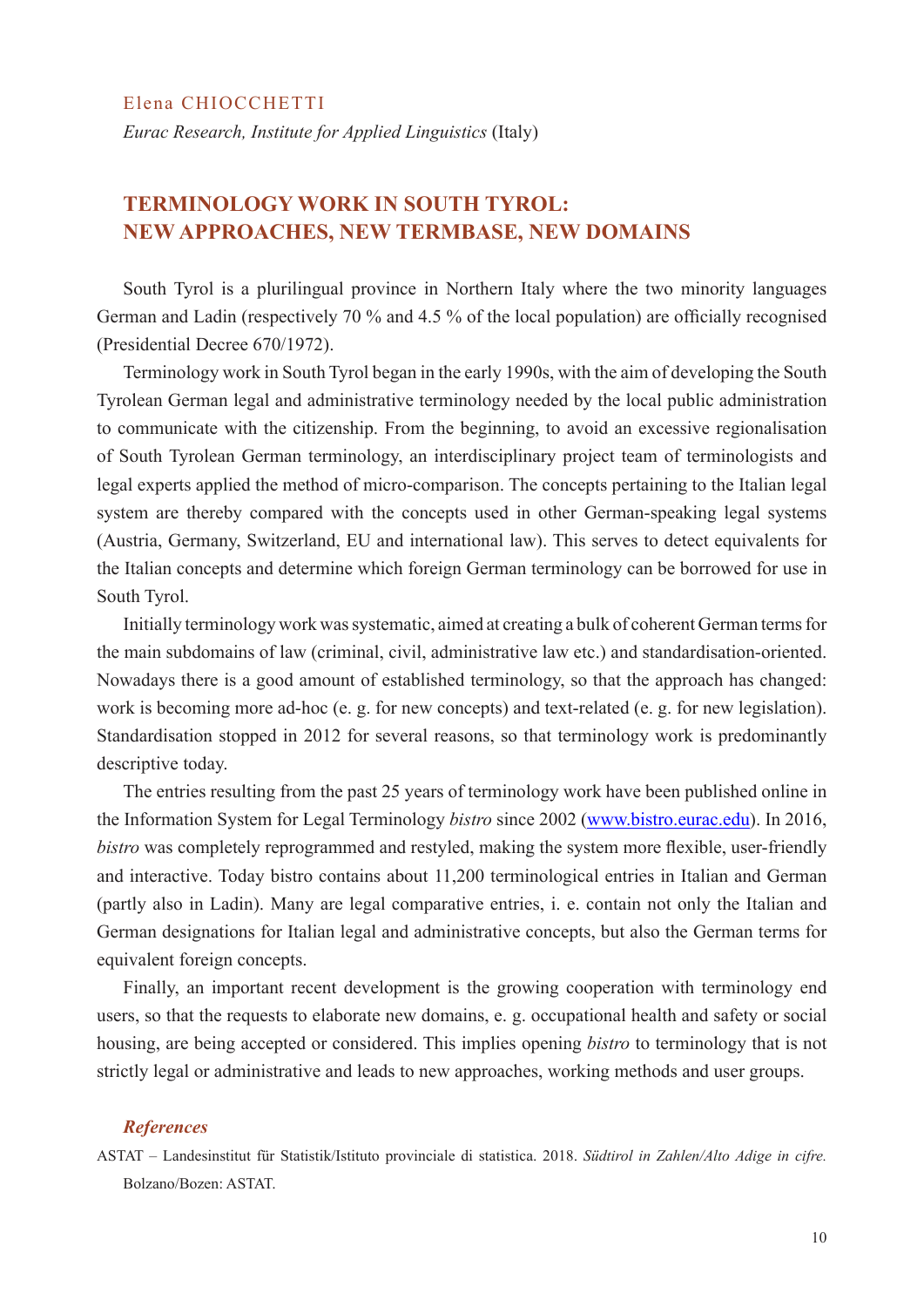Elena CHIOCCHETTI

*Eurac Research, Institute for Applied Linguistics* (Italy)

## TERMINOLOGY WORK IN SOUTH TYROL: NEW APPROACHES, NEW TERMBASE, NEW DOMAINS

South Tyrol is a plurilingual province in Northern Italy where the two minority languages German and Ladin (respectively 70 % and 4.5 % of the local population) are officially recognised (Presidential Decree 670/1972).

Terminology work in South Tyrol began in the early 1990s, with the aim of developing the South Tyrolean German legal and administrative terminology needed by the local public administration to communicate with the citizenship. From the beginning, to avoid an excessive regionalisation of South Tyrolean German terminology, an interdisciplinary project team of terminologists and legal experts applied the method of micro-comparison. The concepts pertaining to the Italian legal system are thereby compared with the concepts used in other German-speaking legal systems (Austria, Germany, Switzerland, EU and international law). This serves to detect equivalents for the Italian concepts and determine which foreign German terminology can be borrowed for use in South Tyrol.

Initially terminology work was systematic, aimed at creating a bulk of coherent German terms for the main subdomains of law (criminal, civil, administrative law etc.) and standardisation-oriented. Nowadays there is a good amount of established terminology, so that the approach has changed: work is becoming more ad-hoc (e. g. for new concepts) and text-related (e. g. for new legislation). Standardisation stopped in 2012 for several reasons, so that terminology work is predominantly descriptive today.

The entries resulting from the past 25 years of terminology work have been published online in the Information System for Legal Terminology *bistro* since 2002 (www.bistro.eurac.edu). In 2016, *bistro* was completely reprogrammed and restyled, making the system more flexible, user-friendly and interactive. Today bistro contains about 11,200 terminological entries in Italian and German (partly also in Ladin). Many are legal comparative entries, i. e. contain not only the Italian and German designations for Italian legal and administrative concepts, but also the German terms for equivalent foreign concepts.

Finally, an important recent development is the growing cooperation with terminology end users, so that the requests to elaborate new domains, e. g. occupational health and safety or social housing, are being accepted or considered. This implies opening *bistro* to terminology that is not strictly legal or administrative and leads to new approaches, working methods and user groups.

### *References*

ASTAT – Landesinstitut für Statistik/Istituto provinciale di statistica. 2018. *Südtirol in Zahlen/Alto Adige in cifre.* Bolzano/Bozen: ASTAT.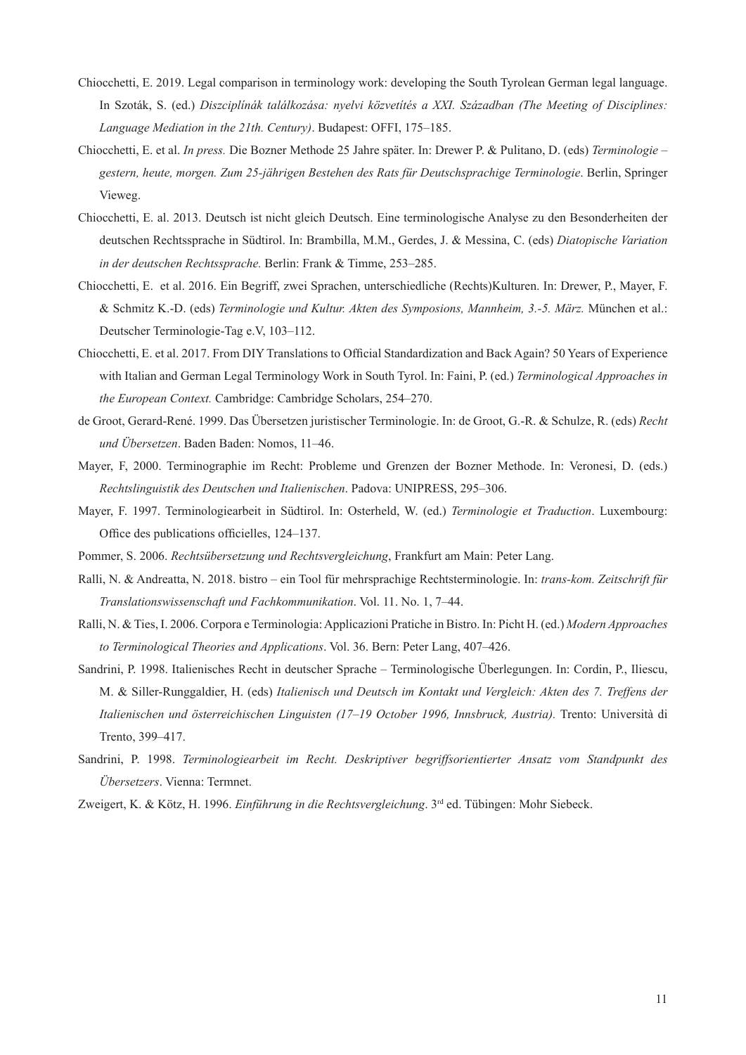Chiocchetti, E. 2019. Legal comparison in terminology work: developing the South Tyrolean German legal language. In Szoták, S. (ed.) *Diszciplínák találkozása: nyelvi közvetítés a XXI. Században (The Meeting of Disciplines: Language Mediation in the 21th. Century)*. Budapest: OFFI, 175–185.

Chiocchetti, E. et al. *In press.* Die Bozner Methode 25 Jahre später. In: Drewer P. & Pulitano, D. (eds) *Terminologie – gestern, heute, morgen. Zum 25-jährigen Bestehen des Rats für Deutschsprachige Terminologie*. Berlin, Springer Vieweg.

Chiocchetti, E. al. 2013. Deutsch ist nicht gleich Deutsch. Eine terminologische Analyse zu den Besonderheiten der deutschen Rechtssprache in Südtirol. In: Brambilla, M.M., Gerdes, J. & Messina, C. (eds) *Diatopische Variation in der deutschen Rechtssprache.* Berlin: Frank & Timme, 253–285.

Chiocchetti, E. et al. 2016. Ein Begriff, zwei Sprachen, unterschiedliche (Rechts)Kulturen. In: Drewer, P., Mayer, F. & Schmitz K.-D. (eds) *Terminologie und Kultur. Akten des Symposions, Mannheim, 3.-5. März.* München et al.: Deutscher Terminologie-Tag e.V, 103–112.

Chiocchetti, E. et al. 2017. From DIY Translations to Official Standardization and Back Again? 50 Years of Experience with Italian and German Legal Terminology Work in South Tyrol. In: Faini, P. (ed.) *Terminological Approaches in the European Context.* Cambridge: Cambridge Scholars, 254–270.

de Groot, Gerard-René. 1999. Das Übersetzen juristischer Terminologie. In: de Groot, G.-R. & Schulze, R. (eds) *Recht und Übersetzen*. Baden Baden: Nomos, 11–46.

Mayer, F, 2000. Terminographie im Recht: Probleme und Grenzen der Bozner Methode. In: Veronesi, D. (eds.) *Rechtslinguistik des Deutschen und Italienischen*. Padova: UNIPRESS, 295–306.

Mayer, F. 1997. Terminologiearbeit in Südtirol. In: Osterheld, W. (ed.) *Terminologie et Traduction*. Luxembourg: Office des publications officielles, 124–137.

Pommer, S. 2006. *Rechtsübersetzung und Rechtsvergleichung*, Frankfurt am Main: Peter Lang.

Ralli, N. & Andreatta, N. 2018. bistro – ein Tool für mehrsprachige Rechtsterminologie. In: *trans-kom. Zeitschrift für Translationswissenschaft und Fachkommunikation*. Vol. 11. No. 1, 7–44.

Ralli, N. & Ties, I. 2006. Corpora e Terminologia: Applicazioni Pratiche in Bistro. In: Picht H. (ed.) *Modern Approaches to Terminological Theories and Applications*. Vol. 36. Bern: Peter Lang, 407–426.

Sandrini, P. 1998. Italienisches Recht in deutscher Sprache – Terminologische Überlegungen. In: Cordin, P., Iliescu, M. & Siller-Runggaldier, H. (eds) *Italienisch und Deutsch im Kontakt und Vergleich: Akten des 7. Treffens der Italienischen und österreichischen Linguisten (17–19 October 1996, Innsbruck, Austria).* Trento: Università di Trento, 399–417.

Sandrini, P. 1998. *Terminologiearbeit im Recht. Deskriptiver begriffsorientierter Ansatz vom Standpunkt des Übersetzers*. Vienna: Termnet.

Zweigert, K. & Kötz, H. 1996. *Einführung in die Rechtsvergleichung*. 3rd ed. Tübingen: Mohr Siebeck.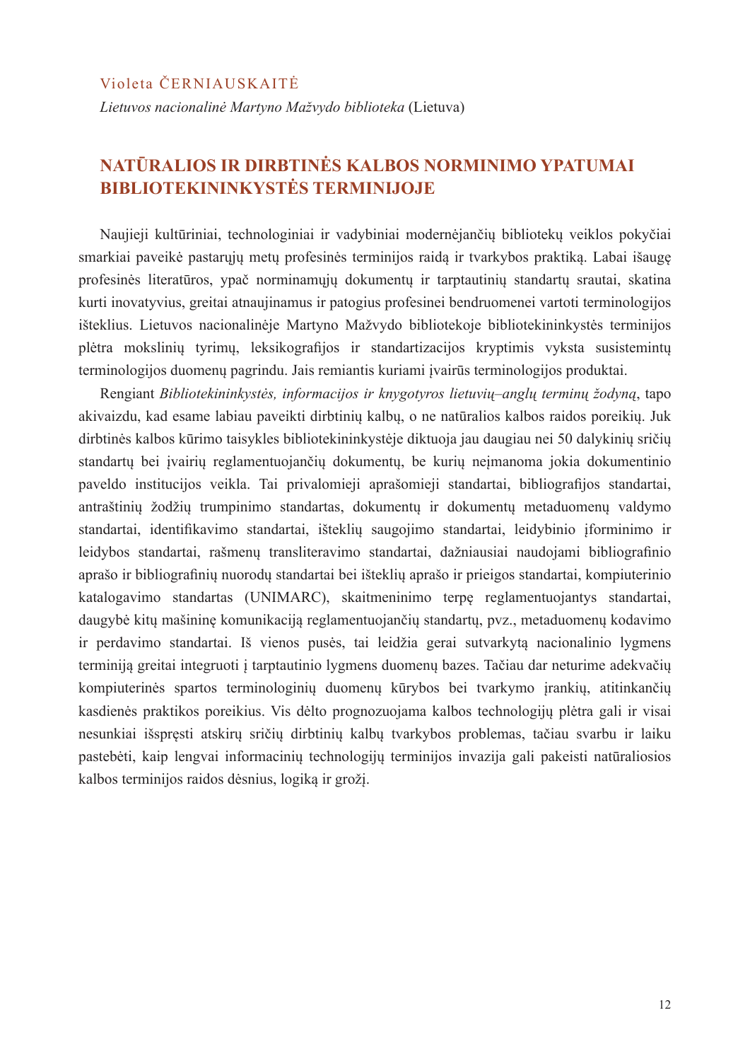Violeta ČERNIAUSKAITĖ

*Lietuvos nacionalinė Martyno Mažvydo biblioteka* (Lietuva)

## NATŪRALIOS IR DIRBTINĖS KALBOS NORMINIMO YPATUMAI BIBLIOTEKININKYSTĖS TERMINIJOJE

Naujieji kultūriniai, technologiniai ir vadybiniai modernėjančių bibliotekų veiklos pokyčiai smarkiai paveikė pastarųjų metų profesinės terminijos raidą ir tvarkybos praktiką. Labai išaugę profesinės literatūros, ypač norminamųjų dokumentų ir tarptautinių standartų srautai, skatina kurti inovatyvius, greitai atnaujinamus ir patogius profesinei bendruomenei vartoti terminologijos išteklius. Lietuvos nacionalinėje Martyno Mažvydo bibliotekoje bibliotekininkystės terminijos plėtra mokslinių tyrimų, leksikografijos ir standartizacijos kryptimis vyksta susistemintų terminologijos duomenų pagrindu. Jais remiantis kuriami įvairūs terminologijos produktai.

Rengiant *Bibliotekininkystės, informacijos ir knygotyros lietuvių–anglų terminų žodyną*, tapo akivaizdu, kad esame labiau paveikti dirbtinių kalbų, o ne natūralios kalbos raidos poreikių. Juk dirbtinės kalbos kūrimo taisykles bibliotekininkystėje diktuoja jau daugiau nei 50 dalykinių sričių standartų bei įvairių reglamentuojančių dokumentų, be kurių neįmanoma jokia dokumentinio paveldo institucijos veikla. Tai privalomieji aprašomieji standartai, bibliografijos standartai, antraštinių žodžių trumpinimo standartas, dokumentų ir dokumentų metaduomenų valdymo standartai, identifikavimo standartai, išteklių saugojimo standartai, leidybinio įforminimo ir leidybos standartai, rašmenų transliteravimo standartai, dažniausiai naudojami bibliografinio aprašo ir bibliografinių nuorodų standartai bei išteklių aprašo ir prieigos standartai, kompiuterinio katalogavimo standartas (UNIMARC), skaitmeninimo terpę reglamentuojantys standartai, daugybė kitų mašininę komunikaciją reglamentuojančių standartų, pvz., metaduomenų kodavimo ir perdavimo standartai. Iš vienos pusės, tai leidžia gerai sutvarkytą nacionalinio lygmens terminiją greitai integruoti į tarptautinio lygmens duomenų bazes. Tačiau dar neturime adekvačių kompiuterinės spartos terminologinių duomenų kūrybos bei tvarkymo įrankių, atitinkančių kasdienės praktikos poreikius. Vis dėlto prognozuojama kalbos technologijų plėtra gali ir visai nesunkiai išspręsti atskirų sričių dirbtinių kalbų tvarkybos problemas, tačiau svarbu ir laiku pastebėti, kaip lengvai informacinių technologijų terminijos invazija gali pakeisti natūraliosios kalbos terminijos raidos dėsnius, logiką ir grožį.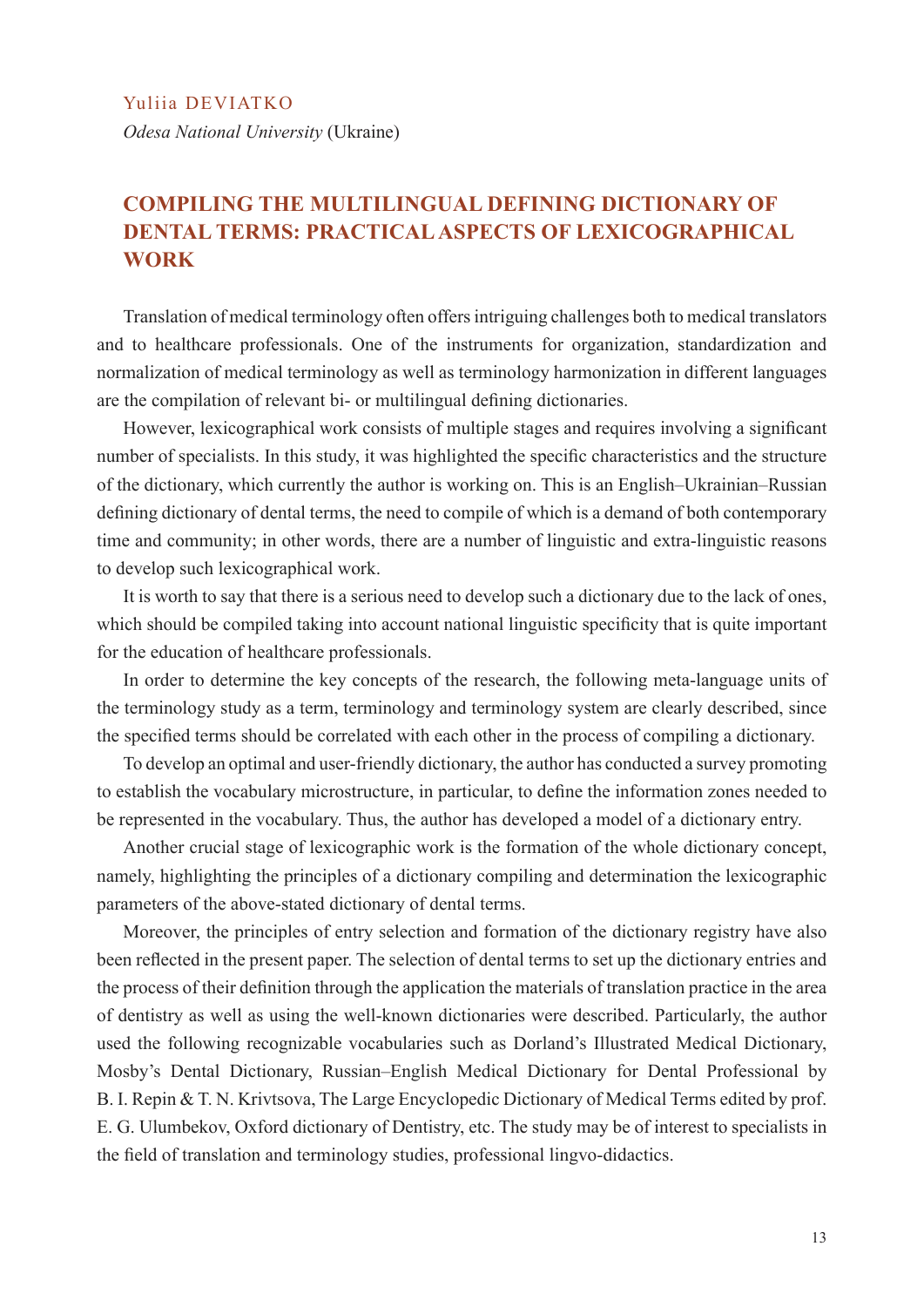Yuliia DEVIATKO

*Odesa National University* (Ukraine)

## COMPILING THE MULTILINGUAL DEFINING DICTIONARY OF DENTAL TERMS: PRACTICAL ASPECTS OF LEXICOGRAPHICAL WORK

Translation of medical terminology often offers intriguing challenges both to medical translators and to healthcare professionals. One of the instruments for organization, standardization and normalization of medical terminology as well as terminology harmonization in different languages are the compilation of relevant bi- or multilingual defining dictionaries.

However, lexicographical work consists of multiple stages and requires involving a significant number of specialists. In this study, it was highlighted the specific characteristics and the structure of the dictionary, which currently the author is working on. This is an English–Ukrainian–Russian defining dictionary of dental terms, the need to compile of which is a demand of both contemporary time and community; in other words, there are a number of linguistic and extra-linguistic reasons to develop such lexicographical work.

It is worth to say that there is a serious need to develop such a dictionary due to the lack of ones, which should be compiled taking into account national linguistic specificity that is quite important for the education of healthcare professionals.

In order to determine the key concepts of the research, the following meta-language units of the terminology study as a term, terminology and terminology system are clearly described, since the specified terms should be correlated with each other in the process of compiling a dictionary.

To develop an optimal and user-friendly dictionary, the author has conducted a survey promoting to establish the vocabulary microstructure, in particular, to define the information zones needed to be represented in the vocabulary. Thus, the author has developed a model of a dictionary entry.

Another crucial stage of lexicographic work is the formation of the whole dictionary concept, namely, highlighting the principles of a dictionary compiling and determination the lexicographic parameters of the above-stated dictionary of dental terms.

Moreover, the principles of entry selection and formation of the dictionary registry have also been reflected in the present paper. The selection of dental terms to set up the dictionary entries and the process of their definition through the application the materials of translation practice in the area of dentistry as well as using the well-known dictionaries were described. Particularly, the author used the following recognizable vocabularies such as Dorland's Illustrated Medical Dictionary, Mosby's Dental Dictionary, Russian–English Medical Dictionary for Dental Professional by B. I. Repin & T. N. Krivtsova, The Large Encyclopedic Dictionary of Medical Terms edited by prof. E. G. Ulumbekov, Oxford dictionary of Dentistry, etc. The study may be of interest to specialists in the field of translation and terminology studies, professional lingvo-didactics.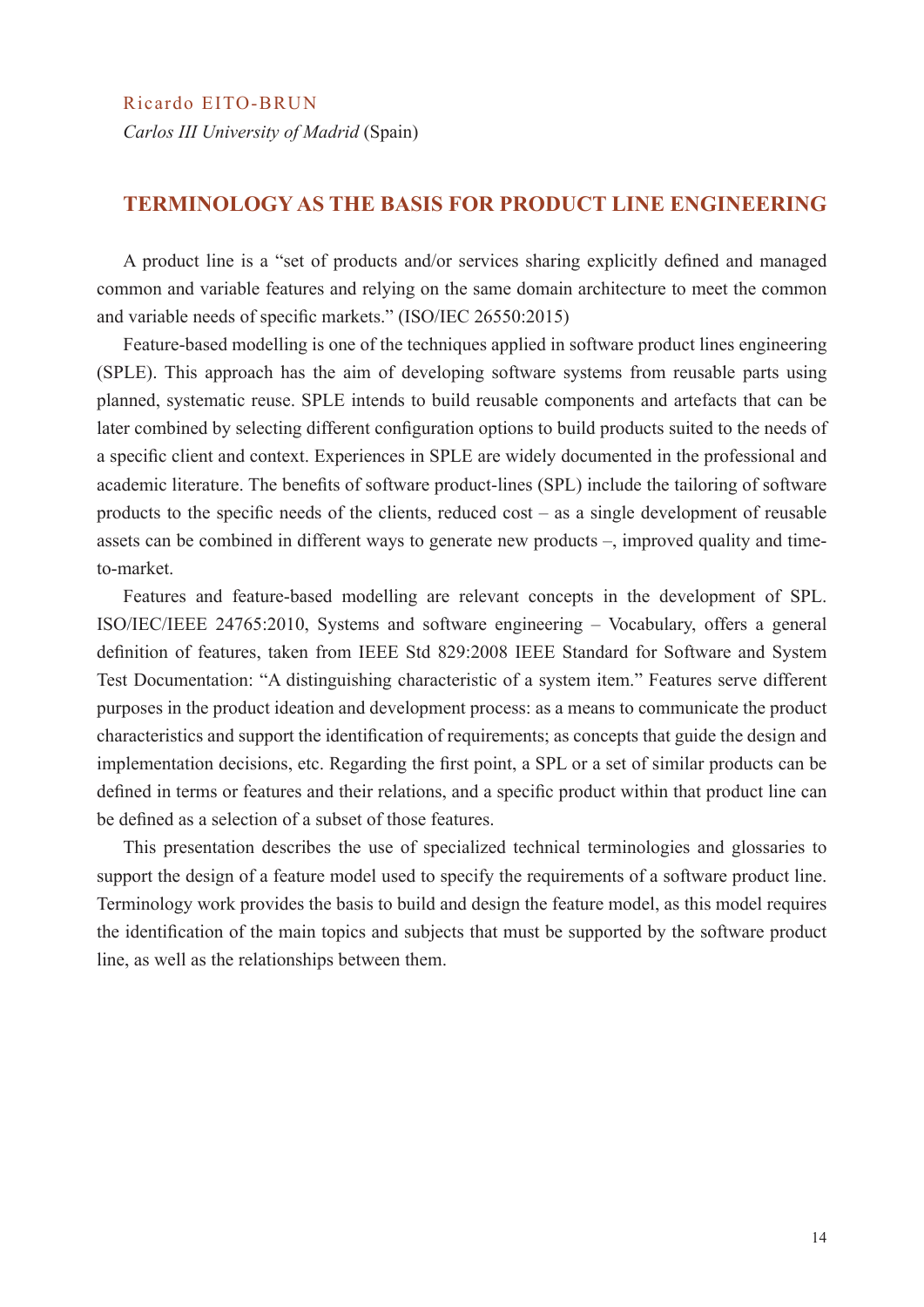Ricardo EITO-BRUN

*Carlos III University of Madrid* (Spain)

## TERMINOLOGY AS THE BASIS FOR PRODUCT LINE ENGINEERING

A product line is a "set of products and/or services sharing explicitly defined and managed common and variable features and relying on the same domain architecture to meet the common and variable needs of specific markets." (ISO/IEC 26550:2015)

Feature-based modelling is one of the techniques applied in software product lines engineering (SPLE). This approach has the aim of developing software systems from reusable parts using planned, systematic reuse. SPLE intends to build reusable components and artefacts that can be later combined by selecting different configuration options to build products suited to the needs of a specific client and context. Experiences in SPLE are widely documented in the professional and academic literature. The benefits of software product-lines (SPL) include the tailoring of software products to the specific needs of the clients, reduced cost – as a single development of reusable assets can be combined in different ways to generate new products –, improved quality and time-to-market.

Features and feature-based modelling are relevant concepts in the development of SPL. ISO/IEC/IEEE 24765:2010, Systems and software engineering – Vocabulary, offers a general definition of features, taken from IEEE Std 829:2008 IEEE Standard for Software and System Test Documentation: "A distinguishing characteristic of a system item." Features serve different purposes in the product ideation and development process: as a means to communicate the product characteristics and support the identification of requirements; as concepts that guide the design and implementation decisions, etc. Regarding the first point, a SPL or a set of similar products can be defined in terms or features and their relations, and a specific product within that product line can be defined as a selection of a subset of those features.

This presentation describes the use of specialized technical terminologies and glossaries to support the design of a feature model used to specify the requirements of a software product line. Terminology work provides the basis to build and design the feature model, as this model requires the identification of the main topics and subjects that must be supported by the software product line, as well as the relationships between them.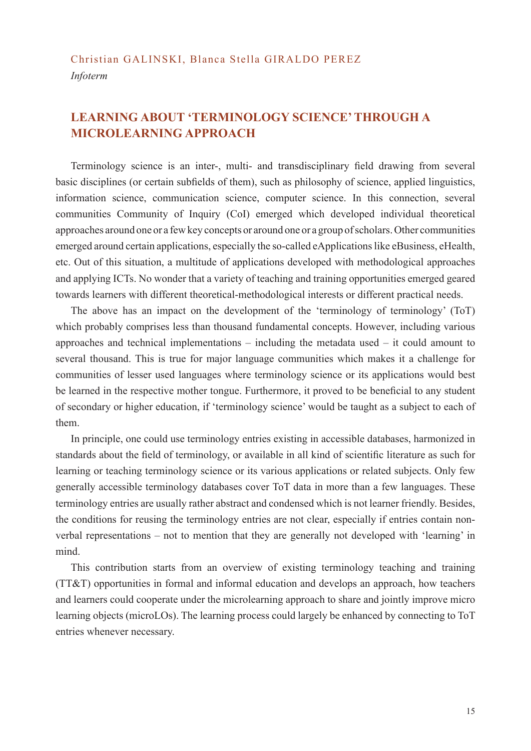Christian GALINSKI, Blanca Stella GIRALDO PEREZ

*Infoterm*

## LEARNING ABOUT 'TERMINOLOGY SCIENCE' THROUGH A MICROLEARNING APPROACH

Terminology science is an inter-, multi- and transdisciplinary field drawing from several basic disciplines (or certain subfields of them), such as philosophy of science, applied linguistics, information science, communication science, computer science. In this connection, several communities Community of Inquiry (CoI) emerged which developed individual theoretical approaches around one or a few key concepts or around one or a group of scholars. Other communities emerged around certain applications, especially the so-called eApplications like eBusiness, eHealth, etc. Out of this situation, a multitude of applications developed with methodological approaches and applying ICTs. No wonder that a variety of teaching and training opportunities emerged geared towards learners with different theoretical-methodological interests or different practical needs.

The above has an impact on the development of the 'terminology of terminology' (ToT) which probably comprises less than thousand fundamental concepts. However, including various approaches and technical implementations – including the metadata used – it could amount to several thousand. This is true for major language communities which makes it a challenge for communities of lesser used languages where terminology science or its applications would best be learned in the respective mother tongue. Furthermore, it proved to be beneficial to any student of secondary or higher education, if 'terminology science' would be taught as a subject to each of them.

In principle, one could use terminology entries existing in accessible databases, harmonized in standards about the field of terminology, or available in all kind of scientific literature as such for learning or teaching terminology science or its various applications or related subjects. Only few generally accessible terminology databases cover ToT data in more than a few languages. These terminology entries are usually rather abstract and condensed which is not learner friendly. Besides, the conditions for reusing the terminology entries are not clear, especially if entries contain non-verbal representations – not to mention that they are generally not developed with 'learning' in mind.

This contribution starts from an overview of existing terminology teaching and training (TT&T) opportunities in formal and informal education and develops an approach, how teachers and learners could cooperate under the microlearning approach to share and jointly improve micro learning objects (microLOs). The learning process could largely be enhanced by connecting to ToT entries whenever necessary.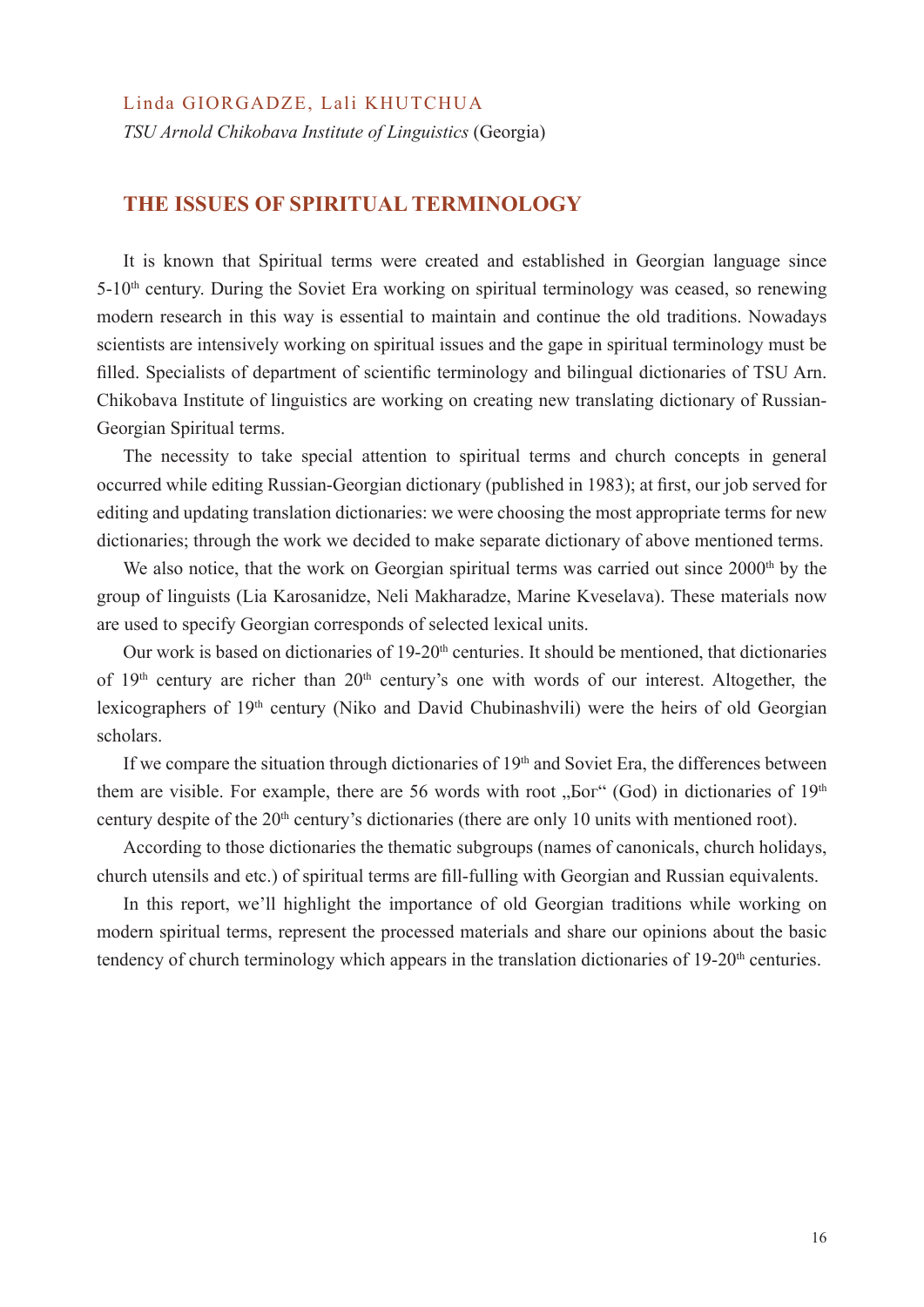Linda GIORGADZE, Lali KHUTCHUA

*TSU Arnold Chikobava Institute of Linguistics* (Georgia)

## THE ISSUES OF SPIRITUAL TERMINOLOGY

It is known that Spiritual terms were created and established in Georgian language since 5-10th century. During the Soviet Era working on spiritual terminology was ceased, so renewing modern research in this way is essential to maintain and continue the old traditions. Nowadays scientists are intensively working on spiritual issues and the gape in spiritual terminology must be filled. Specialists of department of scientific terminology and bilingual dictionaries of TSU Arn. Chikobava Institute of linguistics are working on creating new translating dictionary of Russian-Georgian Spiritual terms.

The necessity to take special attention to spiritual terms and church concepts in general occurred while editing Russian-Georgian dictionary (published in 1983); at first, our job served for editing and updating translation dictionaries: we were choosing the most appropriate terms for new dictionaries; through the work we decided to make separate dictionary of above mentioned terms.

We also notice, that the work on Georgian spiritual terms was carried out since 2000th by the group of linguists (Lia Karosanidze, Neli Makharadze, Marine Kveselava). These materials now are used to specify Georgian corresponds of selected lexical units.

Our work is based on dictionaries of 19-20th centuries. It should be mentioned, that dictionaries of 19th century are richer than 20th century's one with words of our interest. Altogether, the lexicographers of 19th century (Niko and David Chubinashvili) were the heirs of old Georgian scholars.

If we compare the situation through dictionaries of 19th and Soviet Era, the differences between them are visible. For example, there are 56 words with root „Бог" (God) in dictionaries of 19th century despite of the 20th century's dictionaries (there are only 10 units with mentioned root).

According to those dictionaries the thematic subgroups (names of canonicals, church holidays, church utensils and etc.) of spiritual terms are fill-fulling with Georgian and Russian equivalents.

In this report, we'll highlight the importance of old Georgian traditions while working on modern spiritual terms, represent the processed materials and share our opinions about the basic tendency of church terminology which appears in the translation dictionaries of 19-20th centuries.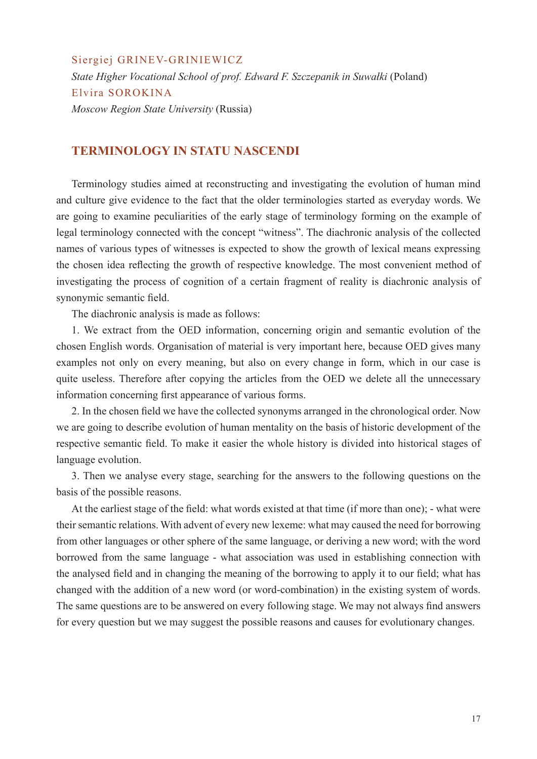Siergiej GRINEV-GRINIEWICZ

*State Higher Vocational School of prof. Edward F. Szczepanik in Suwałki* (Poland)

Elvira SOROKINA

*Moscow Region State University* (Russia)

## TERMINOLOGY IN STATU NASCENDI

Terminology studies aimed at reconstructing and investigating the evolution of human mind and culture give evidence to the fact that the older terminologies started as everyday words. We are going to examine peculiarities of the early stage of terminology forming on the example of legal terminology connected with the concept "witness". The diachronic analysis of the collected names of various types of witnesses is expected to show the growth of lexical means expressing the chosen idea reflecting the growth of respective knowledge. The most convenient method of investigating the process of cognition of a certain fragment of reality is diachronic analysis of synonymic semantic field.

The diachronic analysis is made as follows:

1. We extract from the OED information, concerning origin and semantic evolution of the chosen English words. Organisation of material is very important here, because OED gives many examples not only on every meaning, but also on every change in form, which in our case is quite useless. Therefore after copying the articles from the OED we delete all the unnecessary information concerning first appearance of various forms.

2. In the chosen field we have the collected synonyms arranged in the chronological order. Now we are going to describe evolution of human mentality on the basis of historic development of the respective semantic field. To make it easier the whole history is divided into historical stages of language evolution.

3. Then we analyse every stage, searching for the answers to the following questions on the basis of the possible reasons.

At the earliest stage of the field: what words existed at that time (if more than one); - what were their semantic relations. With advent of every new lexeme: what may caused the need for borrowing from other languages or other sphere of the same language, or deriving a new word; with the word borrowed from the same language - what association was used in establishing connection with the analysed field and in changing the meaning of the borrowing to apply it to our field; what has changed with the addition of a new word (or word-combination) in the existing system of words. The same questions are to be answered on every following stage. We may not always find answers for every question but we may suggest the possible reasons and causes for evolutionary changes.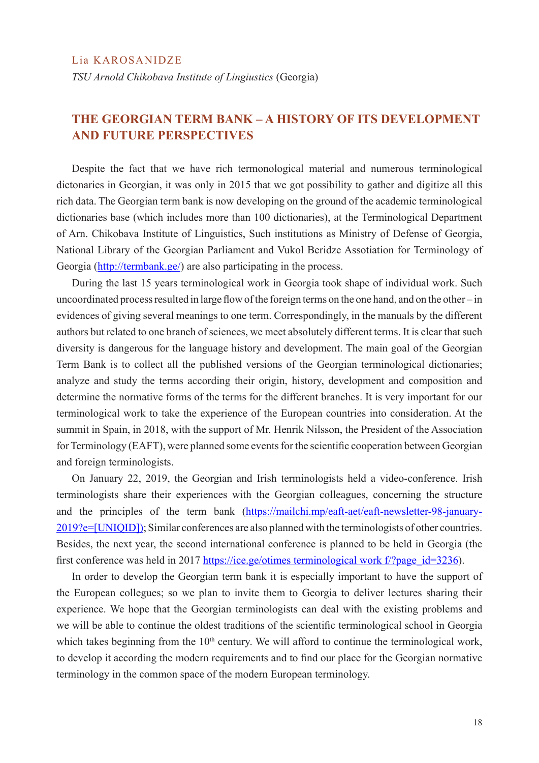Lia KAROSANIDZE

*TSU Arnold Chikobava Institute of Lingiustics* (Georgia)

## THE GEORGIAN TERM BANK – A HISTORY OF ITS DEVELOPMENT AND FUTURE PERSPECTIVES

Despite the fact that we have rich termonological material and numerous terminological dictonaries in Georgian, it was only in 2015 that we got possibility to gather and digitize all this rich data. The Georgian term bank is now developing on the ground of the academic terminological dictionaries base (which includes more than 100 dictionaries), at the Terminological Department of Arn. Chikobava Institute of Linguistics, Such institutions as Ministry of Defense of Georgia, National Library of the Georgian Parliament and Vukol Beridze Assotiation for Terminology of Georgia (http://termbank.ge/) are also participating in the process.

During the last 15 years terminological work in Georgia took shape of individual work. Such uncoordinated process resulted in large flow of the foreign terms on the one hand, and on the other – in evidences of giving several meanings to one term. Correspondingly, in the manuals by the different authors but related to one branch of sciences, we meet absolutely different terms. It is clear that such diversity is dangerous for the language history and development. The main goal of the Georgian Term Bank is to collect all the published versions of the Georgian terminological dictionaries; analyze and study the terms according their origin, history, development and composition and determine the normative forms of the terms for the different branches. It is very important for our terminological work to take the experience of the European countries into consideration. At the summit in Spain, in 2018, with the support of Mr. Henrik Nilsson, the President of the Association for Terminology (EAFT), were planned some events for the scientific cooperation between Georgian and foreign terminologists.

On January 22, 2019, the Georgian and Irish terminologists held a video-conference. Irish terminologists share their experiences with the Georgian colleagues, concerning the structure and the principles of the term bank (https://mailchi.mp/eaft-aet/eaft-newsletter-98-january-2019?e=[UNIQID]); Similar conferences are also planned with the terminologists of other countries. Besides, the next year, the second international conference is planned to be held in Georgia (the first conference was held in 2017 https://ice.ge/otimes terminological work f/?page_id=3236).

In order to develop the Georgian term bank it is especially important to have the support of the European collegues; so we plan to invite them to Georgia to deliver lectures sharing their experience. We hope that the Georgian terminologists can deal with the existing problems and we will be able to continue the oldest traditions of the scientific terminological school in Georgia which takes beginning from the 10th century. We will afford to continue the terminological work, to develop it according the modern requirements and to find our place for the Georgian normative terminology in the common space of the modern European terminology.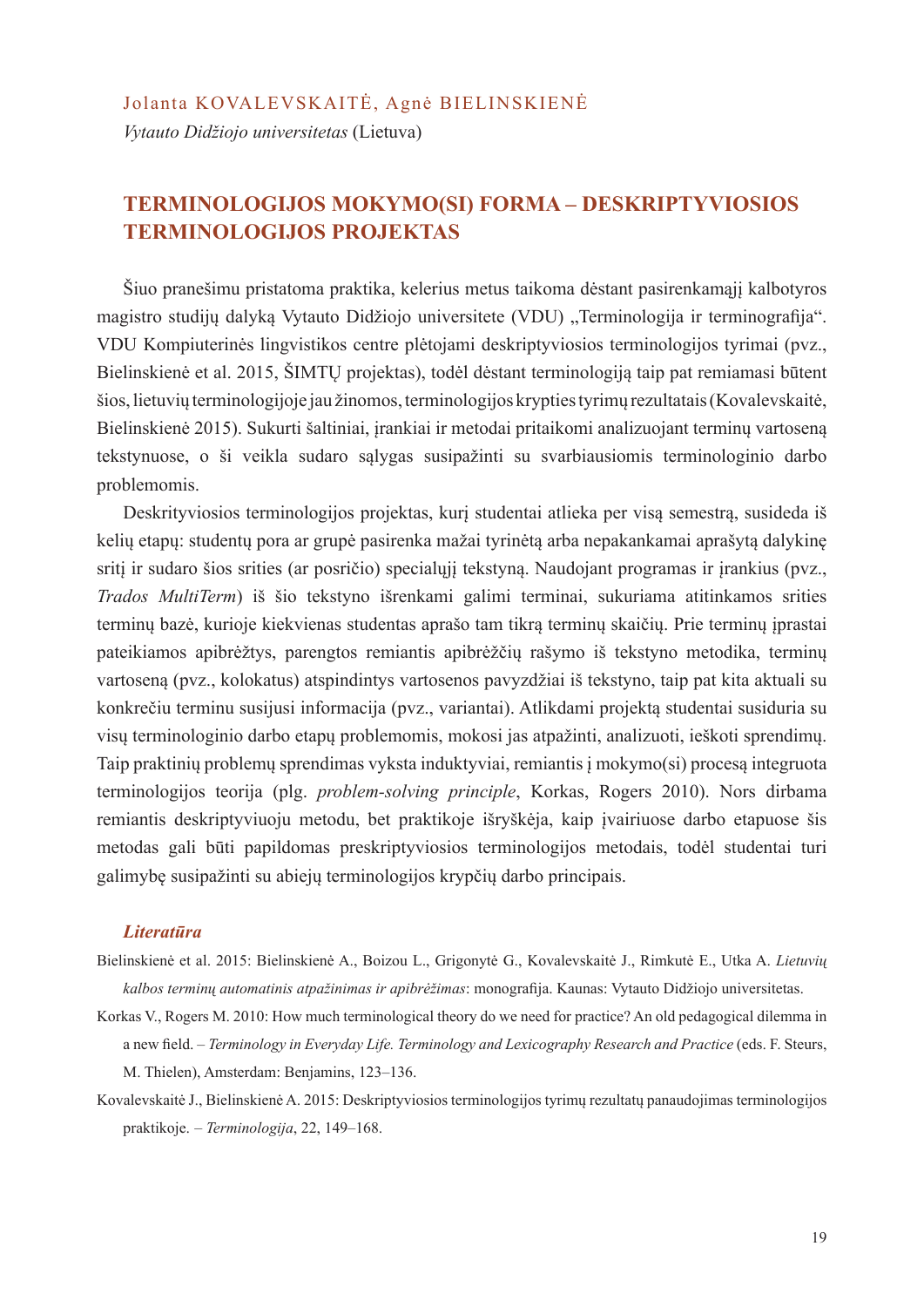Jolanta KOVALEVSKAITĖ, Agnė BIELINSKIENĖ

*Vytauto Didžiojo universitetas* (Lietuva)

## TERMINOLOGIJOS MOKYMO(SI) FORMA – DESKRIPTYVIOSIOS TERMINOLOGIJOS PROJEKTAS

Šiuo pranešimu pristatoma praktika, kelerius metus taikoma dėstant pasirenkamąjį kalbotyros magistro studijų dalyką Vytauto Didžiojo universitete (VDU) „Terminologija ir terminografija". VDU Kompiuterinės lingvistikos centre plėtojami deskriptyviosios terminologijos tyrimai (pvz., Bielinskienė et al. 2015, ŠIMTŲ projektas), todėl dėstant terminologiją taip pat remiamasi būtent šios, lietuvių terminologijoje jau žinomos, terminologijos krypties tyrimų rezultatais (Kovalevskaitė, Bielinskienė 2015). Sukurti šaltiniai, įrankiai ir metodai pritaikomi analizuojant terminų vartoseną tekstynuose, o ši veikla sudaro sąlygas susipažinti su svarbiausiomis terminologinio darbo problemomis.

Deskrityviosios terminologijos projektas, kurį studentai atlieka per visą semestrą, susideda iš kelių etapų: studentų pora ar grupė pasirenka mažai tyrinėtą arba nepakankamai aprašytą dalykinę sritį ir sudaro šios srities (ar posričio) specialųjį tekstyną. Naudojant programas ir įrankius (pvz., *Trados MultiTerm*) iš šio tekstyno išrenkami galimi terminai, sukuriama atitinkamos srities terminų bazė, kurioje kiekvienas studentas aprašo tam tikrą terminų skaičių. Prie terminų įprastai pateikiamos apibrėžtys, parengtos remiantis apibrėžčių rašymo iš tekstyno metodika, terminų vartoseną (pvz., kolokatus) atspindintys vartosenos pavyzdžiai iš tekstyno, taip pat kita aktuali su konkrečiu terminu susijusi informacija (pvz., variantai). Atlikdami projektą studentai susiduria su visų terminologinio darbo etapų problemomis, mokosi jas atpažinti, analizuoti, ieškoti sprendimų. Taip praktinių problemų sprendimas vyksta induktyviai, remiantis į mokymo(si) procesą integruota terminologijos teorija (plg. *problem-solving principle*, Korkas, Rogers 2010). Nors dirbama remiantis deskriptyviuoju metodu, bet praktikoje išryškėja, kaip įvairiuose darbo etapuose šis metodas gali būti papildomas preskriptyviosios terminologijos metodais, todėl studentai turi galimybę susipažinti su abiejų terminologijos krypčių darbo principais.

### *Literatūra*

Bielinskienė et al. 2015: Bielinskienė A., Boizou L., Grigonytė G., Kovalevskaitė J., Rimkutė E., Utka A. *Lietuvių kalbos terminų automatinis atpažinimas ir apibrėžimas*: monografija. Kaunas: Vytauto Didžiojo universitetas.

Korkas V., Rogers M. 2010: How much terminological theory do we need for practice? An old pedagogical dilemma in a new field. – *Terminology in Everyday Life. Terminology and Lexicography Research and Practice* (eds. F. Steurs, M. Thielen), Amsterdam: Benjamins, 123–136.

Kovalevskaitė J., Bielinskienė A. 2015: Deskriptyviosios terminologijos tyrimų rezultatų panaudojimas terminologijos praktikoje. – *Terminologija*, 22, 149–168.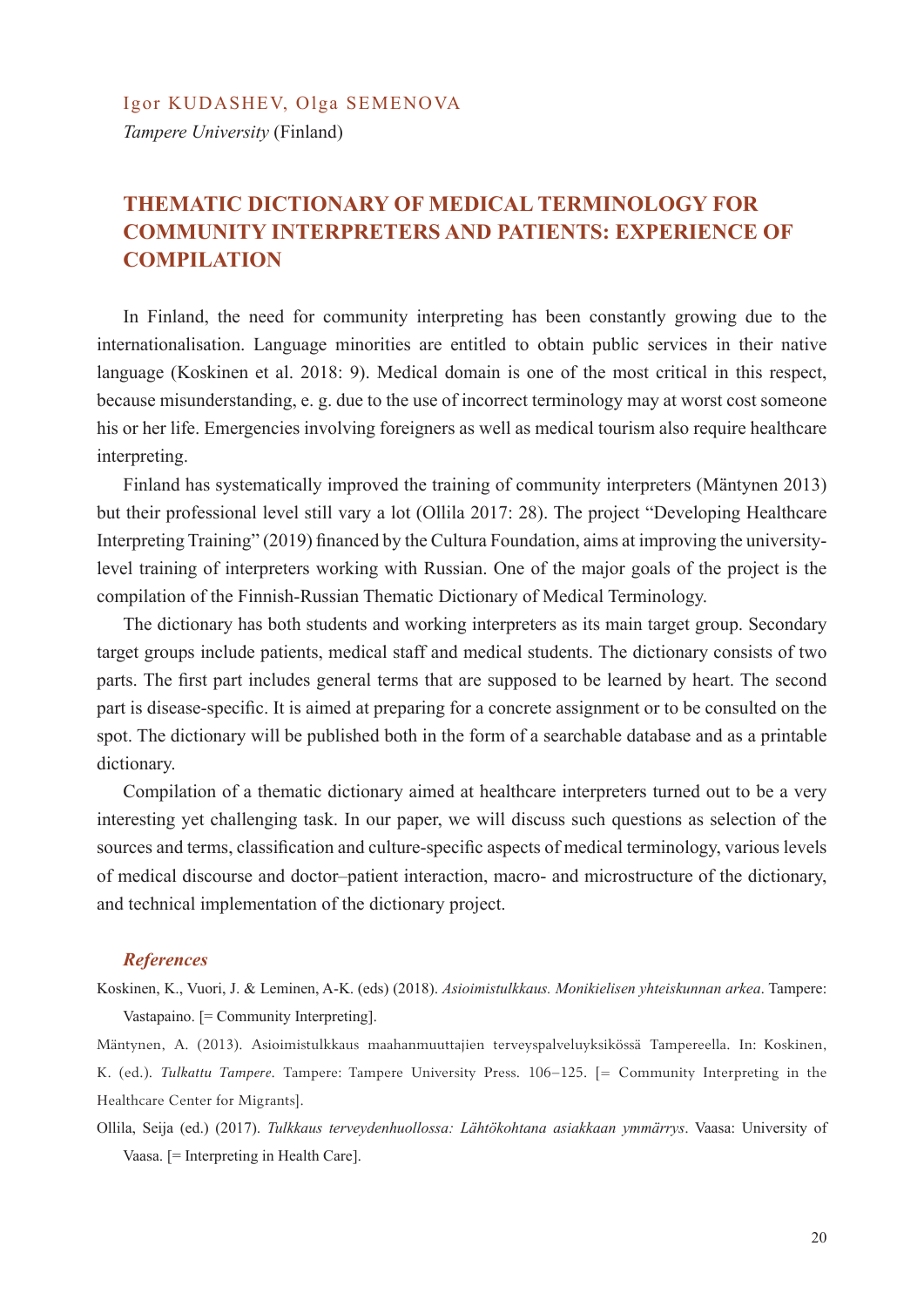Igor KUDASHEV, Olga SEMENOVA

*Tampere University* (Finland)

# THEMATIC DICTIONARY OF MEDICAL TERMINOLOGY FOR COMMUNITY INTERPRETERS AND PATIENTS: EXPERIENCE OF COMPILATION

In Finland, the need for community interpreting has been constantly growing due to the internationalisation. Language minorities are entitled to obtain public services in their native language (Koskinen et al. 2018: 9). Medical domain is one of the most critical in this respect, because misunderstanding, e. g. due to the use of incorrect terminology may at worst cost someone his or her life. Emergencies involving foreigners as well as medical tourism also require healthcare interpreting.

Finland has systematically improved the training of community interpreters (Mäntynen 2013) but their professional level still vary a lot (Ollila 2017: 28). The project "Developing Healthcare Interpreting Training" (2019) financed by the Cultura Foundation, aims at improving the university-level training of interpreters working with Russian. One of the major goals of the project is the compilation of the Finnish-Russian Thematic Dictionary of Medical Terminology.

The dictionary has both students and working interpreters as its main target group. Secondary target groups include patients, medical staff and medical students. The dictionary consists of two parts. The first part includes general terms that are supposed to be learned by heart. The second part is disease-specific. It is aimed at preparing for a concrete assignment or to be consulted on the spot. The dictionary will be published both in the form of a searchable database and as a printable dictionary.

Compilation of a thematic dictionary aimed at healthcare interpreters turned out to be a very interesting yet challenging task. In our paper, we will discuss such questions as selection of the sources and terms, classification and culture-specific aspects of medical terminology, various levels of medical discourse and doctor–patient interaction, macro- and microstructure of the dictionary, and technical implementation of the dictionary project.

### *References*

Koskinen, K., Vuori, J. & Leminen, A-K. (eds) (2018). *Asioimistulkkaus. Monikielisen yhteiskunnan arkea*. Tampere: Vastapaino. [= Community Interpreting].

Mäntynen, A. (2013). Asioimistulkkaus maahanmuuttajien terveyspalveluyksikössä Tampereella. In: Koskinen, K. (ed.). *Tulkattu Tampere*. Tampere: Tampere University Press. 106–125. [= Community Interpreting in the Healthcare Center for Migrants].

Ollila, Seija (ed.) (2017). *Tulkkaus terveydenhuollossa: Lähtökohtana asiakkaan ymmärrys*. Vaasa: University of Vaasa. [= Interpreting in Health Care].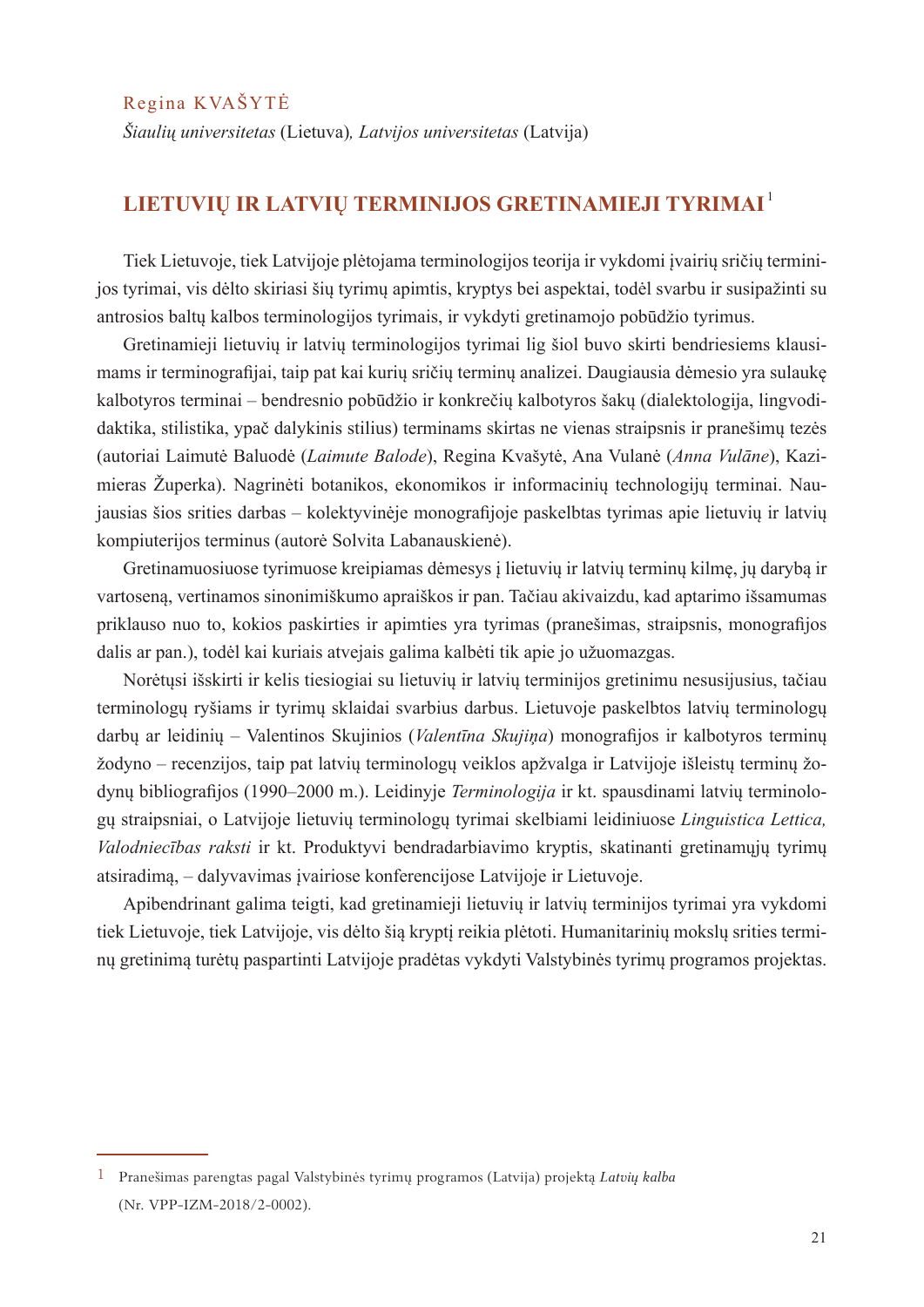Regina KVAŠYTĖ

*Šiaulių universitetas* (Lietuva)*, Latvijos universitetas* (Latvija)

# LIETUVIŲ IR LATVIŲ TERMINIJOS GRETINAMIEJI TYRIMAI[1]

Tiek Lietuvoje, tiek Latvijoje plėtojama terminologijos teorija ir vykdomi įvairių sričių terminijos tyrimai, vis dėlto skiriasi šių tyrimų apimtis, kryptys bei aspektai, todėl svarbu ir susipažinti su antrosios baltų kalbos terminologijos tyrimais, ir vykdyti gretinamojo pobūdžio tyrimus.

Gretinamieji lietuvių ir latvių terminologijos tyrimai lig šiol buvo skirti bendriesiems klausimams ir terminografijai, taip pat kai kurių sričių terminų analizei. Daugiausia dėmesio yra sulaukę kalbotyros terminai – bendresnio pobūdžio ir konkrečių kalbotyros šakų (dialektologija, lingvodidaktika, stilistika, ypač dalykinis stilius) terminams skirtas ne vienas straipsnis ir pranešimų tezės (autoriai Laimutė Baluodė (*Laimute Balode*), Regina Kvašytė, Ana Vulanė (*Anna Vulāne*), Kazimieras Župerka). Nagrinėti botanikos, ekonomikos ir informacinių technologijų terminai. Naujausias šios srities darbas – kolektyvinėje monografijoje paskelbtas tyrimas apie lietuvių ir latvių kompiuterijos terminus (autorė Solvita Labanauskienė).

Gretinamuosiuose tyrimuose kreipiamas dėmesys į lietuvių ir latvių terminų kilmę, jų darybą ir vartoseną, vertinamos sinonimiškumo apraiškos ir pan. Tačiau akivaizdu, kad aptarimo išsamumas priklauso nuo to, kokios paskirties ir apimties yra tyrimas (pranešimas, straipsnis, monografijos dalis ar pan.), todėl kai kuriais atvejais galima kalbėti tik apie jo užuomazgas.

Norėtųsi išskirti ir kelis tiesiogiai su lietuvių ir latvių terminijos gretinimu nesusijusius, tačiau terminologų ryšiams ir tyrimų sklaidai svarbius darbus. Lietuvoje paskelbtos latvių terminologų darbų ar leidinių – Valentinos Skujinios (*Valentīna Skujiņa*) monografijos ir kalbotyros terminų žodyno – recenzijos, taip pat latvių terminologų veiklos apžvalga ir Latvijoje išleistų terminų žodynų bibliografijos (1990–2000 m.). Leidinyje *Terminologija* ir kt. spausdinami latvių terminologų straipsniai, o Latvijoje lietuvių terminologų tyrimai skelbiami leidiniuose *Linguistica Lettica, Valodniecības raksti* ir kt. Produktyvi bendradarbiavimo kryptis, skatinanti gretinamųjų tyrimų atsiradimą, – dalyvavimas įvairiose konferencijose Latvijoje ir Lietuvoje.

Apibendrinant galima teigti, kad gretinamieji lietuvių ir latvių terminijos tyrimai yra vykdomi tiek Lietuvoje, tiek Latvijoje, vis dėlto šią kryptį reikia plėtoti. Humanitarinių mokslų srities terminų gretinimą turėtų paspartinti Latvijoje pradėtas vykdyti Valstybinės tyrimų programos projektas.

---

[1] Pranešimas parengtas pagal Valstybinės tyrimų programos (Latvija) projektą *Latvių kalba* (Nr. VPP-IZM-2018/2-0002).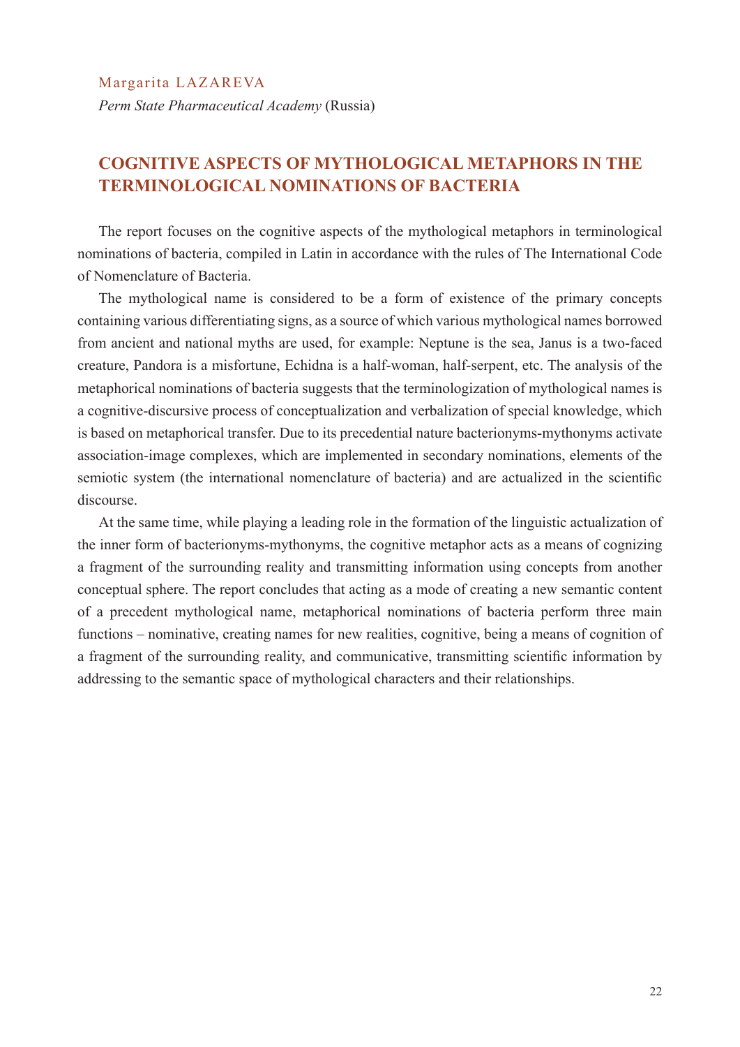Margarita LAZAREVA

*Perm State Pharmaceutical Academy* (Russia)

## COGNITIVE ASPECTS OF MYTHOLOGICAL METAPHORS IN THE TERMINOLOGICAL NOMINATIONS OF BACTERIA

The report focuses on the cognitive aspects of the mythological metaphors in terminological nominations of bacteria, compiled in Latin in accordance with the rules of The International Code of Nomenclature of Bacteria.

The mythological name is considered to be a form of existence of the primary concepts containing various differentiating signs, as a source of which various mythological names borrowed from ancient and national myths are used, for example: Neptune is the sea, Janus is a two-faced creature, Pandora is a misfortune, Echidna is a half-woman, half-serpent, etc. The analysis of the metaphorical nominations of bacteria suggests that the terminologization of mythological names is a cognitive-discursive process of conceptualization and verbalization of special knowledge, which is based on metaphorical transfer. Due to its precedential nature bacterionyms-mythonyms activate association-image complexes, which are implemented in secondary nominations, elements of the semiotic system (the international nomenclature of bacteria) and are actualized in the scientific discourse.

At the same time, while playing a leading role in the formation of the linguistic actualization of the inner form of bacterionyms-mythonyms, the cognitive metaphor acts as a means of cognizing a fragment of the surrounding reality and transmitting information using concepts from another conceptual sphere. The report concludes that acting as a mode of creating a new semantic content of a precedent mythological name, metaphorical nominations of bacteria perform three main functions – nominative, creating names for new realities, cognitive, being a means of cognition of a fragment of the surrounding reality, and communicative, transmitting scientific information by addressing to the semantic space of mythological characters and their relationships.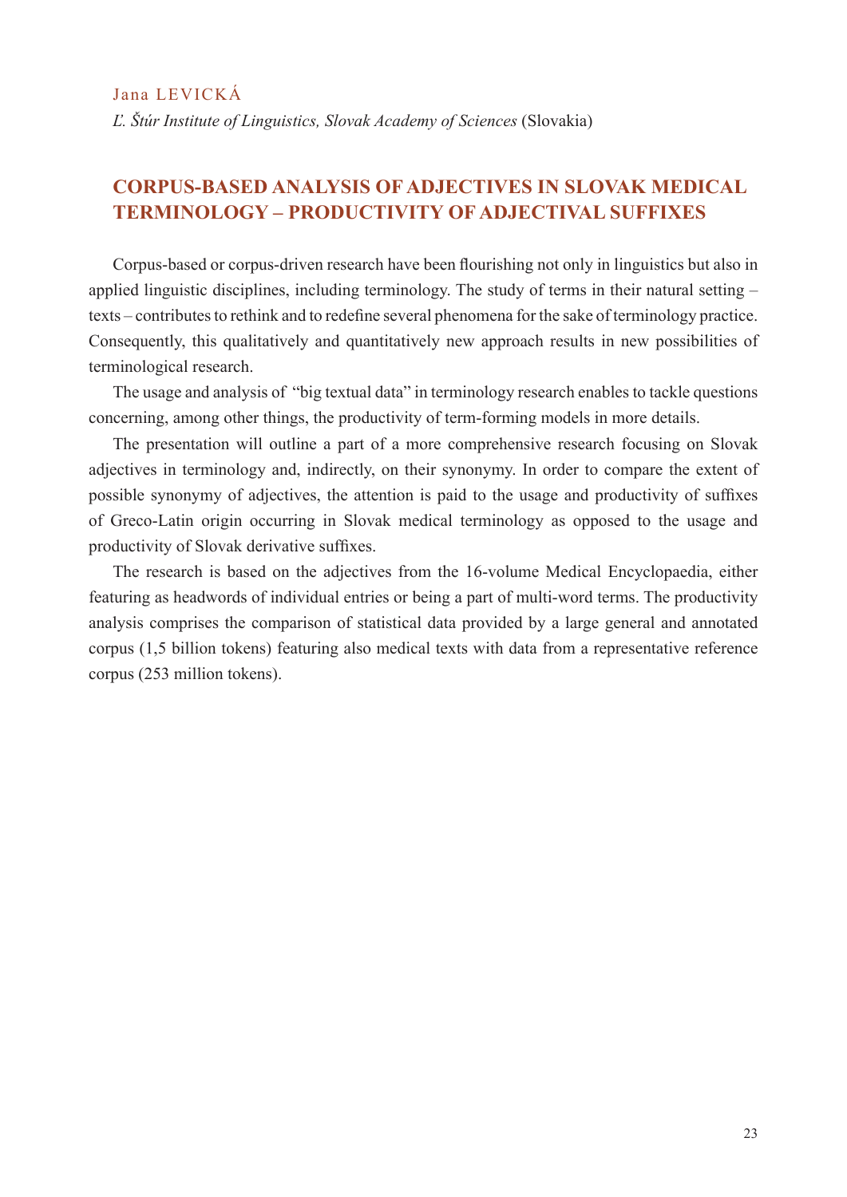Jana LEVICKÁ

*Ľ. Štúr Institute of Linguistics, Slovak Academy of Sciences* (Slovakia)

## CORPUS-BASED ANALYSIS OF ADJECTIVES IN SLOVAK MEDICAL TERMINOLOGY – PRODUCTIVITY OF ADJECTIVAL SUFFIXES

Corpus-based or corpus-driven research have been flourishing not only in linguistics but also in applied linguistic disciplines, including terminology. The study of terms in their natural setting – texts – contributes to rethink and to redefine several phenomena for the sake of terminology practice. Consequently, this qualitatively and quantitatively new approach results in new possibilities of terminological research.

The usage and analysis of "big textual data" in terminology research enables to tackle questions concerning, among other things, the productivity of term-forming models in more details.

The presentation will outline a part of a more comprehensive research focusing on Slovak adjectives in terminology and, indirectly, on their synonymy. In order to compare the extent of possible synonymy of adjectives, the attention is paid to the usage and productivity of suffixes of Greco-Latin origin occurring in Slovak medical terminology as opposed to the usage and productivity of Slovak derivative suffixes.

The research is based on the adjectives from the 16-volume Medical Encyclopaedia, either featuring as headwords of individual entries or being a part of multi-word terms. The productivity analysis comprises the comparison of statistical data provided by a large general and annotated corpus (1,5 billion tokens) featuring also medical texts with data from a representative reference corpus (253 million tokens).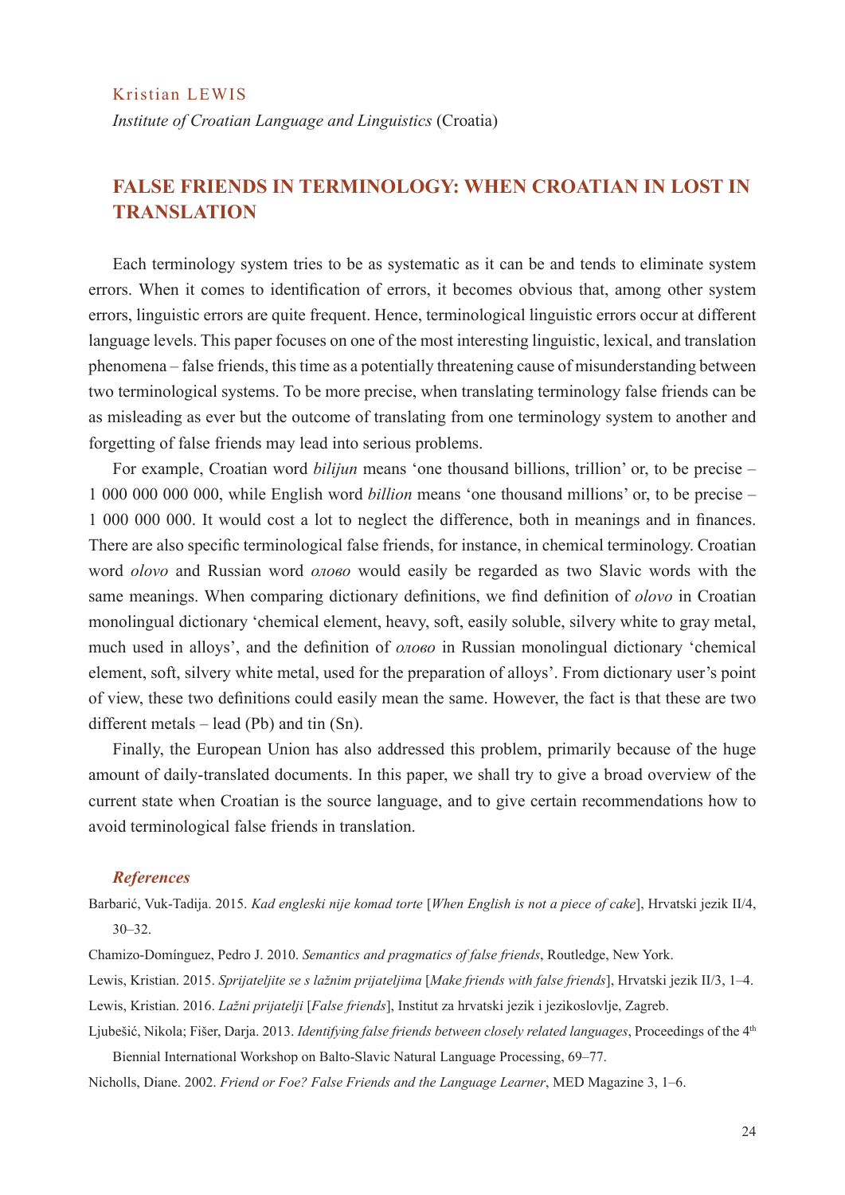Kristian LEWIS

*Institute of Croatian Language and Linguistics* (Croatia)

## FALSE FRIENDS IN TERMINOLOGY: WHEN CROATIAN IN LOST IN TRANSLATION

Each terminology system tries to be as systematic as it can be and tends to eliminate system errors. When it comes to identification of errors, it becomes obvious that, among other system errors, linguistic errors are quite frequent. Hence, terminological linguistic errors occur at different language levels. This paper focuses on one of the most interesting linguistic, lexical, and translation phenomena – false friends, this time as a potentially threatening cause of misunderstanding between two terminological systems. To be more precise, when translating terminology false friends can be as misleading as ever but the outcome of translating from one terminology system to another and forgetting of false friends may lead into serious problems.

For example, Croatian word *bilijun* means 'one thousand billions, trillion' or, to be precise – 1 000 000 000 000, while English word *billion* means 'one thousand millions' or, to be precise – 1 000 000 000. It would cost a lot to neglect the difference, both in meanings and in finances. There are also specific terminological false friends, for instance, in chemical terminology. Croatian word *olovo* and Russian word *олово* would easily be regarded as two Slavic words with the same meanings. When comparing dictionary definitions, we find definition of *olovo* in Croatian monolingual dictionary 'chemical element, heavy, soft, easily soluble, silvery white to gray metal, much used in alloys', and the definition of *олово* in Russian monolingual dictionary 'chemical element, soft, silvery white metal, used for the preparation of alloys'. From dictionary user's point of view, these two definitions could easily mean the same. However, the fact is that these are two different metals – lead (Pb) and tin (Sn).

Finally, the European Union has also addressed this problem, primarily because of the huge amount of daily-translated documents. In this paper, we shall try to give a broad overview of the current state when Croatian is the source language, and to give certain recommendations how to avoid terminological false friends in translation.

### *References*

Barbarić, Vuk-Tadija. 2015. *Kad engleski nije komad torte* [*When English is not a piece of cake*], Hrvatski jezik II/4, 30–32.

Chamizo-Domínguez, Pedro J. 2010. *Semantics and pragmatics of false friends*, Routledge, New York.

Lewis, Kristian. 2015. *Sprijateljite se s lažnim prijateljima* [*Make friends with false friends*], Hrvatski jezik II/3, 1–4.

Lewis, Kristian. 2016. *Lažni prijatelji* [*False friends*], Institut za hrvatski jezik i jezikoslovlje, Zagreb.

Ljubešić, Nikola; Fišer, Darja. 2013. *Identifying false friends between closely related languages*, Proceedings of the 4th Biennial International Workshop on Balto-Slavic Natural Language Processing, 69–77.

Nicholls, Diane. 2002. *Friend or Foe? False Friends and the Language Learner*, MED Magazine 3, 1–6.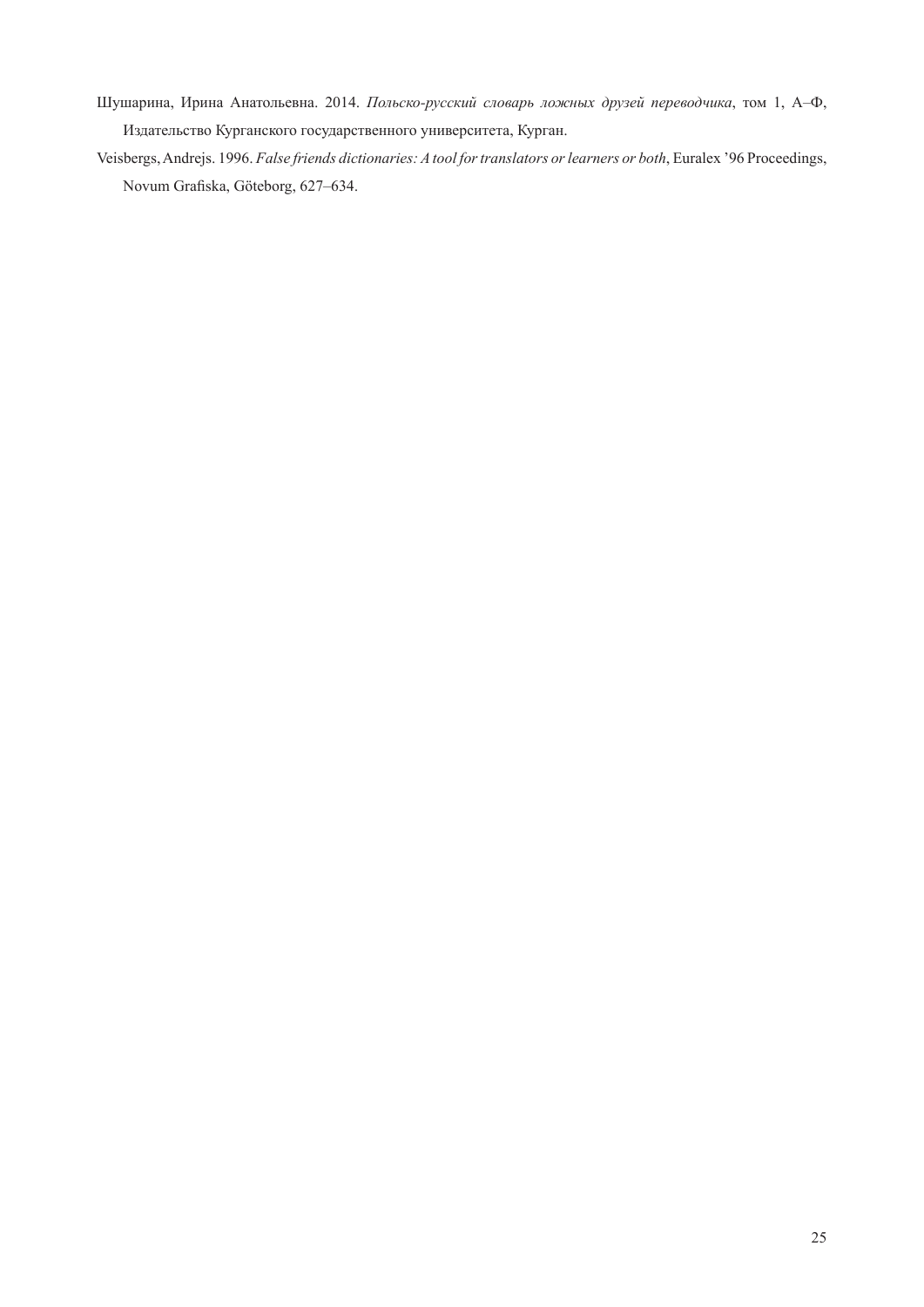Шушарина, Ирина Анатольевна. 2014. *Польско-русский словарь ложных друзей переводчика*, том 1, А–Ф, Издательство Курганского государственного университета, Курган.

Veisbergs, Andrejs. 1996. *False friends dictionaries: A tool for translators or learners or both*, Euralex '96 Proceedings, Novum Grafiska, Göteborg, 627–634.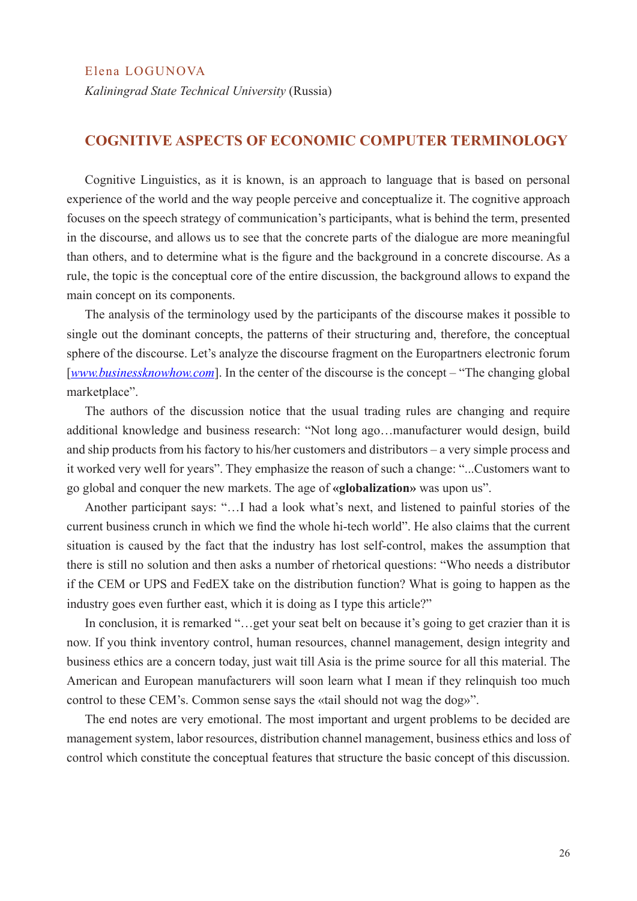Elena LOGUNOVA

*Kaliningrad State Technical University* (Russia)

## COGNITIVE ASPECTS OF ECONOMIC COMPUTER TERMINOLOGY

Cognitive Linguistics, as it is known, is an approach to language that is based on personal experience of the world and the way people perceive and conceptualize it. The cognitive approach focuses on the speech strategy of communication's participants, what is behind the term, presented in the discourse, and allows us to see that the concrete parts of the dialogue are more meaningful than others, and to determine what is the figure and the background in a concrete discourse. As a rule, the topic is the conceptual core of the entire discussion, the background allows to expand the main concept on its components.

The analysis of the terminology used by the participants of the discourse makes it possible to single out the dominant concepts, the patterns of their structuring and, therefore, the conceptual sphere of the discourse. Let's analyze the discourse fragment on the Europartners electronic forum [*www.businessknowhow.com*]. In the center of the discourse is the concept – "The changing global marketplace".

The authors of the discussion notice that the usual trading rules are changing and require additional knowledge and business research: "Not long ago…manufacturer would design, build and ship products from his factory to his/her customers and distributors – a very simple process and it worked very well for years". They emphasize the reason of such a change: "...Customers want to go global and conquer the new markets. The age of **«globalization»** was upon us".

Another participant says: "…I had a look what's next, and listened to painful stories of the current business crunch in which we find the whole hi-tech world". He also claims that the current situation is caused by the fact that the industry has lost self-control, makes the assumption that there is still no solution and then asks a number of rhetorical questions: "Who needs a distributor if the CEM or UPS and FedEX take on the distribution function? What is going to happen as the industry goes even further east, which it is doing as I type this article?"

In conclusion, it is remarked "…get your seat belt on because it's going to get crazier than it is now. If you think inventory control, human resources, channel management, design integrity and business ethics are a concern today, just wait till Asia is the prime source for all this material. The American and European manufacturers will soon learn what I mean if they relinquish too much control to these CEM's. Common sense says the «tail should not wag the dog»".

The end notes are very emotional. The most important and urgent problems to be decided are management system, labor resources, distribution channel management, business ethics and loss of control which constitute the conceptual features that structure the basic concept of this discussion.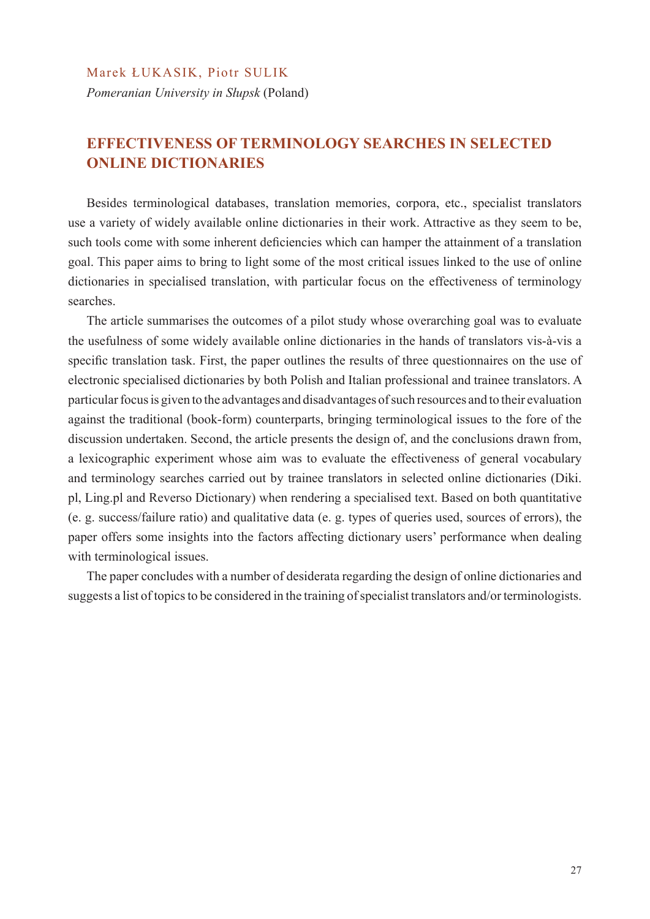Marek ŁUKASIK, Piotr SULIK

*Pomeranian University in Słupsk* (Poland)

## EFFECTIVENESS OF TERMINOLOGY SEARCHES IN SELECTED ONLINE DICTIONARIES

Besides terminological databases, translation memories, corpora, etc., specialist translators use a variety of widely available online dictionaries in their work. Attractive as they seem to be, such tools come with some inherent deficiencies which can hamper the attainment of a translation goal. This paper aims to bring to light some of the most critical issues linked to the use of online dictionaries in specialised translation, with particular focus on the effectiveness of terminology searches.

The article summarises the outcomes of a pilot study whose overarching goal was to evaluate the usefulness of some widely available online dictionaries in the hands of translators vis-à-vis a specific translation task. First, the paper outlines the results of three questionnaires on the use of electronic specialised dictionaries by both Polish and Italian professional and trainee translators. A particular focus is given to the advantages and disadvantages of such resources and to their evaluation against the traditional (book-form) counterparts, bringing terminological issues to the fore of the discussion undertaken. Second, the article presents the design of, and the conclusions drawn from, a lexicographic experiment whose aim was to evaluate the effectiveness of general vocabulary and terminology searches carried out by trainee translators in selected online dictionaries (Diki.pl, Ling.pl and Reverso Dictionary) when rendering a specialised text. Based on both quantitative (e. g. success/failure ratio) and qualitative data (e. g. types of queries used, sources of errors), the paper offers some insights into the factors affecting dictionary users' performance when dealing with terminological issues.

The paper concludes with a number of desiderata regarding the design of online dictionaries and suggests a list of topics to be considered in the training of specialist translators and/or terminologists.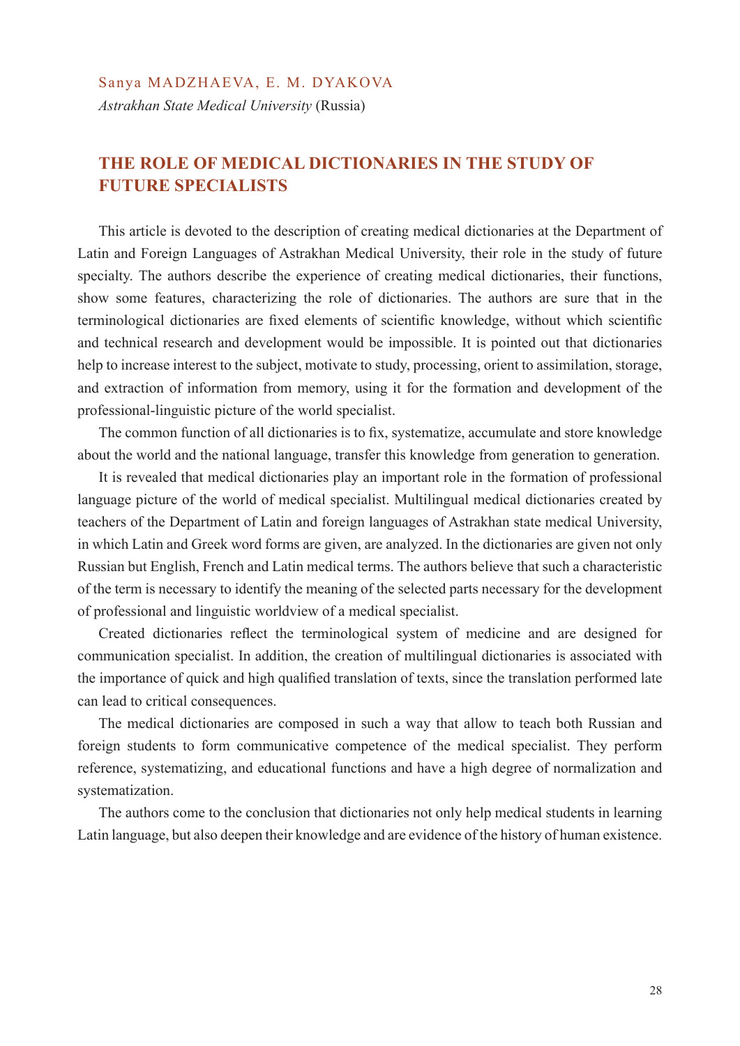Sanya MADZHAEVA, E. M. DYAKOVA

*Astrakhan State Medical University* (Russia)

## THE ROLE OF MEDICAL DICTIONARIES IN THE STUDY OF FUTURE SPECIALISTS

This article is devoted to the description of creating medical dictionaries at the Department of Latin and Foreign Languages of Astrakhan Medical University, their role in the study of future specialty. The authors describe the experience of creating medical dictionaries, their functions, show some features, characterizing the role of dictionaries. The authors are sure that in the terminological dictionaries are fixed elements of scientific knowledge, without which scientific and technical research and development would be impossible. It is pointed out that dictionaries help to increase interest to the subject, motivate to study, processing, orient to assimilation, storage, and extraction of information from memory, using it for the formation and development of the professional-linguistic picture of the world specialist.

The common function of all dictionaries is to fix, systematize, accumulate and store knowledge about the world and the national language, transfer this knowledge from generation to generation.

It is revealed that medical dictionaries play an important role in the formation of professional language picture of the world of medical specialist. Multilingual medical dictionaries created by teachers of the Department of Latin and foreign languages of Astrakhan state medical University, in which Latin and Greek word forms are given, are analyzed. In the dictionaries are given not only Russian but English, French and Latin medical terms. The authors believe that such a characteristic of the term is necessary to identify the meaning of the selected parts necessary for the development of professional and linguistic worldview of a medical specialist.

Created dictionaries reflect the terminological system of medicine and are designed for communication specialist. In addition, the creation of multilingual dictionaries is associated with the importance of quick and high qualified translation of texts, since the translation performed late can lead to critical consequences.

The medical dictionaries are composed in such a way that allow to teach both Russian and foreign students to form communicative competence of the medical specialist. They perform reference, systematizing, and educational functions and have a high degree of normalization and systematization.

The authors come to the conclusion that dictionaries not only help medical students in learning Latin language, but also deepen their knowledge and are evidence of the history of human existence.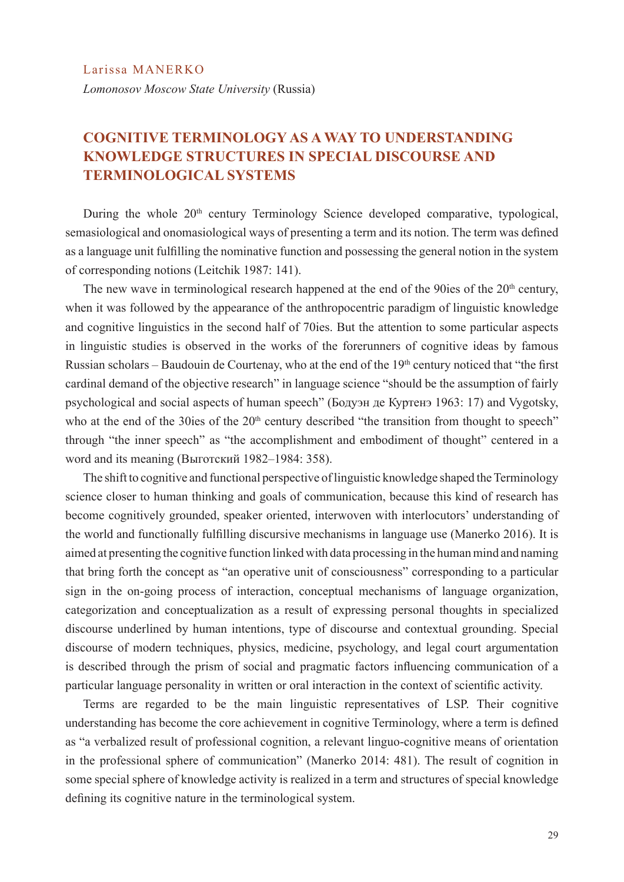Larissa MANERKO

*Lomonosov Moscow State University* (Russia)

# COGNITIVE TERMINOLOGY AS A WAY TO UNDERSTANDING KNOWLEDGE STRUCTURES IN SPECIAL DISCOURSE AND TERMINOLOGICAL SYSTEMS

During the whole 20th century Terminology Science developed comparative, typological, semasiological and onomasiological ways of presenting a term and its notion. The term was defined as a language unit fulfilling the nominative function and possessing the general notion in the system of corresponding notions (Leitchik 1987: 141).

The new wave in terminological research happened at the end of the 90ies of the 20th century, when it was followed by the appearance of the anthropocentric paradigm of linguistic knowledge and cognitive linguistics in the second half of 70ies. But the attention to some particular aspects in linguistic studies is observed in the works of the forerunners of cognitive ideas by famous Russian scholars – Baudouin de Courtenay, who at the end of the 19th century noticed that "the first cardinal demand of the objective research" in language science "should be the assumption of fairly psychological and social aspects of human speech" (Бодуэн де Куртенэ 1963: 17) and Vygotsky, who at the end of the 30ies of the 20th century described "the transition from thought to speech" through "the inner speech" as "the accomplishment and embodiment of thought" centered in a word and its meaning (Выготский 1982–1984: 358).

The shift to cognitive and functional perspective of linguistic knowledge shaped the Terminology science closer to human thinking and goals of communication, because this kind of research has become cognitively grounded, speaker oriented, interwoven with interlocutors' understanding of the world and functionally fulfilling discursive mechanisms in language use (Manerko 2016). It is aimed at presenting the cognitive function linked with data processing in the human mind and naming that bring forth the concept as "an operative unit of consciousness" corresponding to a particular sign in the on-going process of interaction, conceptual mechanisms of language organization, categorization and conceptualization as a result of expressing personal thoughts in specialized discourse underlined by human intentions, type of discourse and contextual grounding. Special discourse of modern techniques, physics, medicine, psychology, and legal court argumentation is described through the prism of social and pragmatic factors influencing communication of a particular language personality in written or oral interaction in the context of scientific activity.

Terms are regarded to be the main linguistic representatives of LSP. Their cognitive understanding has become the core achievement in cognitive Terminology, where a term is defined as "a verbalized result of professional cognition, a relevant linguo-cognitive means of orientation in the professional sphere of communication" (Manerko 2014: 481). The result of cognition in some special sphere of knowledge activity is realized in a term and structures of special knowledge defining its cognitive nature in the terminological system.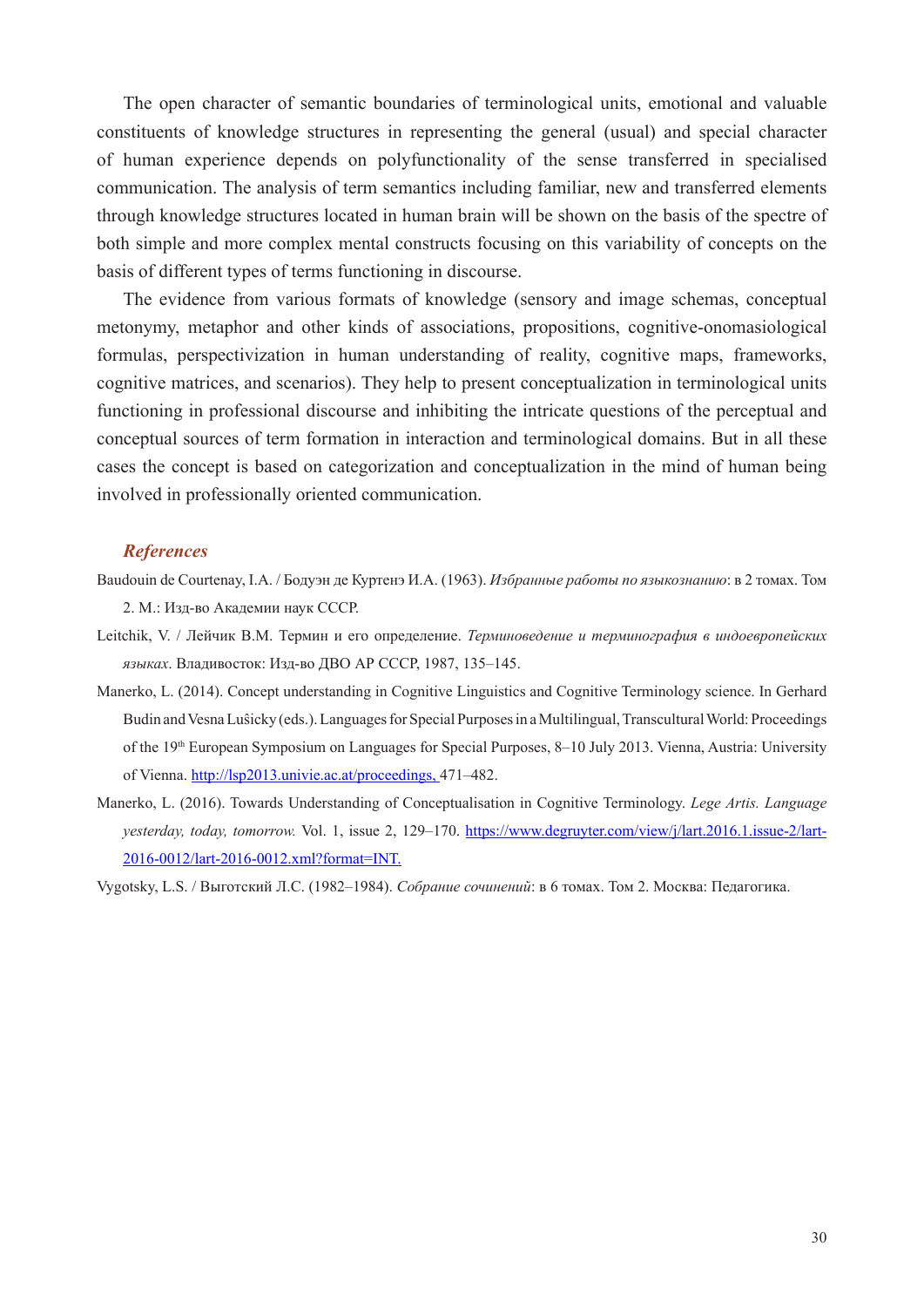The open character of semantic boundaries of terminological units, emotional and valuable constituents of knowledge structures in representing the general (usual) and special character of human experience depends on polyfunctionality of the sense transferred in specialised communication. The analysis of term semantics including familiar, new and transferred elements through knowledge structures located in human brain will be shown on the basis of the spectre of both simple and more complex mental constructs focusing on this variability of concepts on the basis of different types of terms functioning in discourse.

The evidence from various formats of knowledge (sensory and image schemas, conceptual metonymy, metaphor and other kinds of associations, propositions, cognitive-onomasiological formulas, perspectivization in human understanding of reality, cognitive maps, frameworks, cognitive matrices, and scenarios). They help to present conceptualization in terminological units functioning in professional discourse and inhibiting the intricate questions of the perceptual and conceptual sources of term formation in interaction and terminological domains. But in all these cases the concept is based on categorization and conceptualization in the mind of human being involved in professionally oriented communication.

## *References*

Baudouin de Courtenay, I.A. / Бодуэн де Куртенэ И.А. (1963). *Избранные работы по языкознанию*: в 2 томах. Том 2. М.: Изд-во Академии наук СССР.

Leitchik, V. / Лейчик В.М. Термин и его определение. *Терминоведение и терминография в индоевропейских языках*. Владивосток: Изд-во ДВО АР СССР, 1987, 135–145.

Manerko, L. (2014). Concept understanding in Cognitive Linguistics and Cognitive Terminology science. In Gerhard Budin and Vesna Lušicky (eds.). Languages for Special Purposes in a Multilingual, Transcultural World: Proceedings of the 19th European Symposium on Languages for Special Purposes, 8–10 July 2013. Vienna, Austria: University of Vienna. http://lsp2013.univie.ac.at/proceedings, 471–482.

Manerko, L. (2016). Towards Understanding of Conceptualisation in Cognitive Terminology. *Lege Artis. Language yesterday, today, tomorrow.* Vol. 1, issue 2, 129–170. https://www.degruyter.com/view/j/lart.2016.1.issue-2/lart-2016-0012/lart-2016-0012.xml?format=INT.

Vygotsky, L.S. / Выготский Л.С. (1982–1984). *Собрание сочинений*: в 6 томах. Том 2. Москва: Педагогика.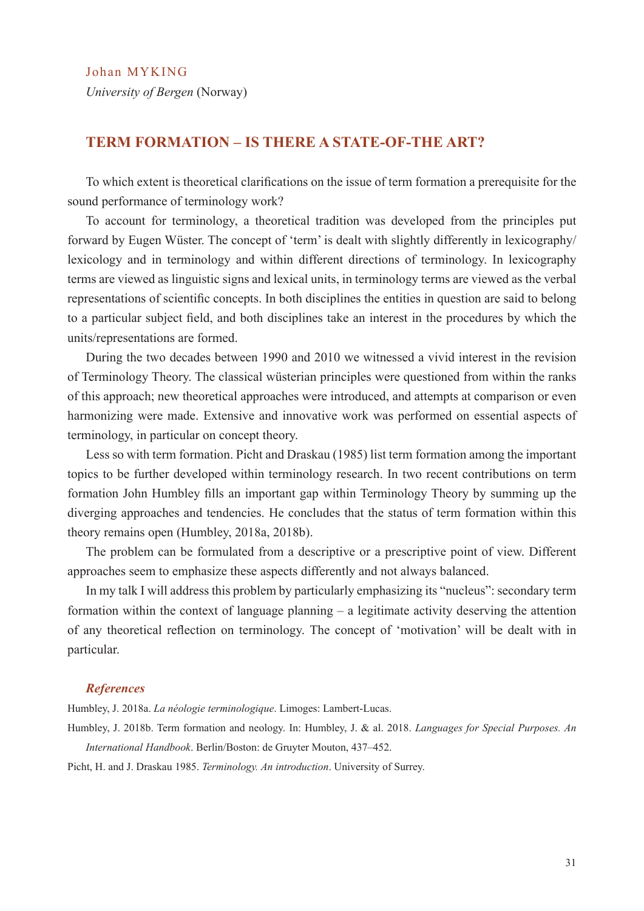Johan MYKING

*University of Bergen* (Norway)

## TERM FORMATION – IS THERE A STATE-OF-THE ART?

To which extent is theoretical clarifications on the issue of term formation a prerequisite for the sound performance of terminology work?

To account for terminology, a theoretical tradition was developed from the principles put forward by Eugen Wüster. The concept of 'term' is dealt with slightly differently in lexicography/ lexicology and in terminology and within different directions of terminology. In lexicography terms are viewed as linguistic signs and lexical units, in terminology terms are viewed as the verbal representations of scientific concepts. In both disciplines the entities in question are said to belong to a particular subject field, and both disciplines take an interest in the procedures by which the units/representations are formed.

During the two decades between 1990 and 2010 we witnessed a vivid interest in the revision of Terminology Theory. The classical wüsterian principles were questioned from within the ranks of this approach; new theoretical approaches were introduced, and attempts at comparison or even harmonizing were made. Extensive and innovative work was performed on essential aspects of terminology, in particular on concept theory.

Less so with term formation. Picht and Draskau (1985) list term formation among the important topics to be further developed within terminology research. In two recent contributions on term formation John Humbley fills an important gap within Terminology Theory by summing up the diverging approaches and tendencies. He concludes that the status of term formation within this theory remains open (Humbley, 2018a, 2018b).

The problem can be formulated from a descriptive or a prescriptive point of view. Different approaches seem to emphasize these aspects differently and not always balanced.

In my talk I will address this problem by particularly emphasizing its "nucleus": secondary term formation within the context of language planning – a legitimate activity deserving the attention of any theoretical reflection on terminology. The concept of 'motivation' will be dealt with in particular.

### *References*

Humbley, J. 2018a. *La néologie terminologique*. Limoges: Lambert-Lucas.

Humbley, J. 2018b. Term formation and neology. In: Humbley, J. & al. 2018. *Languages for Special Purposes. An International Handbook*. Berlin/Boston: de Gruyter Mouton, 437–452.

Picht, H. and J. Draskau 1985. *Terminology. An introduction*. University of Surrey.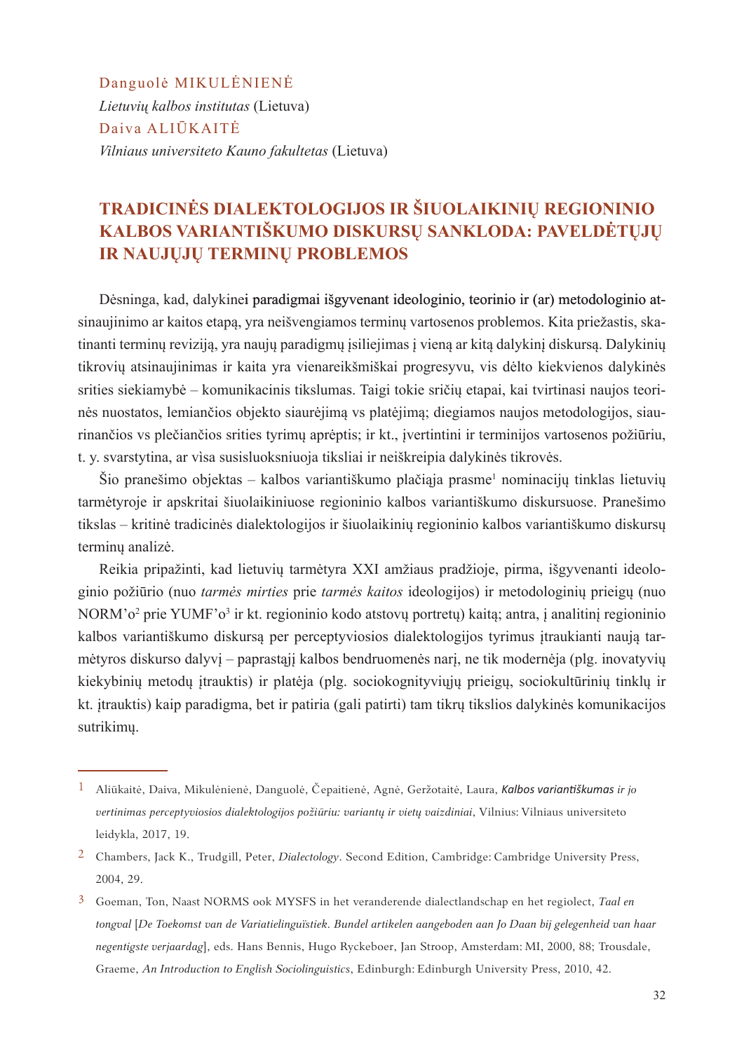Danguolė MIKULĖNIENĖ
*Lietuvių kalbos institutas* (Lietuva)
Daiva ALIŪKAITĖ
*Vilniaus universiteto Kauno fakultetas* (Lietuva)

# TRADICINĖS DIALEKTOLOGIJOS IR ŠIUOLAIKINIŲ REGIONINIO KALBOS VARIANTIŠKUMO DISKURSŲ SANKLODA: PAVELDĖTŲJŲ IR NAUJŲJŲ TERMINŲ PROBLEMOS

Dėsninga, kad, dalykinei paradigmai išgyvenant ideologinio, teorinio ir (ar) metodologinio atsinaujinimo ar kaitos etapą, yra neišvengiamos terminų vartosenos problemos. Kita priežastis, skatinanti terminų reviziją, yra naujų paradigmų įsiliejimas į vieną ar kitą dalykinį diskursą. Dalykinių tikrovių atsinaujinimas ir kaita yra vienareikšmiškai progresyvu, vis dėlto kiekvienos dalykinės srities siekiamybė – komunikacinis tikslumas. Taigi tokie sričių etapai, kai tvirtinasi naujos teorinės nuostatos, lemiančios objekto siaurėjimą vs platėjimą; diegiamos naujos metodologijos, siaurinančios vs plečiančios srities tyrimų aprėptis; ir kt., įvertintini ir terminijos vartosenos požiūriu, t. y. svarstytina, ar vìsa susisluoksniuoja tiksliai ir neiškreipia dalykinės tikrovės.

Šio pranešimo objektas – kalbos variantiškumo plačiąja prasme[1] nominacijų tinklas lietuvių tarmėtyroje ir apskritai šiuolaikiniuose regioninio kalbos variantiškumo diskursuose. Pranešimo tikslas – kritinė tradicinės dialektologijos ir šiuolaikinių regioninio kalbos variantiškumo diskursų terminų analizė.

Reikia pripažinti, kad lietuvių tarmėtyra XXI amžiaus pradžioje, pirma, išgyvenanti ideologinio požiūrio (nuo *tarmės mirties* prie *tarmės kaitos* ideologijos) ir metodologinių prieigų (nuo NORM'o[2] prie YUMF'o[3] ir kt. regioninio kodo atstovų portretų) kaitą; antra, į analitinį regioninio kalbos variantiškumo diskursą per perceptyviosios dialektologijos tyrimus įtraukianti naują tarmėtyros diskurso dalyvį – paprastąjį kalbos bendruomenės narį, ne tik modernėja (plg. inovatyvių kiekybinių metodų įtrauktis) ir platėja (plg. sociokognityviųjų prieigų, sociokultūrinių tinklų ir kt. įtrauktis) kaip paradigma, bet ir patiria (gali patirti) tam tikrų tikslios dalykinės komunikacijos sutrikimų.

---

1 Aliūkaitė, Daiva, Mikulėnienė, Danguolė, Čepaitienė, Agnė, Geržotaitė, Laura, *Kalbos variantiškumas ir jo vertinimas perceptyviosios dialektologijos požiūriu: variantų ir vietų vaizdiniai*, Vilnius: Vilniaus universiteto leidykla, 2017, 19.

2 Chambers, Jack K., Trudgill, Peter, *Dialectology*. Second Edition, Cambridge: Cambridge University Press, 2004, 29.

3 Goeman, Ton, Naast NORMS ook MYSFS in het veranderende dialectlandschap en het regiolect, *Taal en tongval* [*De Toekomst van de Variatielinguïstiek. Bundel artikelen aangeboden aan Jo Daan bij gelegenheid van haar negentigste verjaardag*], eds. Hans Bennis, Hugo Ryckeboer, Jan Stroop, Amsterdam: MI, 2000, 88; Trousdale, Graeme, *An Introduction to English Sociolinguistics*, Edinburgh: Edinburgh University Press, 2010, 42.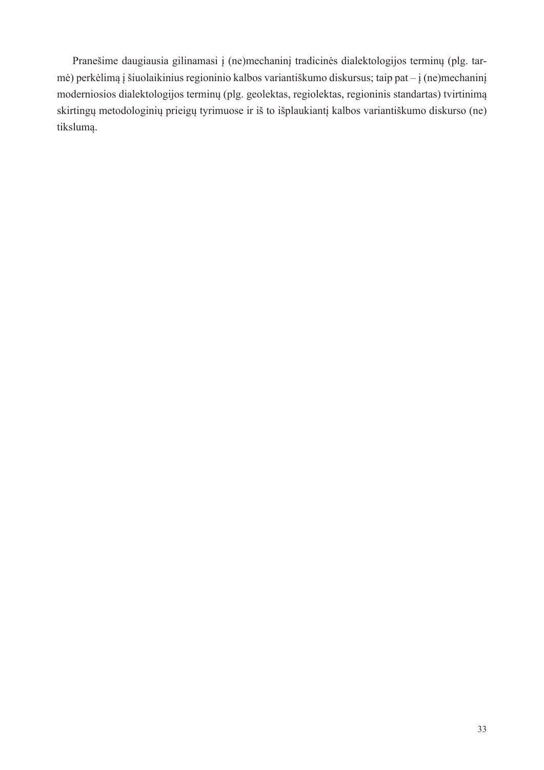Pranešime daugiausia gilinamasi į (ne)mechaninį tradicinės dialektologijos terminų (plg. tarmė) perkėlimą į šiuolaikinius regioninio kalbos variantiškumo diskursus; taip pat – į (ne)mechaninį moderniosios dialektologijos terminų (plg. geolektas, regiolektas, regioninis standartas) tvirtinimą skirtingų metodologinių prieigų tyrimuose ir iš to išplaukiantį kalbos variantiškumo diskurso (ne) tikslumą.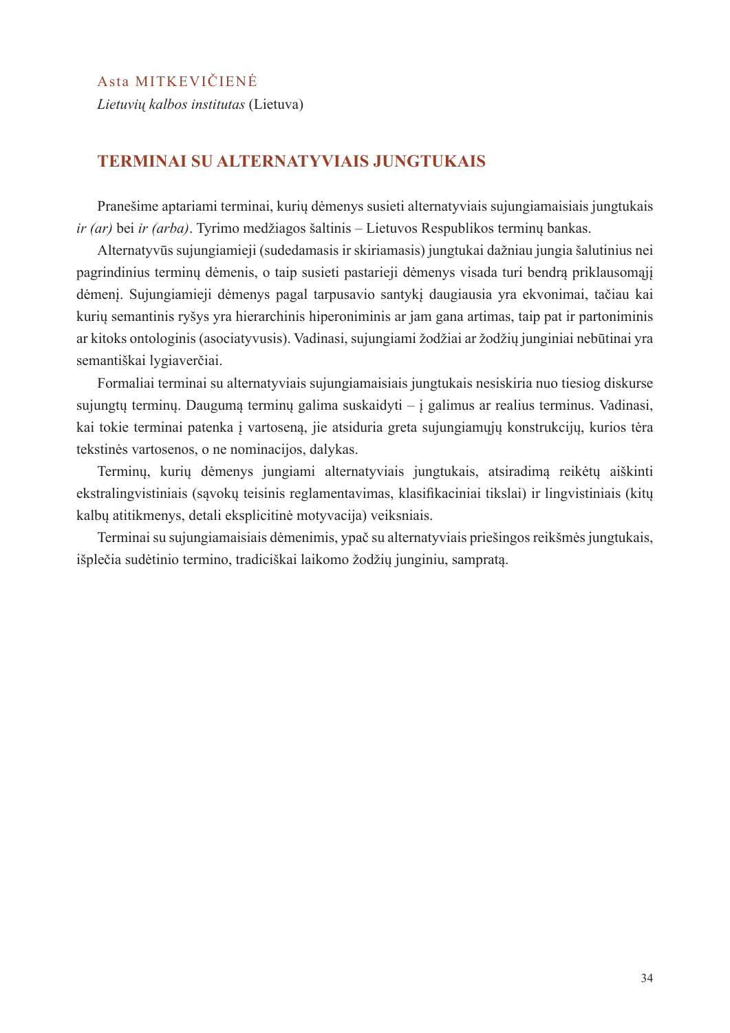Asta MITKEVIČIENĖ

*Lietuvių kalbos institutas* (Lietuva)

## TERMINAI SU ALTERNATYVIAIS JUNGTUKAIS

Pranešime aptariami terminai, kurių dėmenys susieti alternatyviais sujungiamaisiais jungtukais *ir (ar)* bei *ir (arba)*. Tyrimo medžiagos šaltinis – Lietuvos Respublikos terminų bankas.

Alternatyvūs sujungiamieji (sudedamasis ir skiriamasis) jungtukai dažniau jungia šalutinius nei pagrindinius terminų dėmenis, o taip susieti pastarieji dėmenys visada turi bendrą priklausomąjį dėmenį. Sujungiamieji dėmenys pagal tarpusavio santykį daugiausia yra ekvonimai, tačiau kai kurių semantinis ryšys yra hierarchinis hiperoniminis ar jam gana artimas, taip pat ir partoniminis ar kitoks ontologinis (asociatyvusis). Vadinasi, sujungiami žodžiai ar žodžių junginiai nebūtinai yra semantiškai lygiaverčiai.

Formaliai terminai su alternatyviais sujungiamaisiais jungtukais nesiskiria nuo tiesiog diskurse sujungtų terminų. Daugumą terminų galima suskaidyti – į galimus ar realius terminus. Vadinasi, kai tokie terminai patenka į vartoseną, jie atsiduria greta sujungiamųjų konstrukcijų, kurios tėra tekstinės vartosenos, o ne nominacijos, dalykas.

Terminų, kurių dėmenys jungiami alternatyviais jungtukais, atsiradimą reikėtų aiškinti ekstralingvistiniais (sąvokų teisinis reglamentavimas, klasifikaciniai tikslai) ir lingvistiniais (kitų kalbų atitikmenys, detali eksplicitinė motyvacija) veiksniais.

Terminai su sujungiamaisiais dėmenimis, ypač su alternatyviais priešingos reikšmės jungtukais, išplečia sudėtinio termino, tradiciškai laikomo žodžių junginiu, sampratą.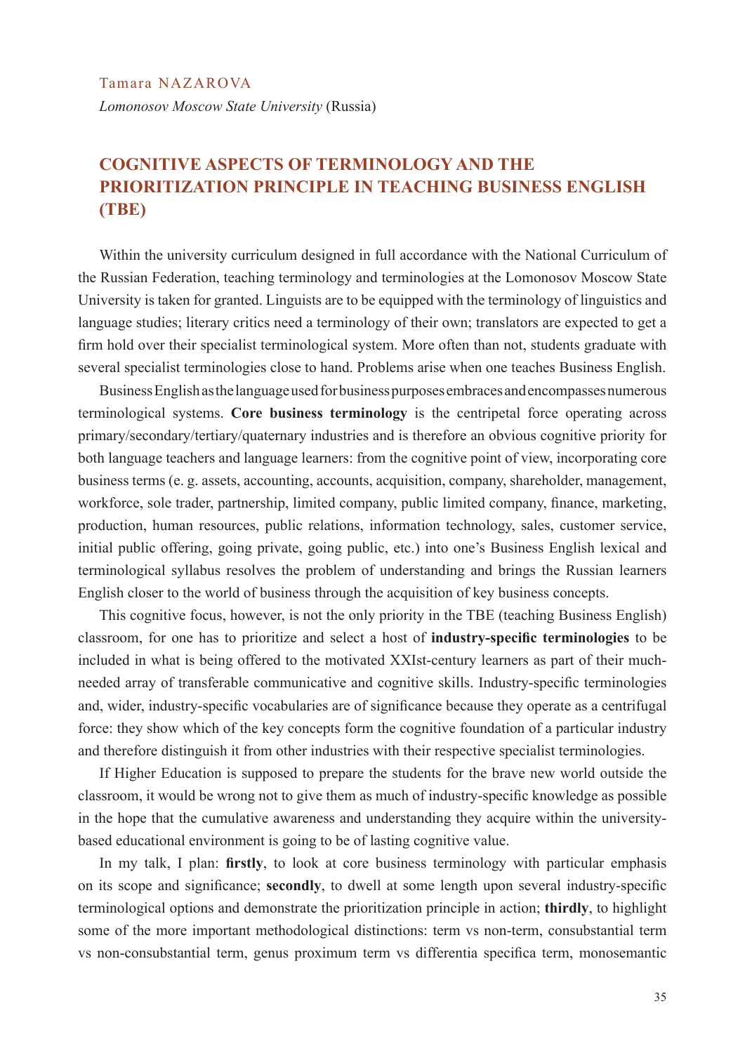Tamara NAZAROVA

*Lomonosov Moscow State University* (Russia)

## COGNITIVE ASPECTS OF TERMINOLOGY AND THE PRIORITIZATION PRINCIPLE IN TEACHING BUSINESS ENGLISH (TBE)

Within the university curriculum designed in full accordance with the National Curriculum of the Russian Federation, teaching terminology and terminologies at the Lomonosov Moscow State University is taken for granted. Linguists are to be equipped with the terminology of linguistics and language studies; literary critics need a terminology of their own; translators are expected to get a firm hold over their specialist terminological system. More often than not, students graduate with several specialist terminologies close to hand. Problems arise when one teaches Business English.

Business English as the language used for business purposes embraces and encompasses numerous terminological systems. **Core business terminology** is the centripetal force operating across primary/secondary/tertiary/quaternary industries and is therefore an obvious cognitive priority for both language teachers and language learners: from the cognitive point of view, incorporating core business terms (e. g. assets, accounting, accounts, acquisition, company, shareholder, management, workforce, sole trader, partnership, limited company, public limited company, finance, marketing, production, human resources, public relations, information technology, sales, customer service, initial public offering, going private, going public, etc.) into one's Business English lexical and terminological syllabus resolves the problem of understanding and brings the Russian learners English closer to the world of business through the acquisition of key business concepts.

This cognitive focus, however, is not the only priority in the TBE (teaching Business English) classroom, for one has to prioritize and select a host of **industry-specific terminologies** to be included in what is being offered to the motivated XXIst-century learners as part of their much-needed array of transferable communicative and cognitive skills. Industry-specific terminologies and, wider, industry-specific vocabularies are of significance because they operate as a centrifugal force: they show which of the key concepts form the cognitive foundation of a particular industry and therefore distinguish it from other industries with their respective specialist terminologies.

If Higher Education is supposed to prepare the students for the brave new world outside the classroom, it would be wrong not to give them as much of industry-specific knowledge as possible in the hope that the cumulative awareness and understanding they acquire within the university-based educational environment is going to be of lasting cognitive value.

In my talk, I plan: **firstly**, to look at core business terminology with particular emphasis on its scope and significance; **secondly**, to dwell at some length upon several industry-specific terminological options and demonstrate the prioritization principle in action; **thirdly**, to highlight some of the more important methodological distinctions: term vs non-term, consubstantial term vs non-consubstantial term, genus proximum term vs differentia specifica term, monosemantic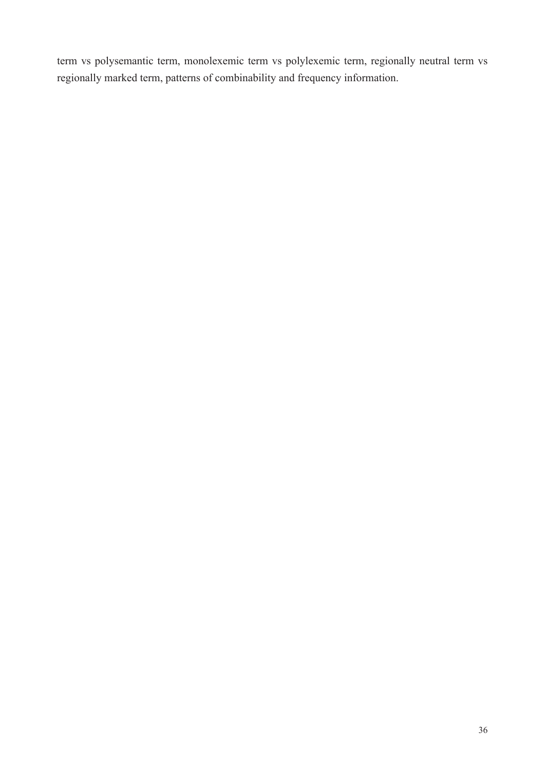term vs polysemantic term, monolexemic term vs polylexemic term, regionally neutral term vs regionally marked term, patterns of combinability and frequency information.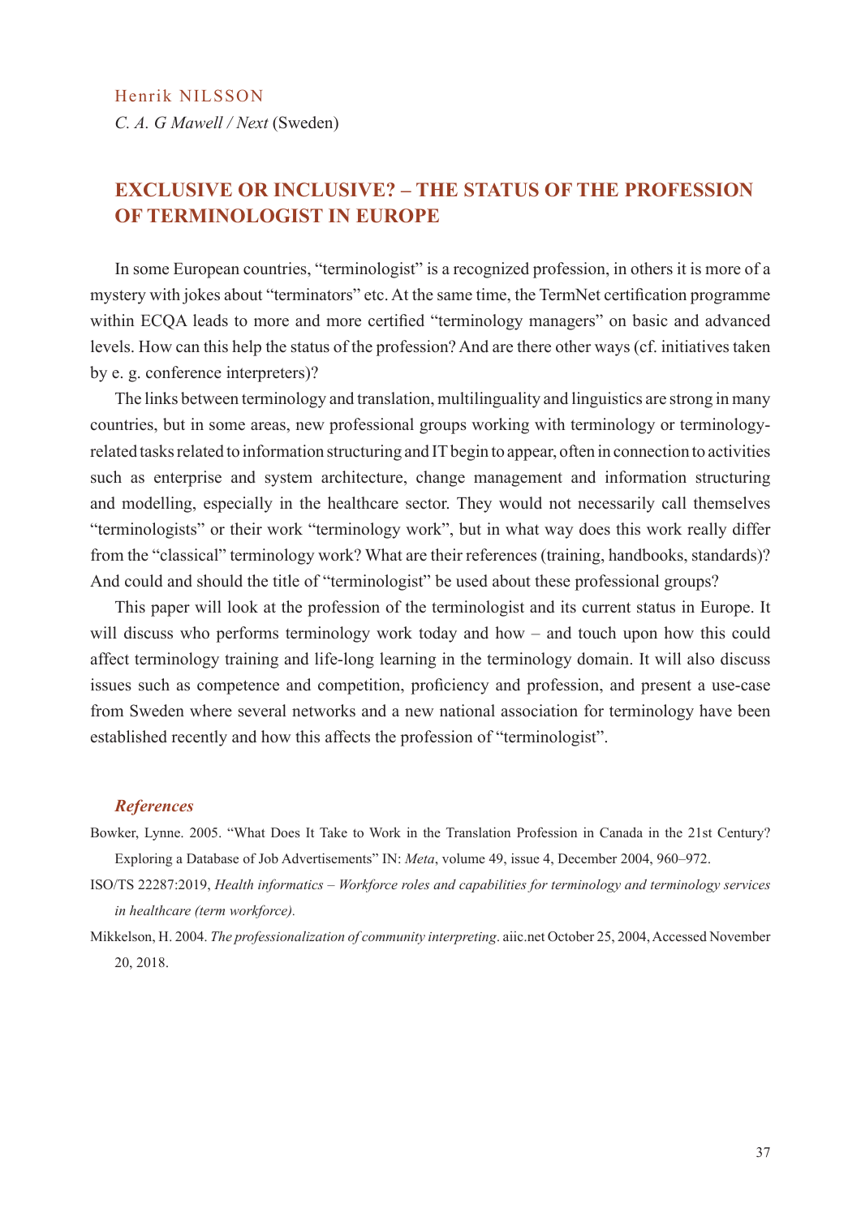Henrik NILSSON

*C. A. G Mawell / Next* (Sweden)

## EXCLUSIVE OR INCLUSIVE? – THE STATUS OF THE PROFESSION OF TERMINOLOGIST IN EUROPE

In some European countries, "terminologist" is a recognized profession, in others it is more of a mystery with jokes about "terminators" etc. At the same time, the TermNet certification programme within ECQA leads to more and more certified "terminology managers" on basic and advanced levels. How can this help the status of the profession? And are there other ways (cf. initiatives taken by e. g. conference interpreters)?

The links between terminology and translation, multilinguality and linguistics are strong in many countries, but in some areas, new professional groups working with terminology or terminology-related tasks related to information structuring and IT begin to appear, often in connection to activities such as enterprise and system architecture, change management and information structuring and modelling, especially in the healthcare sector. They would not necessarily call themselves "terminologists" or their work "terminology work", but in what way does this work really differ from the "classical" terminology work? What are their references (training, handbooks, standards)? And could and should the title of "terminologist" be used about these professional groups?

This paper will look at the profession of the terminologist and its current status in Europe. It will discuss who performs terminology work today and how – and touch upon how this could affect terminology training and life-long learning in the terminology domain. It will also discuss issues such as competence and competition, proficiency and profession, and present a use-case from Sweden where several networks and a new national association for terminology have been established recently and how this affects the profession of "terminologist".

### *References*

Bowker, Lynne. 2005. "What Does It Take to Work in the Translation Profession in Canada in the 21st Century? Exploring a Database of Job Advertisements" IN: *Meta*, volume 49, issue 4, December 2004, 960–972.

ISO/TS 22287:2019, *Health informatics – Workforce roles and capabilities for terminology and terminology services in healthcare (term workforce).*

Mikkelson, H. 2004. *The professionalization of community interpreting*. aiic.net October 25, 2004, Accessed November 20, 2018.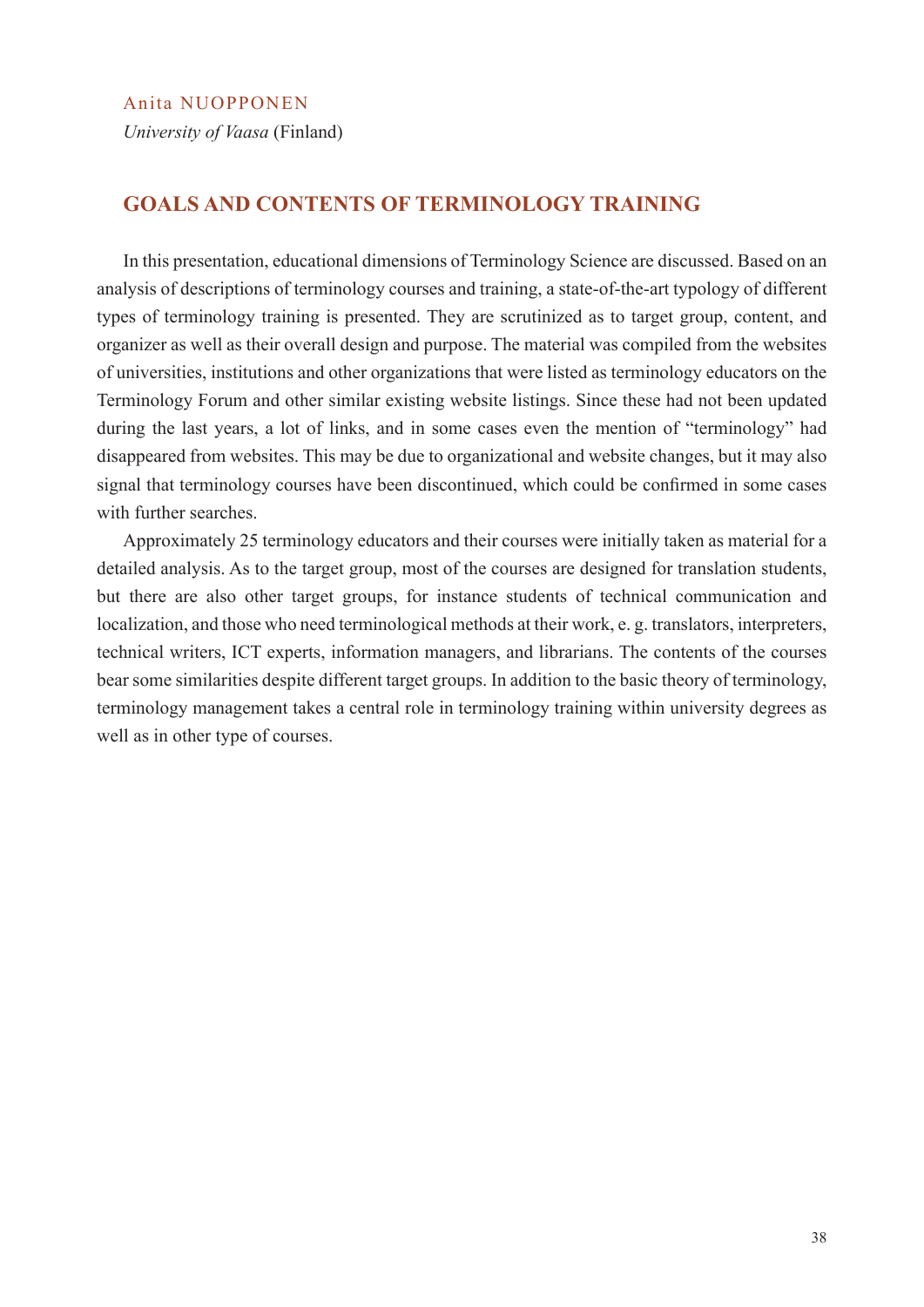Anita NUOPPONEN

*University of Vaasa* (Finland)

## GOALS AND CONTENTS OF TERMINOLOGY TRAINING

In this presentation, educational dimensions of Terminology Science are discussed. Based on an analysis of descriptions of terminology courses and training, a state-of-the-art typology of different types of terminology training is presented. They are scrutinized as to target group, content, and organizer as well as their overall design and purpose. The material was compiled from the websites of universities, institutions and other organizations that were listed as terminology educators on the Terminology Forum and other similar existing website listings. Since these had not been updated during the last years, a lot of links, and in some cases even the mention of "terminology" had disappeared from websites. This may be due to organizational and website changes, but it may also signal that terminology courses have been discontinued, which could be confirmed in some cases with further searches.

Approximately 25 terminology educators and their courses were initially taken as material for a detailed analysis. As to the target group, most of the courses are designed for translation students, but there are also other target groups, for instance students of technical communication and localization, and those who need terminological methods at their work, e. g. translators, interpreters, technical writers, ICT experts, information managers, and librarians. The contents of the courses bear some similarities despite different target groups. In addition to the basic theory of terminology, terminology management takes a central role in terminology training within university degrees as well as in other type of courses.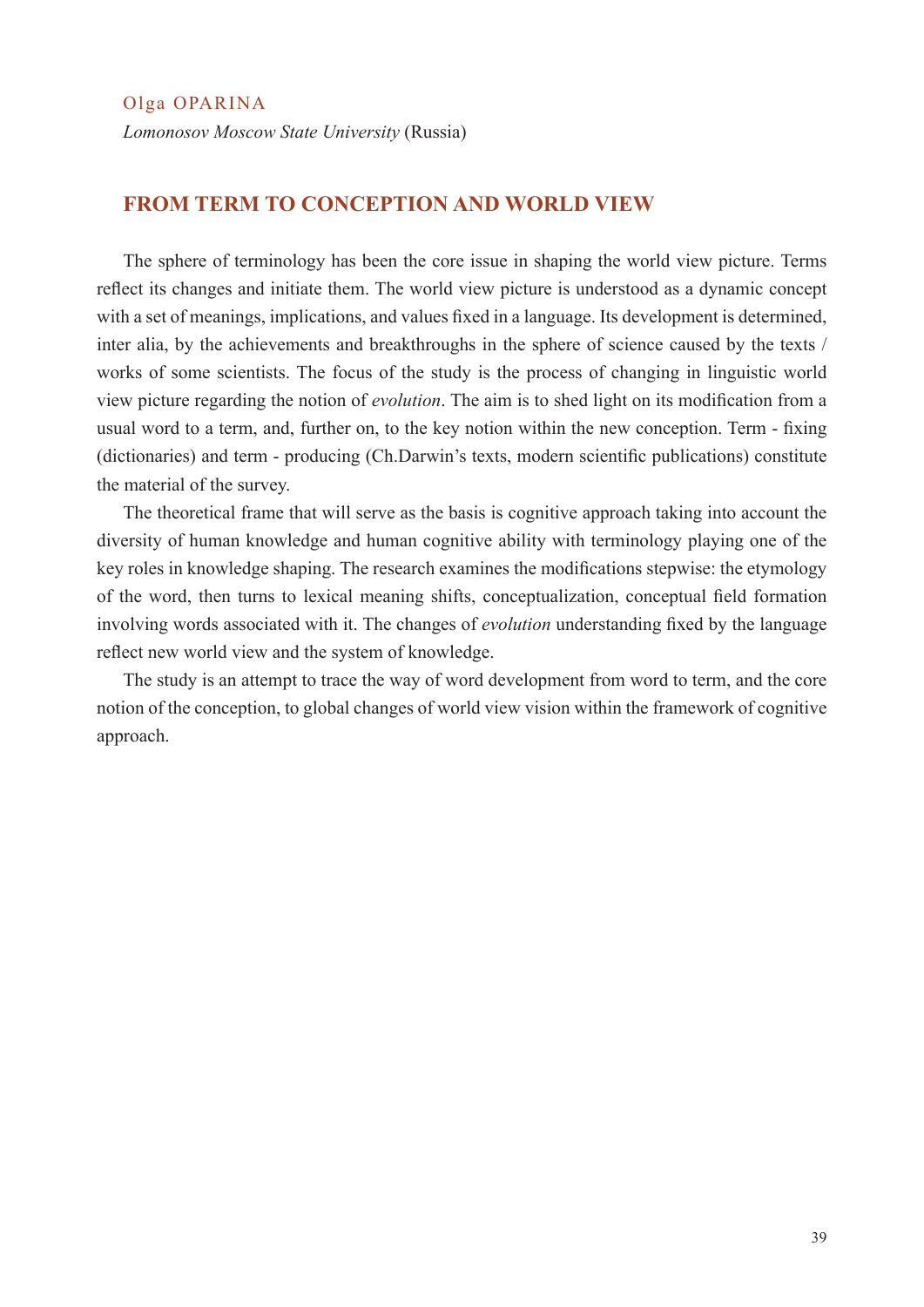Olga OPARINA

*Lomonosov Moscow State University* (Russia)

## FROM TERM TO CONCEPTION AND WORLD VIEW

The sphere of terminology has been the core issue in shaping the world view picture. Terms reflect its changes and initiate them. The world view picture is understood as a dynamic concept with a set of meanings, implications, and values fixed in a language. Its development is determined, inter alia, by the achievements and breakthroughs in the sphere of science caused by the texts / works of some scientists. The focus of the study is the process of changing in linguistic world view picture regarding the notion of *evolution*. The aim is to shed light on its modification from a usual word to a term, and, further on, to the key notion within the new conception. Term - fixing (dictionaries) and term - producing (Ch.Darwin's texts, modern scientific publications) constitute the material of the survey.

The theoretical frame that will serve as the basis is cognitive approach taking into account the diversity of human knowledge and human cognitive ability with terminology playing one of the key roles in knowledge shaping. The research examines the modifications stepwise: the etymology of the word, then turns to lexical meaning shifts, conceptualization, conceptual field formation involving words associated with it. The changes of *evolution* understanding fixed by the language reflect new world view and the system of knowledge.

The study is an attempt to trace the way of word development from word to term, and the core notion of the conception, to global changes of world view vision within the framework of cognitive approach.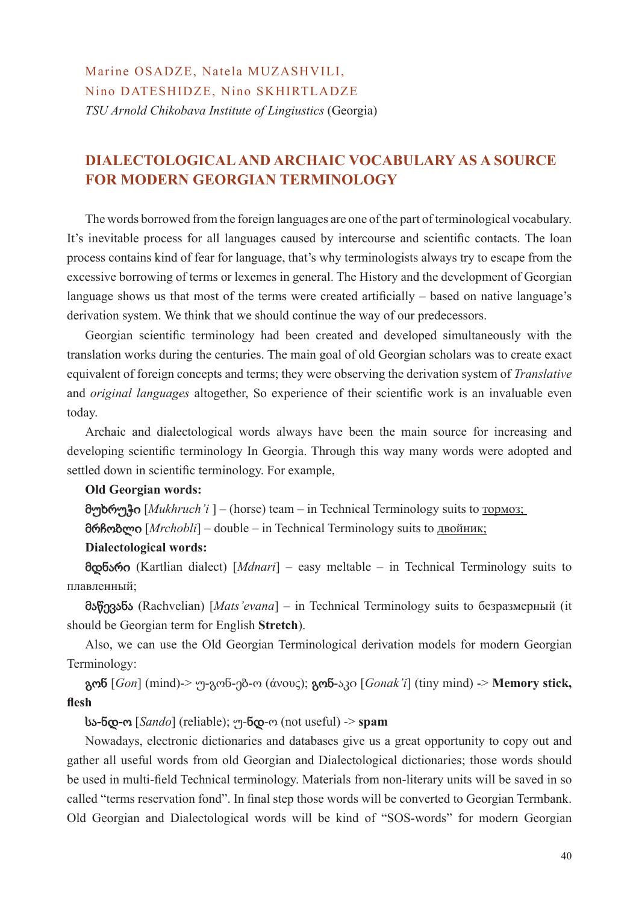Marine OSADZE, Natela MUZASHVILI,
Nino DATESHIDZE, Nino SKHIRTLADZE
*TSU Arnold Chikobava Institute of Lingiustics* (Georgia)

## DIALECTOLOGICAL AND ARCHAIC VOCABULARY AS A SOURCE FOR MODERN GEORGIAN TERMINOLOGY

The words borrowed from the foreign languages are one of the part of terminological vocabulary. It's inevitable process for all languages caused by intercourse and scientific contacts. The loan process contains kind of fear for language, that's why terminologists always try to escape from the excessive borrowing of terms or lexemes in general. The History and the development of Georgian language shows us that most of the terms were created artificially – based on native language's derivation system. We think that we should continue the way of our predecessors.

Georgian scientific terminology had been created and developed simultaneously with the translation works during the centuries. The main goal of old Georgian scholars was to create exact equivalent of foreign concepts and terms; they were observing the derivation system of *Translative* and *original languages* altogether, So experience of their scientific work is an invaluable even today.

Archaic and dialectological words always have been the main source for increasing and developing scientific terminology In Georgia. Through this way many words were adopted and settled down in scientific terminology. For example,

**Old Georgian words:**

**მუხრუჭი** [*Mukhruch'i* ] – (horse) team – in Technical Terminology suits to тормоз;

**მრჩობლი** [*Mrchobli*] – double – in Technical Terminology suits to двойник;

**Dialectological words:**

**მდნარი** (Kartlian dialect) [*Mdnari*] – easy meltable – in Technical Terminology suits to плавленный;

**მაწევანა** (Rachvelian) [*Mats'evana*] – in Technical Terminology suits to безразмерный (it should be Georgian term for English **Stretch**).

Also, we can use the Old Georgian Terminological derivation models for modern Georgian Terminology:

**გონ** [*Gon*] (mind)-> უ-გონ-ებ-ი (άνους); **გონ**-აკი [*Gonak'i*] (tiny mind) -> **Memory stick, flesh**

**სა-ნდ-ო** [*Sando*] (reliable); უ-**ნდ**-ო (not useful) -> **spam**

Nowadays, electronic dictionaries and databases give us a great opportunity to copy out and gather all useful words from old Georgian and Dialectological dictionaries; those words should be used in multi-field Technical terminology. Materials from non-literary units will be saved in so called "terms reservation fond". In final step those words will be converted to Georgian Termbank. Old Georgian and Dialectological words will be kind of "SOS-words" for modern Georgian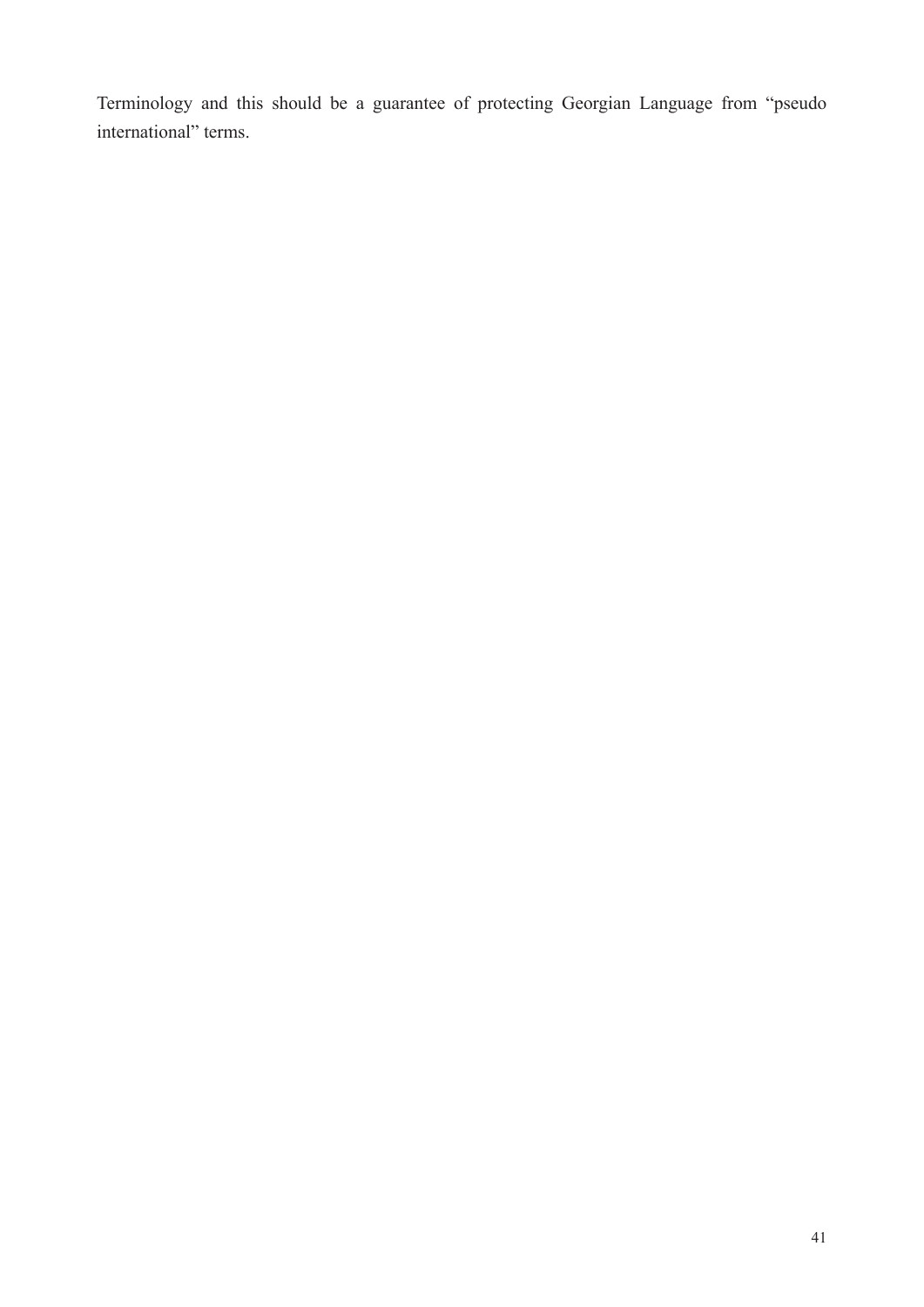Terminology and this should be a guarantee of protecting Georgian Language from "pseudo international" terms.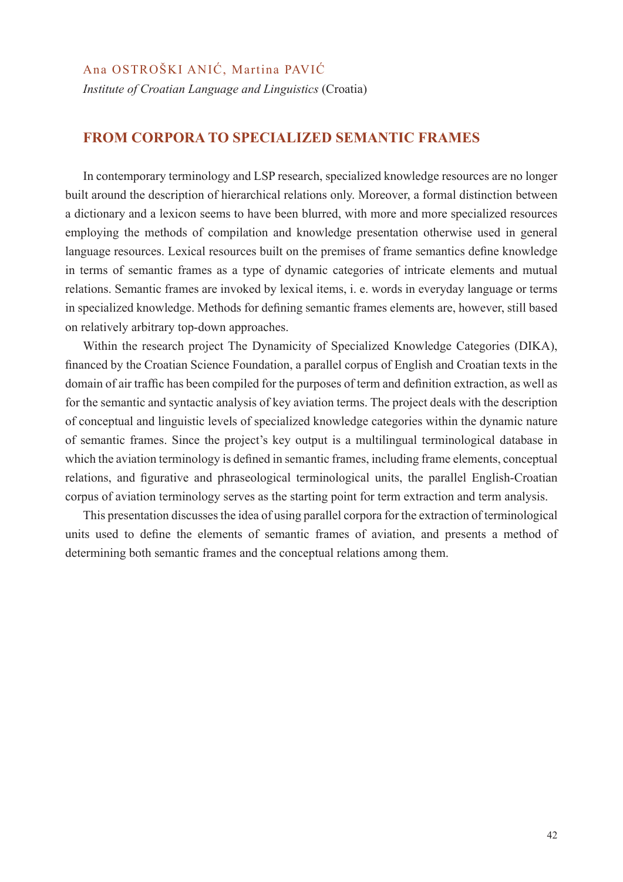Ana OSTROŠKI ANIĆ, Martina PAVIĆ

*Institute of Croatian Language and Linguistics* (Croatia)

## FROM CORPORA TO SPECIALIZED SEMANTIC FRAMES

In contemporary terminology and LSP research, specialized knowledge resources are no longer built around the description of hierarchical relations only. Moreover, a formal distinction between a dictionary and a lexicon seems to have been blurred, with more and more specialized resources employing the methods of compilation and knowledge presentation otherwise used in general language resources. Lexical resources built on the premises of frame semantics define knowledge in terms of semantic frames as a type of dynamic categories of intricate elements and mutual relations. Semantic frames are invoked by lexical items, i. e. words in everyday language or terms in specialized knowledge. Methods for defining semantic frames elements are, however, still based on relatively arbitrary top-down approaches.

Within the research project The Dynamicity of Specialized Knowledge Categories (DIKA), financed by the Croatian Science Foundation, a parallel corpus of English and Croatian texts in the domain of air traffic has been compiled for the purposes of term and definition extraction, as well as for the semantic and syntactic analysis of key aviation terms. The project deals with the description of conceptual and linguistic levels of specialized knowledge categories within the dynamic nature of semantic frames. Since the project's key output is a multilingual terminological database in which the aviation terminology is defined in semantic frames, including frame elements, conceptual relations, and figurative and phraseological terminological units, the parallel English-Croatian corpus of aviation terminology serves as the starting point for term extraction and term analysis.

This presentation discusses the idea of using parallel corpora for the extraction of terminological units used to define the elements of semantic frames of aviation, and presents a method of determining both semantic frames and the conceptual relations among them.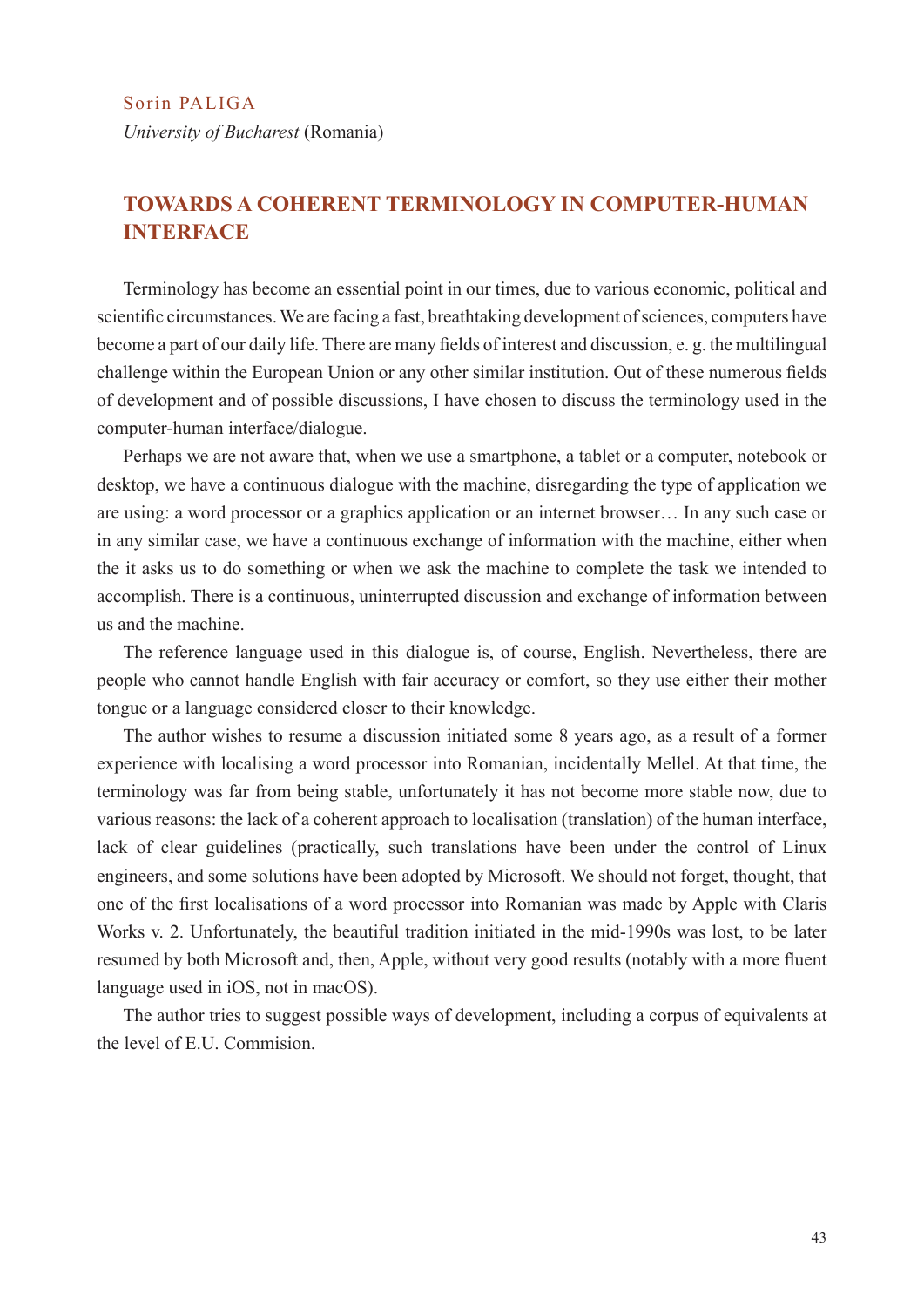Sorin PALIGA

*University of Bucharest* (Romania)

## TOWARDS A COHERENT TERMINOLOGY IN COMPUTER-HUMAN INTERFACE

Terminology has become an essential point in our times, due to various economic, political and scientific circumstances. We are facing a fast, breathtaking development of sciences, computers have become a part of our daily life. There are many fields of interest and discussion, e. g. the multilingual challenge within the European Union or any other similar institution. Out of these numerous fields of development and of possible discussions, I have chosen to discuss the terminology used in the computer-human interface/dialogue.

Perhaps we are not aware that, when we use a smartphone, a tablet or a computer, notebook or desktop, we have a continuous dialogue with the machine, disregarding the type of application we are using: a word processor or a graphics application or an internet browser… In any such case or in any similar case, we have a continuous exchange of information with the machine, either when the it asks us to do something or when we ask the machine to complete the task we intended to accomplish. There is a continuous, uninterrupted discussion and exchange of information between us and the machine.

The reference language used in this dialogue is, of course, English. Nevertheless, there are people who cannot handle English with fair accuracy or comfort, so they use either their mother tongue or a language considered closer to their knowledge.

The author wishes to resume a discussion initiated some 8 years ago, as a result of a former experience with localising a word processor into Romanian, incidentally Mellel. At that time, the terminology was far from being stable, unfortunately it has not become more stable now, due to various reasons: the lack of a coherent approach to localisation (translation) of the human interface, lack of clear guidelines (practically, such translations have been under the control of Linux engineers, and some solutions have been adopted by Microsoft. We should not forget, thought, that one of the first localisations of a word processor into Romanian was made by Apple with Claris Works v. 2. Unfortunately, the beautiful tradition initiated in the mid-1990s was lost, to be later resumed by both Microsoft and, then, Apple, without very good results (notably with a more fluent language used in iOS, not in macOS).

The author tries to suggest possible ways of development, including a corpus of equivalents at the level of E.U. Commision.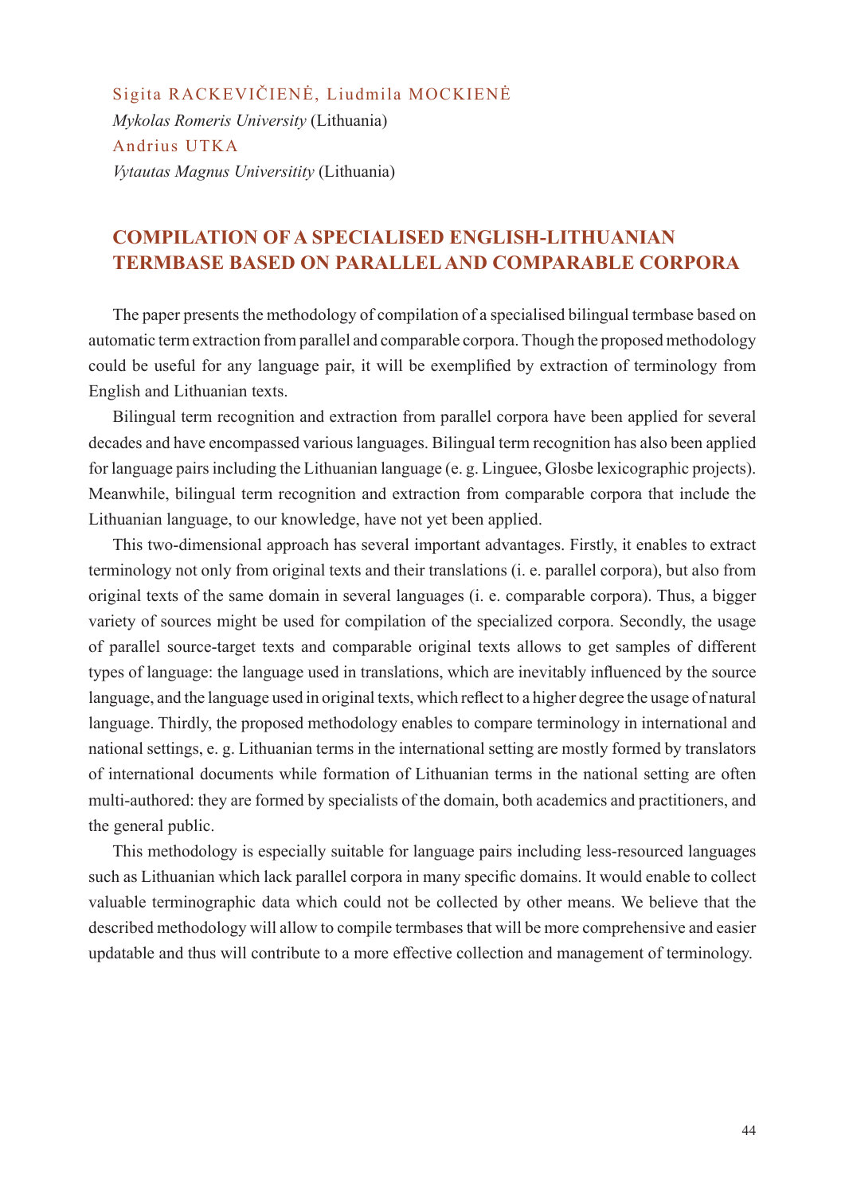Sigita RACKEVIČIENĖ, Liudmila MOCKIENĖ

*Mykolas Romeris University* (Lithuania)

Andrius UTKA

*Vytautas Magnus Universitity* (Lithuania)

## COMPILATION OF A SPECIALISED ENGLISH-LITHUANIAN TERMBASE BASED ON PARALLEL AND COMPARABLE CORPORA

The paper presents the methodology of compilation of a specialised bilingual termbase based on automatic term extraction from parallel and comparable corpora. Though the proposed methodology could be useful for any language pair, it will be exemplified by extraction of terminology from English and Lithuanian texts.

Bilingual term recognition and extraction from parallel corpora have been applied for several decades and have encompassed various languages. Bilingual term recognition has also been applied for language pairs including the Lithuanian language (e. g. Linguee, Glosbe lexicographic projects). Meanwhile, bilingual term recognition and extraction from comparable corpora that include the Lithuanian language, to our knowledge, have not yet been applied.

This two-dimensional approach has several important advantages. Firstly, it enables to extract terminology not only from original texts and their translations (i. e. parallel corpora), but also from original texts of the same domain in several languages (i. e. comparable corpora). Thus, a bigger variety of sources might be used for compilation of the specialized corpora. Secondly, the usage of parallel source-target texts and comparable original texts allows to get samples of different types of language: the language used in translations, which are inevitably influenced by the source language, and the language used in original texts, which reflect to a higher degree the usage of natural language. Thirdly, the proposed methodology enables to compare terminology in international and national settings, e. g. Lithuanian terms in the international setting are mostly formed by translators of international documents while formation of Lithuanian terms in the national setting are often multi-authored: they are formed by specialists of the domain, both academics and practitioners, and the general public.

This methodology is especially suitable for language pairs including less-resourced languages such as Lithuanian which lack parallel corpora in many specific domains. It would enable to collect valuable terminographic data which could not be collected by other means. We believe that the described methodology will allow to compile termbases that will be more comprehensive and easier updatable and thus will contribute to a more effective collection and management of terminology.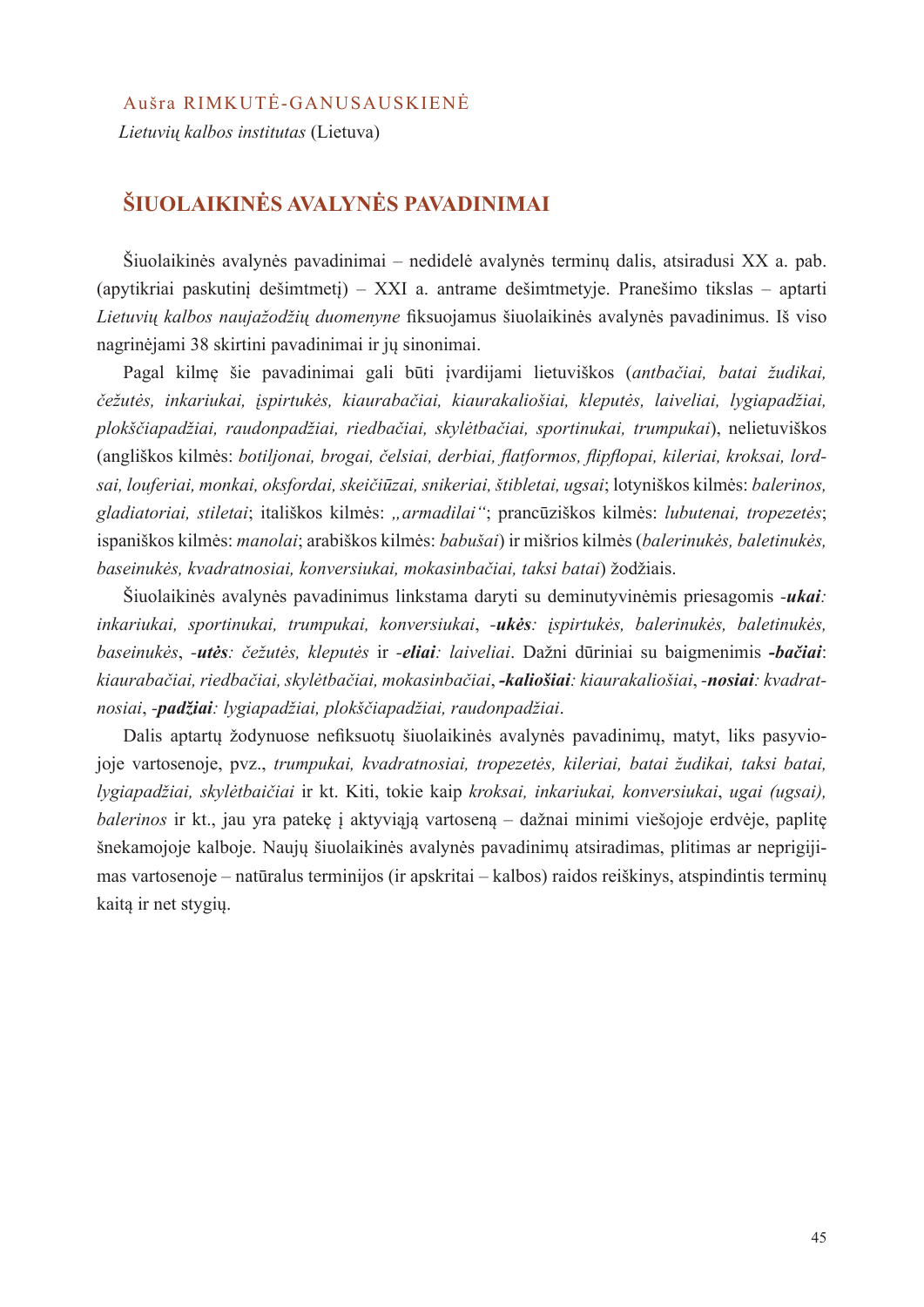Aušra RIMKUTĖ-GANUSAUSKIENĖ

*Lietuvių kalbos institutas* (Lietuva)

# ŠIUOLAIKINĖS AVALYNĖS PAVADINIMAI

Šiuolaikinės avalynės pavadinimai – nedidelė avalynės terminų dalis, atsiradusi XX a. pab. (apytikriai paskutinį dešimtmetį) – XXI a. antrame dešimtmetyje. Pranešimo tikslas – aptarti *Lietuvių kalbos naujažodžių duomenyne* fiksuojamus šiuolaikinės avalynės pavadinimus. Iš viso nagrinėjami 38 skirtini pavadinimai ir jų sinonimai.

Pagal kilmę šie pavadinimai gali būti įvardijami lietuviškos (*antbačiai, batai žudikai, čežutės, inkariukai, įspirtukės, kiaurabačiai, kiaurakaliošiai, kleputės, laiveliai, lygiapadžiai, plokščiapadžiai, raudonpadžiai, riedbačiai, skylėtbačiai, sportinukai, trumpukai*), nelietuviškos (angliškos kilmės: *botiljonai, brogai, čelsiai, derbiai, flatformos, flipflopai, kileriai, kroksai, lordsai, louferiai, monkai, oksfordai, skeičiūzai, snikeriai, štibletai, ugsai*; lotyniškos kilmės: *balerinos, gladiatoriai, stiletai*; itališkos kilmės: *„armadilai"*; prancūziškos kilmės: *lubutenai, tropezetės*; ispaniškos kilmės: *manolai*; arabiškos kilmės: *babušai*) ir mišrios kilmės (*balerinukės, baletinukės, baseinukės, kvadratnosiai, konversiukai, mokasinbačiai, taksi batai*) žodžiais.

Šiuolaikinės avalynės pavadinimus linkstama daryti su deminutyvinėmis priesagomis -***ukai****: inkariukai, sportinukai, trumpukai, konversiukai*, -***ukės****: įspirtukės, balerinukės, baletinukės, baseinukės*, -***utės****: čežutės, kleputės* ir -***eliai****: laiveliai*. Dažni dūriniai su baigmenimis ***-bačiai***: *kiaurabačiai, riedbačiai, skylėtbačiai, mokasinbačiai*, ***-kaliošiai****: kiaurakaliošiai*, -***nosiai****: kvadratnosiai*, -***padžiai****: lygiapadžiai, plokščiapadžiai, raudonpadžiai*.

Dalis aptartų žodynuose nefiksuotų šiuolaikinės avalynės pavadinimų, matyt, liks pasyviojoje vartosenoje, pvz., *trumpukai, kvadratnosiai, tropezetės, kileriai, batai žudikai, taksi batai, lygiapadžiai, skylėtbaičiai* ir kt. Kiti, tokie kaip *kroksai, inkariukai, konversiukai*, *ugai (ugsai), balerinos* ir kt., jau yra patekę į aktyviąją vartoseną – dažnai minimi viešojoje erdvėje, paplitę šnekamojoje kalboje. Naujų šiuolaikinės avalynės pavadinimų atsiradimas, plitimas ar neprigijimas vartosenoje – natūralus terminijos (ir apskritai – kalbos) raidos reiškinys, atspindintis terminų kaitą ir net stygių.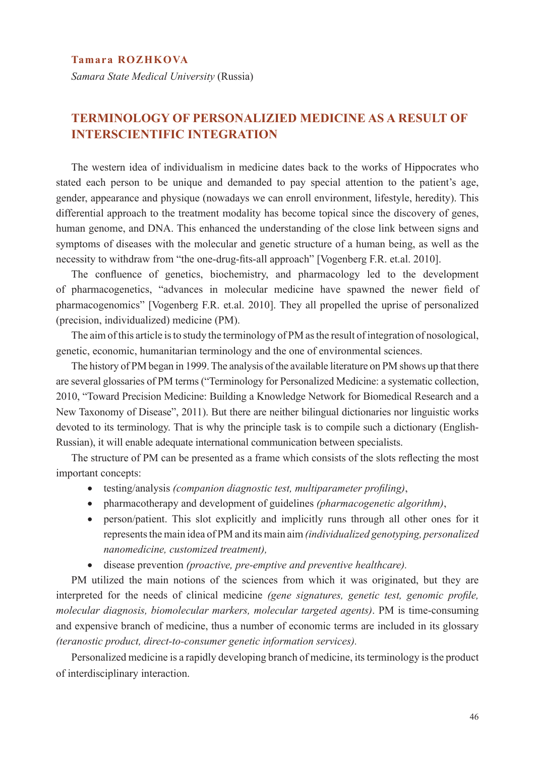**Tamara ROZHKOVA**

*Samara State Medical University* (Russia)

## TERMINOLOGY OF PERSONALIZIED MEDICINE AS A RESULT OF INTERSCIENTIFIC INTEGRATION

The western idea of individualism in medicine dates back to the works of Hippocrates who stated each person to be unique and demanded to pay special attention to the patient's age, gender, appearance and physique (nowadays we can enroll environment, lifestyle, heredity). This differential approach to the treatment modality has become topical since the discovery of genes, human genome, and DNA. This enhanced the understanding of the close link between signs and symptoms of diseases with the molecular and genetic structure of a human being, as well as the necessity to withdraw from "the one-drug-fits-all approach" [Vogenberg F.R. et.al. 2010].

The confluence of genetics, biochemistry, and pharmacology led to the development of pharmacogenetics, "advances in molecular medicine have spawned the newer field of pharmacogenomics" [Vogenberg F.R. et.al. 2010]. They all propelled the uprise of personalized (precision, individualized) medicine (PM).

The aim of this article is to study the terminology of PM as the result of integration of nosological, genetic, economic, humanitarian terminology and the one of environmental sciences.

The history of PM began in 1999. The analysis of the available literature on PM shows up that there are several glossaries of PM terms ("Terminology for Personalized Medicine: a systematic collection, 2010, "Toward Precision Medicine: Building a Knowledge Network for Biomedical Research and a New Taxonomy of Disease", 2011). But there are neither bilingual dictionaries nor linguistic works devoted to its terminology. That is why the principle task is to compile such a dictionary (English-Russian), it will enable adequate international communication between specialists.

The structure of PM can be presented as a frame which consists of the slots reflecting the most important concepts:

- testing/analysis *(companion diagnostic test, multiparameter profiling)*,
- pharmacotherapy and development of guidelines *(pharmacogenetic algorithm)*,
- person/patient. This slot explicitly and implicitly runs through all other ones for it represents the main idea of PM and its main aim *(individualized genotyping, personalized nanomedicine, customized treatment),*
- disease prevention *(proactive, pre-emptive and preventive healthcare).*

PM utilized the main notions of the sciences from which it was originated, but they are interpreted for the needs of clinical medicine *(gene signatures, genetic test, genomic profile, molecular diagnosis, biomolecular markers, molecular targeted agents)*. PM is time-consuming and expensive branch of medicine, thus a number of economic terms are included in its glossary *(teranostic product, direct-to-consumer genetic information services).*

Personalized medicine is a rapidly developing branch of medicine, its terminology is the product of interdisciplinary interaction.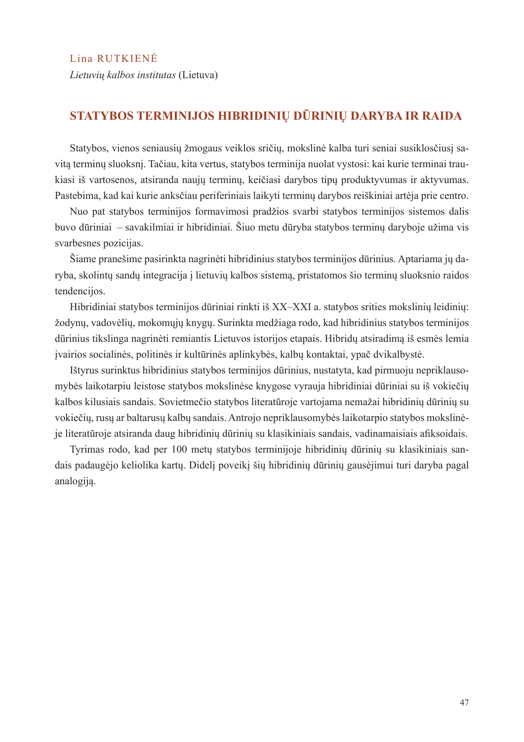Lina RUTKIENĖ

*Lietuvių kalbos institutas* (Lietuva)

## STATYBOS TERMINIJOS HIBRIDINIŲ DŪRINIŲ DARYBA IR RAIDA

Statybos, vienos seniausių žmogaus veiklos sričių, mokslinė kalba turi seniai susiklosčiusį savitą terminų sluoksnį. Tačiau, kita vertus, statybos terminija nuolat vystosi: kai kurie terminai traukiasi iš vartosenos, atsiranda naujų terminų, keičiasi darybos tipų produktyvumas ir aktyvumas. Pastebima, kad kai kurie anksčiau periferiniais laikyti terminų darybos reiškiniai artėja prie centro.

Nuo pat statybos terminijos formavimosi pradžios svarbi statybos terminijos sistemos dalis buvo dūriniai – savakilmiai ir hibridiniai. Šiuo metu dūryba statybos terminų daryboje užima vis svarbesnes pozicijas.

Šiame pranešime pasirinkta nagrinėti hibridinius statybos terminijos dūrinius. Aptariama jų daryba, skolintų sandų integracija į lietuvių kalbos sistemą, pristatomos šio terminų sluoksnio raidos tendencijos.

Hibridiniai statybos terminijos dūriniai rinkti iš XX–XXI a. statybos srities mokslinių leidinių: žodynų, vadovėlių, mokomųjų knygų. Surinkta medžiaga rodo, kad hibridinius statybos terminijos dūrinius tikslinga nagrinėti remiantis Lietuvos istorijos etapais. Hibridų atsiradimą iš esmės lemia įvairios socialinės, politinės ir kultūrinės aplinkybės, kalbų kontaktai, ypač dvikalbystė.

Ištyrus surinktus hibridinius statybos terminijos dūrinius, nustatyta, kad pirmuoju nepriklausomybės laikotarpiu leistose statybos mokslinėse knygose vyrauja hibridiniai dūriniai su iš vokiečių kalbos kilusiais sandais. Sovietmečio statybos literatūroje vartojama nemažai hibridinių dūrinių su vokiečių, rusų ar baltarusų kalbų sandais. Antrojo nepriklausomybės laikotarpio statybos mokslinėje literatūroje atsiranda daug hibridinių dūrinių su klasikiniais sandais, vadinamaisiais afiksoidais.

Tyrimas rodo, kad per 100 metų statybos terminijoje hibridinių dūrinių su klasikiniais sandais padaugėjo keliolika kartų. Didelį poveikį šių hibridinių dūrinių gausėjimui turi daryba pagal analogiją.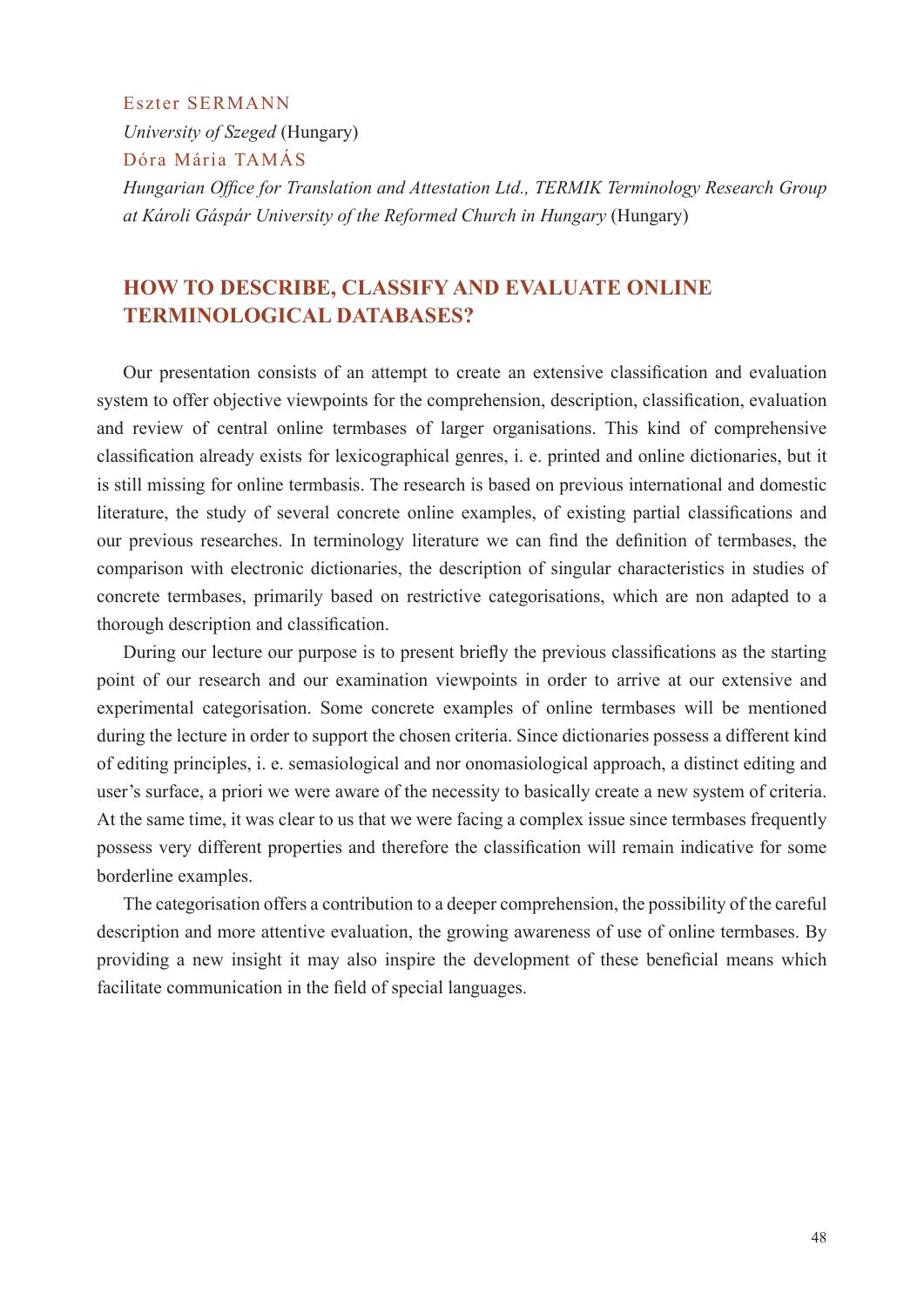Eszter SERMANN

*University of Szeged* (Hungary)

Dóra Mária TAMÁS

*Hungarian Office for Translation and Attestation Ltd., TERMIK Terminology Research Group at Károli Gáspár University of the Reformed Church in Hungary* (Hungary)

## HOW TO DESCRIBE, CLASSIFY AND EVALUATE ONLINE TERMINOLOGICAL DATABASES?

Our presentation consists of an attempt to create an extensive classification and evaluation system to offer objective viewpoints for the comprehension, description, classification, evaluation and review of central online termbases of larger organisations. This kind of comprehensive classification already exists for lexicographical genres, i. e. printed and online dictionaries, but it is still missing for online termbasis. The research is based on previous international and domestic literature, the study of several concrete online examples, of existing partial classifications and our previous researches. In terminology literature we can find the definition of termbases, the comparison with electronic dictionaries, the description of singular characteristics in studies of concrete termbases, primarily based on restrictive categorisations, which are non adapted to a thorough description and classification.

During our lecture our purpose is to present briefly the previous classifications as the starting point of our research and our examination viewpoints in order to arrive at our extensive and experimental categorisation. Some concrete examples of online termbases will be mentioned during the lecture in order to support the chosen criteria. Since dictionaries possess a different kind of editing principles, i. e. semasiological and nor onomasiological approach, a distinct editing and user's surface, a priori we were aware of the necessity to basically create a new system of criteria. At the same time, it was clear to us that we were facing a complex issue since termbases frequently possess very different properties and therefore the classification will remain indicative for some borderline examples.

The categorisation offers a contribution to a deeper comprehension, the possibility of the careful description and more attentive evaluation, the growing awareness of use of online termbases. By providing a new insight it may also inspire the development of these beneficial means which facilitate communication in the field of special languages.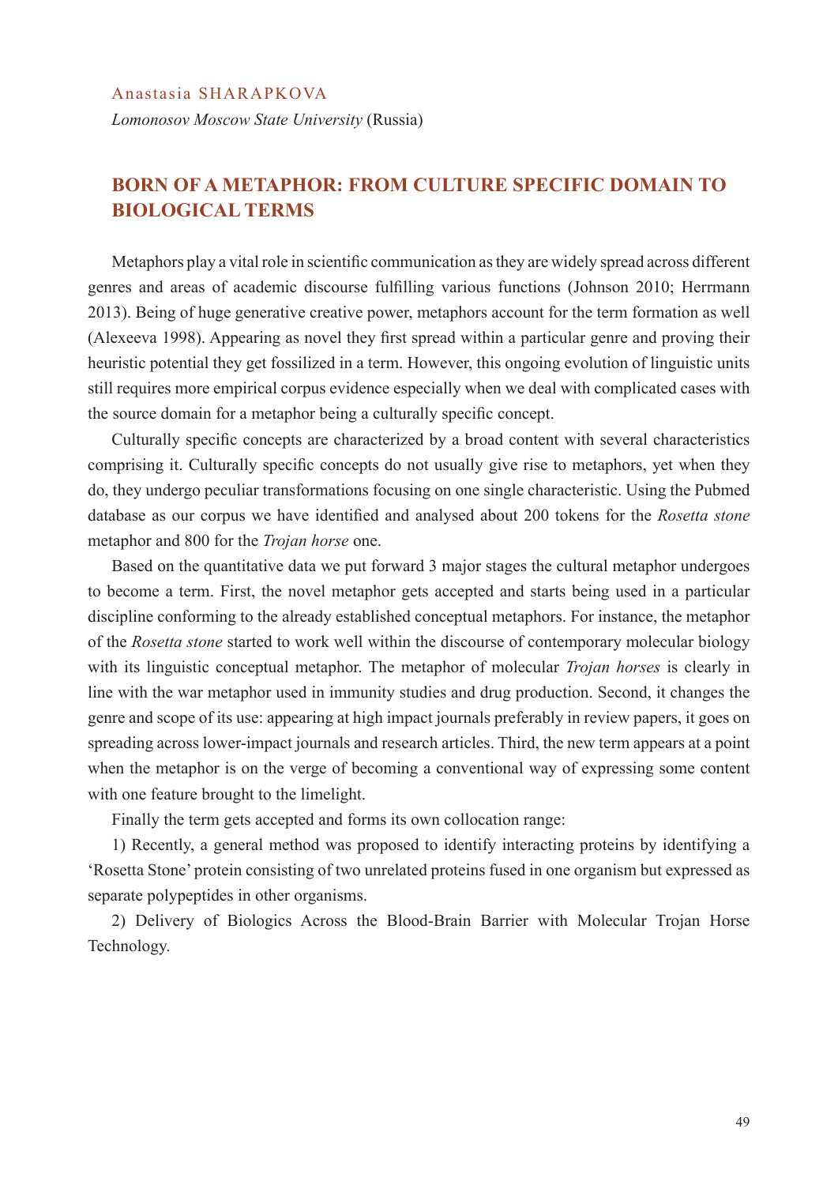Anastasia SHARAPKOVA

*Lomonosov Moscow State University* (Russia)

## BORN OF A METAPHOR: FROM CULTURE SPECIFIC DOMAIN TO BIOLOGICAL TERMS

Metaphors play a vital role in scientific communication as they are widely spread across different genres and areas of academic discourse fulfilling various functions (Johnson 2010; Herrmann 2013). Being of huge generative creative power, metaphors account for the term formation as well (Alexeeva 1998). Appearing as novel they first spread within a particular genre and proving their heuristic potential they get fossilized in a term. However, this ongoing evolution of linguistic units still requires more empirical corpus evidence especially when we deal with complicated cases with the source domain for a metaphor being a culturally specific concept.

Culturally specific concepts are characterized by a broad content with several characteristics comprising it. Culturally specific concepts do not usually give rise to metaphors, yet when they do, they undergo peculiar transformations focusing on one single characteristic. Using the Pubmed database as our corpus we have identified and analysed about 200 tokens for the *Rosetta stone* metaphor and 800 for the *Trojan horse* one.

Based on the quantitative data we put forward 3 major stages the cultural metaphor undergoes to become a term. First, the novel metaphor gets accepted and starts being used in a particular discipline conforming to the already established conceptual metaphors. For instance, the metaphor of the *Rosetta stone* started to work well within the discourse of contemporary molecular biology with its linguistic conceptual metaphor. The metaphor of molecular *Trojan horses* is clearly in line with the war metaphor used in immunity studies and drug production. Second, it changes the genre and scope of its use: appearing at high impact journals preferably in review papers, it goes on spreading across lower-impact journals and research articles. Third, the new term appears at a point when the metaphor is on the verge of becoming a conventional way of expressing some content with one feature brought to the limelight.

Finally the term gets accepted and forms its own collocation range:

1) Recently, a general method was proposed to identify interacting proteins by identifying a 'Rosetta Stone' protein consisting of two unrelated proteins fused in one organism but expressed as separate polypeptides in other organisms.

2) Delivery of Biologics Across the Blood-Brain Barrier with Molecular Trojan Horse Technology.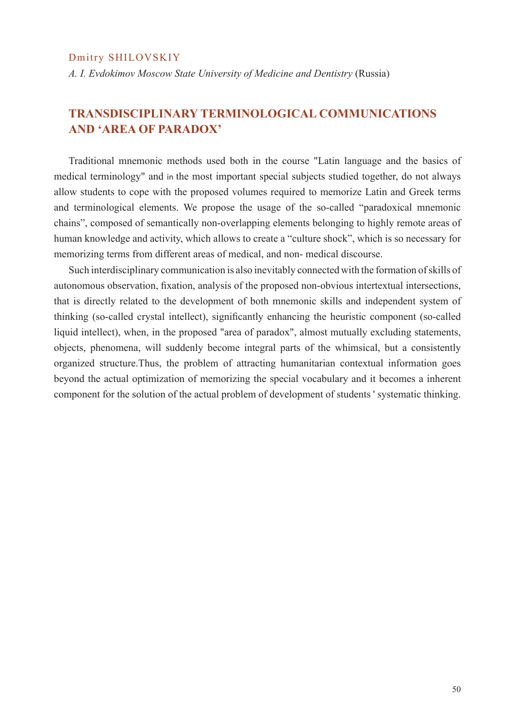Dmitry SHILOVSKIY

*A. I. Evdokimov Moscow State University of Medicine and Dentistry* (Russia)

## TRANSDISCIPLINARY TERMINOLOGICAL COMMUNICATIONS AND 'AREA OF PARADOX'

Traditional mnemonic methods used both in the course "Latin language and the basics of medical terminology" and in the most important special subjects studied together, do not always allow students to cope with the proposed volumes required to memorize Latin and Greek terms and terminological elements. We propose the usage of the so-called "paradoxical mnemonic chains", composed of semantically non-overlapping elements belonging to highly remote areas of human knowledge and activity, which allows to create a "culture shock", which is so necessary for memorizing terms from different areas of medical, and non- medical discourse.

Such interdisciplinary communication is also inevitably connected with the formation of skills of autonomous observation, fixation, analysis of the proposed non-obvious intertextual intersections, that is directly related to the development of both mnemonic skills and independent system of thinking (so-called crystal intellect), significantly enhancing the heuristic component (so-called liquid intellect), when, in the proposed "area of paradox", almost mutually excluding statements, objects, phenomena, will suddenly become integral parts of the whimsical, but a consistently organized structure.Thus, the problem of attracting humanitarian contextual information goes beyond the actual optimization of memorizing the special vocabulary and it becomes a inherent component for the solution of the actual problem of development of students ' systematic thinking.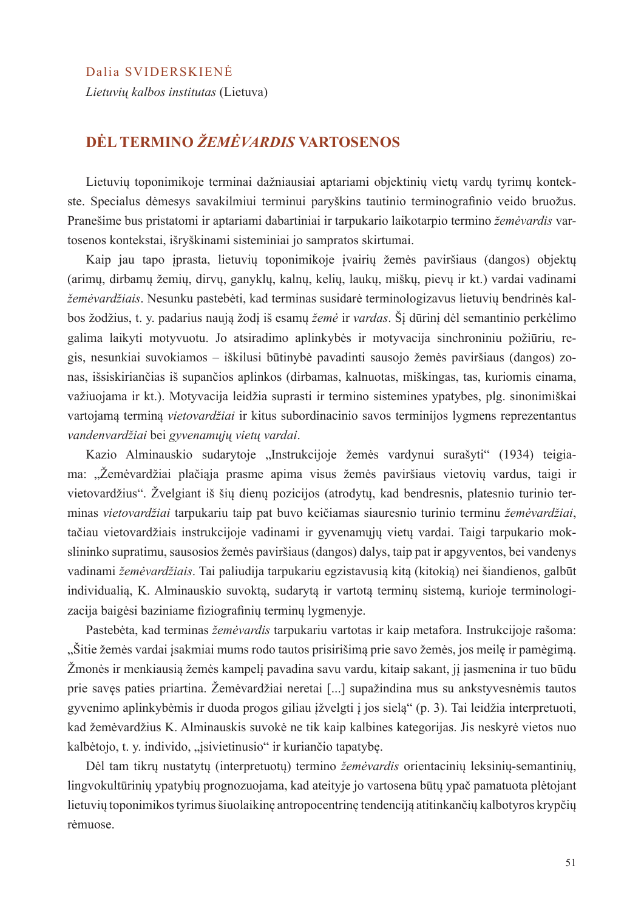Dalia SVIDERSKIENĖ

*Lietuvių kalbos institutas* (Lietuva)

## DĖL TERMINO *ŽEMĖVARDIS* VARTOSENOS

Lietuvių toponimikoje terminai dažniausiai aptariami objektinių vietų vardų tyrimų kontekste. Specialus dėmesys savakilmiui terminui paryškins tautinio terminografinio veido bruožus. Pranešime bus pristatomi ir aptariami dabartiniai ir tarpukario laikotarpio termino *žemėvardis* vartosenos kontekstai, išryškinami sisteminiai jo sampratos skirtumai.

Kaip jau tapo įprasta, lietuvių toponimikoje įvairių žemės paviršiaus (dangos) objektų (arimų, dirbamų žemių, dirvų, ganyklų, kalnų, kelių, laukų, miškų, pievų ir kt.) vardai vadinami *žemėvardžiais*. Nesunku pastebėti, kad terminas susidarė terminologizavus lietuvių bendrinės kalbos žodžius, t. y. padarius naują žodį iš esamų *žemė* ir *vardas*. Šį dūrinį dėl semantinio perkėlimo galima laikyti motyvuotu. Jo atsiradimo aplinkybės ir motyvacija sinchroniniu požiūriu, regis, nesunkiai suvokiamos – iškilusi būtinybė pavadinti sausojo žemės paviršiaus (dangos) zonas, išsiskiriančias iš supančios aplinkos (dirbamas, kalnuotas, miškingas, tas, kuriomis einama, važiuojama ir kt.). Motyvacija leidžia suprasti ir termino sistemines ypatybes, plg. sinonimiškai vartojamą terminą *vietovardžiai* ir kitus subordinacinio savos terminijos lygmens reprezentantus *vandenvardžiai* bei *gyvenamųjų vietų vardai*.

Kazio Alminauskio sudarytoje „Instrukcijoje žemės vardynui surašyti“ (1934) teigiama: „Žemėvardžiai plačiąja prasme apima visus žemės paviršiaus vietovių vardus, taigi ir vietovardžius“. Žvelgiant iš šių dienų pozicijos (atrodytų, kad bendresnis, platesnio turinio terminas *vietovardžiai* tarpukariu taip pat buvo keičiamas siauresnio turinio terminu *žemėvardžiai*, tačiau vietovardžiais instrukcijoje vadinami ir gyvenamųjų vietų vardai. Taigi tarpukario mokslininko supratimu, sausosios žemės paviršiaus (dangos) dalys, taip pat ir apgyventos, bei vandenys vadinami *žemėvardžiais*. Tai paliudija tarpukariu egzistavusią kitą (kitokią) nei šiandienos, galbūt individualią, K. Alminauskio suvoktą, sudarytą ir vartotą terminų sistemą, kurioje terminologizacija baigėsi baziniame fiziografinių terminų lygmenyje.

Pastebėta, kad terminas *žemėvardis* tarpukariu vartotas ir kaip metafora. Instrukcijoje rašoma: „Šitie žemės vardai įsakmiai mums rodo tautos prisirišimą prie savo žemės, jos meilę ir pamėgimą. Žmonės ir menkiausią žemės kampelį pavadina savu vardu, kitaip sakant, jį įasmenina ir tuo būdu prie savęs paties priartina. Žemėvardžiai neretai [...] supažindina mus su ankstyvesnėmis tautos gyvenimo aplinkybėmis ir duoda progos giliau įžvelgti į jos sielą“ (p. 3). Tai leidžia interpretuoti, kad žemėvardžius K. Alminauskis suvokė ne tik kaip kalbines kategorijas. Jis neskyrė vietos nuo kalbėtojo, t. y. individo, „įsivietinusio“ ir kuriančio tapatybę.

Dėl tam tikrų nustatytų (interpretuotų) termino *žemėvardis* orientacinių leksinių-semantinių, lingvokultūrinių ypatybių prognozuojama, kad ateityje jo vartosena būtų ypač pamatuota plėtojant lietuvių toponimikos tyrimus šiuolaikinę antropocentrinę tendenciją atitinkančių kalbotyros krypčių rėmuose.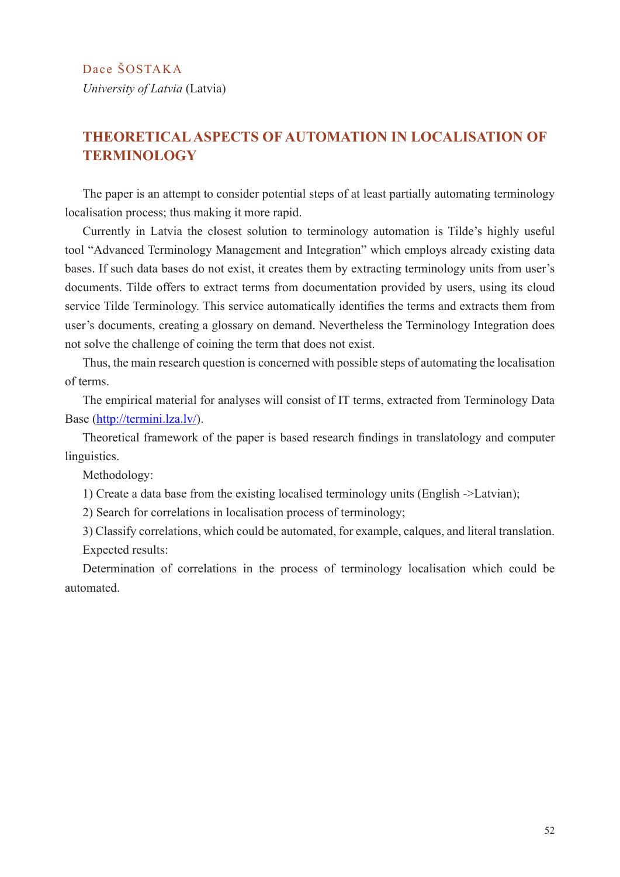Dace ŠOSTAKA

*University of Latvia* (Latvia)

# THEORETICAL ASPECTS OF AUTOMATION IN LOCALISATION OF TERMINOLOGY

The paper is an attempt to consider potential steps of at least partially automating terminology localisation process; thus making it more rapid.

Currently in Latvia the closest solution to terminology automation is Tilde's highly useful tool "Advanced Terminology Management and Integration" which employs already existing data bases. If such data bases do not exist, it creates them by extracting terminology units from user's documents. Tilde offers to extract terms from documentation provided by users, using its cloud service Tilde Terminology. This service automatically identifies the terms and extracts them from user's documents, creating a glossary on demand. Nevertheless the Terminology Integration does not solve the challenge of coining the term that does not exist.

Thus, the main research question is concerned with possible steps of automating the localisation of terms.

The empirical material for analyses will consist of IT terms, extracted from Terminology Data Base (http://termini.lza.lv/).

Theoretical framework of the paper is based research findings in translatology and computer linguistics.

Methodology:

1) Create a data base from the existing localised terminology units (English ->Latvian);

2) Search for correlations in localisation process of terminology;

3) Classify correlations, which could be automated, for example, calques, and literal translation.

Expected results:

Determination of correlations in the process of terminology localisation which could be automated.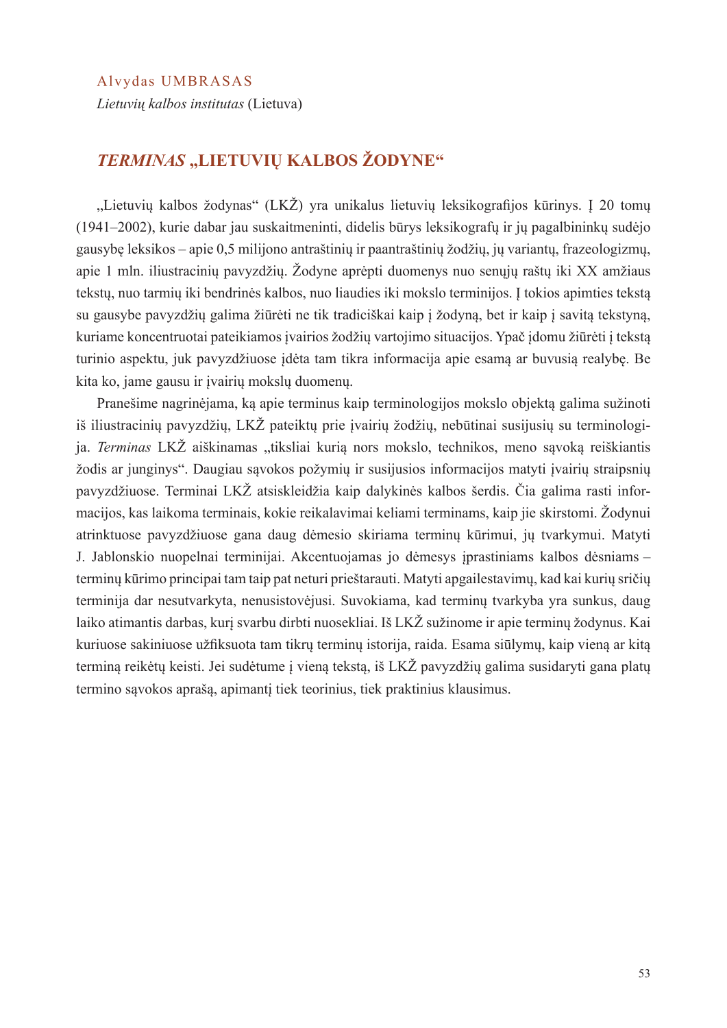Alvydas UMBRASAS

*Lietuvių kalbos institutas* (Lietuva)

## *TERMINAS* „LIETUVIŲ KALBOS ŽODYNE“

„Lietuvių kalbos žodynas“ (LKŽ) yra unikalus lietuvių leksikografijos kūrinys. Į 20 tomų (1941–2002), kurie dabar jau suskaitmeninti, didelis būrys leksikografų ir jų pagalbininkų sudėjo gausybę leksikos – apie 0,5 milijono antraštinių ir paantraštinių žodžių, jų variantų, frazeologizmų, apie 1 mln. iliustracinių pavyzdžių. Žodyne aprėpti duomenys nuo senųjų raštų iki XX amžiaus tekstų, nuo tarmių iki bendrinės kalbos, nuo liaudies iki mokslo terminijos. Į tokios apimties tekstą su gausybe pavyzdžių galima žiūrėti ne tik tradiciškai kaip į žodyną, bet ir kaip į savitą tekstyną, kuriame koncentruotai pateikiamos įvairios žodžių vartojimo situacijos. Ypač įdomu žiūrėti į tekstą turinio aspektu, juk pavyzdžiuose įdėta tam tikra informacija apie esamą ar buvusią realybę. Be kita ko, jame gausu ir įvairių mokslų duomenų.

Pranešime nagrinėjama, ką apie terminus kaip terminologijos mokslo objektą galima sužinoti iš iliustracinių pavyzdžių, LKŽ pateiktų prie įvairių žodžių, nebūtinai susijusių su terminologija. *Terminas* LKŽ aiškinamas „tiksliai kurią nors mokslo, technikos, meno sąvoką reiškiantis žodis ar junginys“. Daugiau sąvokos požymių ir susijusios informacijos matyti įvairių straipsnių pavyzdžiuose. Terminai LKŽ atsiskleidžia kaip dalykinės kalbos šerdis. Čia galima rasti informacijos, kas laikoma terminais, kokie reikalavimai keliami terminams, kaip jie skirstomi. Žodynui atrinktuose pavyzdžiuose gana daug dėmesio skiriama terminų kūrimui, jų tvarkymui. Matyti J. Jablonskio nuopelnai terminijai. Akcentuojamas jo dėmesys įprastiniams kalbos dėsniams – terminų kūrimo principai tam taip pat neturi prieštarauti. Matyti apgailestavimų, kad kai kurių sričių terminija dar nesutvarkyta, nenusistovėjusi. Suvokiama, kad terminų tvarkyba yra sunkus, daug laiko atimantis darbas, kurį svarbu dirbti nuosekliai. Iš LKŽ sužinome ir apie terminų žodynus. Kai kuriuose sakiniuose užfiksuota tam tikrų terminų istorija, raida. Esama siūlymų, kaip vieną ar kitą terminą reikėtų keisti. Jei sudėtume į vieną tekstą, iš LKŽ pavyzdžių galima susidaryti gana platų termino sąvokos aprašą, apimantį tiek teorinius, tiek praktinius klausimus.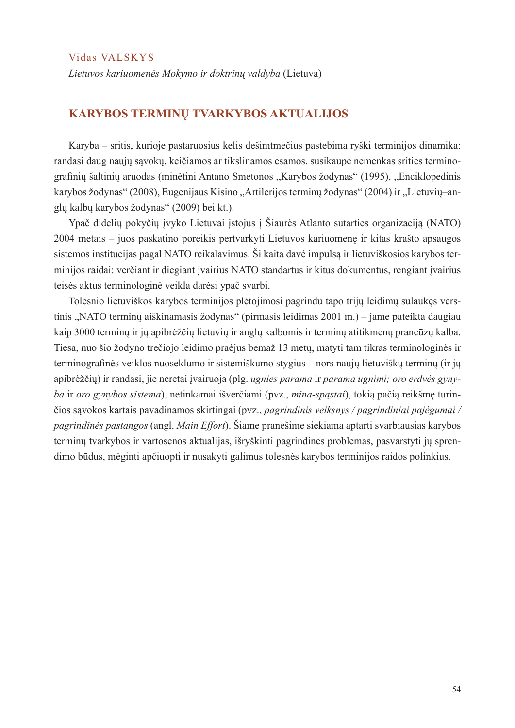Vidas VALSKYS

*Lietuvos kariuomenės Mokymo ir doktrinų valdyba* (Lietuva)

## KARYBOS TERMINŲ TVARKYBOS AKTUALIJOS

Karyba – sritis, kurioje pastaruosius kelis dešimtmečius pastebima ryški terminijos dinamika: randasi daug naujų sąvokų, keičiamos ar tikslinamos esamos, susikaupė nemenkas srities terminografinių šaltinių aruodas (minėtini Antano Smetonos „Karybos žodynas" (1995), „Enciklopedinis karybos žodynas" (2008), Eugenijaus Kisino „Artilerijos terminų žodynas" (2004) ir „Lietuvių–anglų kalbų karybos žodynas" (2009) bei kt.).

Ypač didelių pokyčių įvyko Lietuvai įstojus į Šiaurės Atlanto sutarties organizaciją (NATO) 2004 metais – juos paskatino poreikis pertvarkyti Lietuvos kariuomenę ir kitas krašto apsaugos sistemos institucijas pagal NATO reikalavimus. Ši kaita davė impulsą ir lietuviškosios karybos terminijos raidai: verčiant ir diegiant įvairius NATO standartus ir kitus dokumentus, rengiant įvairius teisės aktus terminologinė veikla darėsi ypač svarbi.

Tolesnio lietuviškos karybos terminijos plėtojimosi pagrindu tapo trijų leidimų sulaukęs verstinis „NATO terminų aiškinamasis žodynas" (pirmasis leidimas 2001 m.) – jame pateikta daugiau kaip 3000 terminų ir jų apibrėžčių lietuvių ir anglų kalbomis ir terminų atitikmenų prancūzų kalba. Tiesa, nuo šio žodyno trečiojo leidimo praėjus bemaž 13 metų, matyti tam tikras terminologinės ir terminografinės veiklos nuoseklumo ir sistemiškumo stygius – nors naujų lietuviškų terminų (ir jų apibrėžčių) ir randasi, jie neretai įvairuoja (plg. *ugnies parama* ir *parama ugnimi; oro erdvės gynyba* ir *oro gynybos sistema*), netinkamai išverčiami (pvz., *mina-spąstai*), tokią pačią reikšmę turinčios sąvokos kartais pavadinamos skirtingai (pvz., *pagrindinis veiksnys / pagrindiniai pajėgumai / pagrindinės pastangos* (angl. *Main Effort*). Šiame pranešime siekiama aptarti svarbiausias karybos terminų tvarkybos ir vartosenos aktualijas, išryškinti pagrindines problemas, pasvarstyti jų sprendimo būdus, mėginti apčiuopti ir nusakyti galimus tolesnės karybos terminijos raidos polinkius.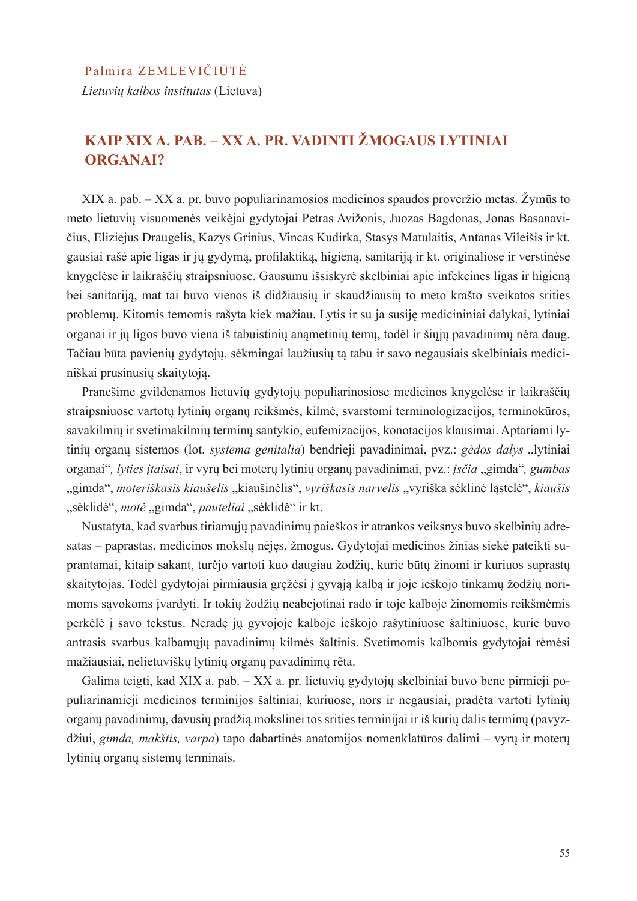Palmira ZEMLEVIČIŪTĖ

*Lietuvių kalbos institutas* (Lietuva)

# KAIP XIX A. PAB. – XX A. PR. VADINTI ŽMOGAUS LYTINIAI ORGANAI?

XIX a. pab. – XX a. pr. buvo populiarinamosios medicinos spaudos proveržio metas. Žymūs to meto lietuvių visuomenės veikėjai gydytojai Petras Avižonis, Juozas Bagdonas, Jonas Basanavičius, Eliziejus Draugelis, Kazys Grinius, Vincas Kudirka, Stasys Matulaitis, Antanas Vileišis ir kt. gausiai rašė apie ligas ir jų gydymą, profilaktiką, higieną, sanitariją ir kt. originaliose ir verstinėse knygelėse ir laikraščių straipsniuose. Gausumu išsiskyrė skelbiniai apie infekcines ligas ir higieną bei sanitariją, mat tai buvo vienos iš didžiausių ir skaudžiausių to meto krašto sveikatos srities problemų. Kitomis temomis rašyta kiek mažiau. Lytis ir su ja susiję medicininiai dalykai, lytiniai organai ir jų ligos buvo viena iš tabuistinių anąmetinių temų, todėl ir šiųjų pavadinimų nėra daug. Tačiau būta pavienių gydytojų, sėkmingai laužiusių tą tabu ir savo negausiais skelbiniais mediciniškai prusinusių skaitytoją.

Pranešime gvildenamos lietuvių gydytojų populiarinosiose medicinos knygelėse ir laikraščių straipsniuose vartotų lytinių organų reikšmės, kilmė, svarstomi terminologizacijos, terminokūros, savakilmių ir svetimakilmių terminų santykio, eufemizacijos, konotacijos klausimai. Aptariami lytinių organų sistemos (lot. *systema genitalia*) bendrieji pavadinimai, pvz.: *gėdos dalys* „lytiniai organai“*, lyties įtaisai*, ir vyrų bei moterų lytinių organų pavadinimai, pvz.: *įsčia* „gimda“*, gumbas* „gimda“, *moteriškasis kiaušelis* „kiaušinėlis“, *vyriškasis narvelis* „vyriška sėklinė ląstelė“, *kiaušis* „sėklidė“, *motė* „gimda“, *pauteliai* „sėklidė“ ir kt.

Nustatyta, kad svarbus tiriamųjų pavadinimų paieškos ir atrankos veiksnys buvo skelbinių adresatas – paprastas, medicinos mokslų nėjęs, žmogus. Gydytojai medicinos žinias siekė pateikti suprantamai, kitaip sakant, turėjo vartoti kuo daugiau žodžių, kurie būtų žinomi ir kuriuos suprastų skaitytojas. Todėl gydytojai pirmiausia gręžėsi į gyvąją kalbą ir joje ieškojo tinkamų žodžių norimoms sąvokoms įvardyti. Ir tokių žodžių neabejotinai rado ir toje kalboje žinomomis reikšmėmis perkėlė į savo tekstus. Neradę jų gyvojoje kalboje ieškojo rašytiniuose šaltiniuose, kurie buvo antrasis svarbus kalbamųjų pavadinimų kilmės šaltinis. Svetimomis kalbomis gydytojai rėmėsi mažiausiai, nelietuviškų lytinių organų pavadinimų rēta.

Galima teigti, kad XIX a. pab. – XX a. pr. lietuvių gydytojų skelbiniai buvo bene pirmieji populiarinamieji medicinos terminijos šaltiniai, kuriuose, nors ir negausiai, pradėta vartoti lytinių organų pavadinimų, davusių pradžią mokslinei tos srities terminijai ir iš kurių dalis terminų (pavyzdžiui, *gimda, makštis, varpa*) tapo dabartinės anatomijos nomenklatūros dalimi – vyrų ir moterų lytinių organų sistemų terminais.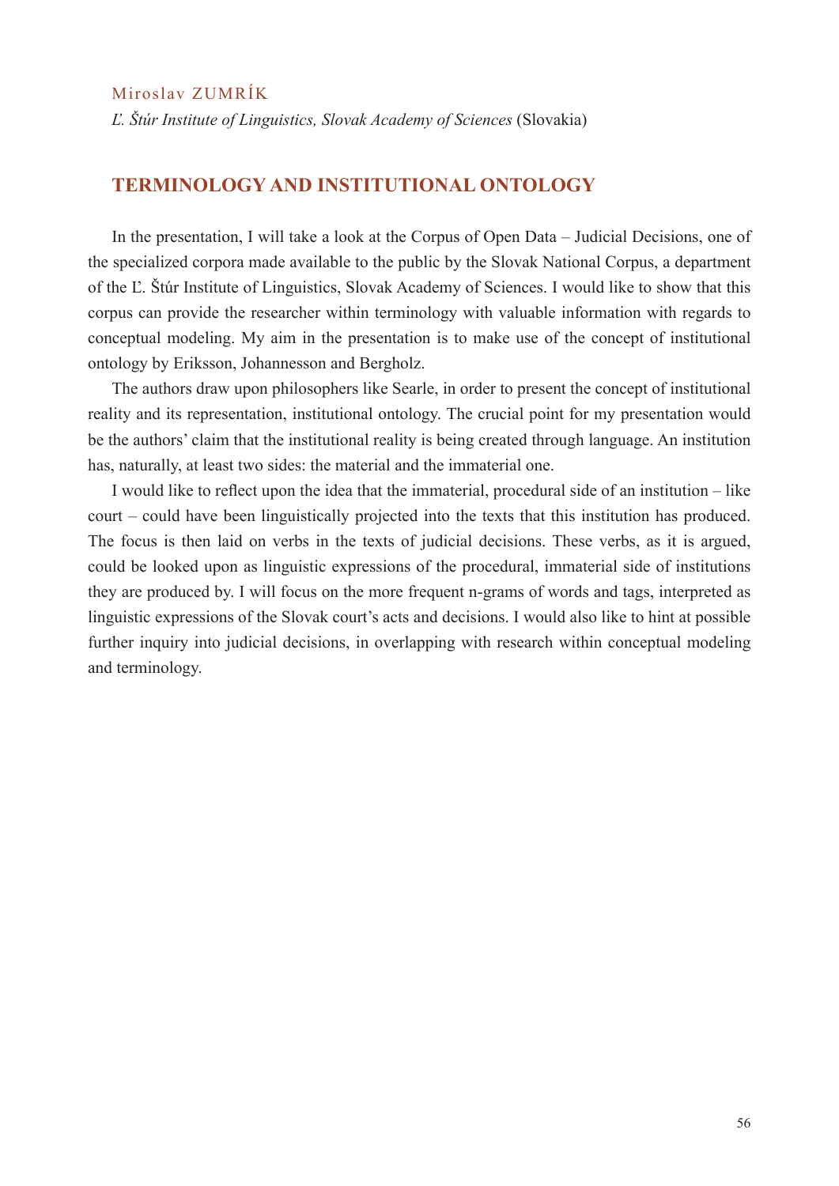Miroslav ZUMRÍK

*Ľ. Štúr Institute of Linguistics, Slovak Academy of Sciences* (Slovakia)

## TERMINOLOGY AND INSTITUTIONAL ONTOLOGY

In the presentation, I will take a look at the Corpus of Open Data – Judicial Decisions, one of the specialized corpora made available to the public by the Slovak National Corpus, a department of the Ľ. Štúr Institute of Linguistics, Slovak Academy of Sciences. I would like to show that this corpus can provide the researcher within terminology with valuable information with regards to conceptual modeling. My aim in the presentation is to make use of the concept of institutional ontology by Eriksson, Johannesson and Bergholz.

The authors draw upon philosophers like Searle, in order to present the concept of institutional reality and its representation, institutional ontology. The crucial point for my presentation would be the authors' claim that the institutional reality is being created through language. An institution has, naturally, at least two sides: the material and the immaterial one.

I would like to reflect upon the idea that the immaterial, procedural side of an institution – like court – could have been linguistically projected into the texts that this institution has produced. The focus is then laid on verbs in the texts of judicial decisions. These verbs, as it is argued, could be looked upon as linguistic expressions of the procedural, immaterial side of institutions they are produced by. I will focus on the more frequent n-grams of words and tags, interpreted as linguistic expressions of the Slovak court's acts and decisions. I would also like to hint at possible further inquiry into judicial decisions, in overlapping with research within conceptual modeling and terminology.